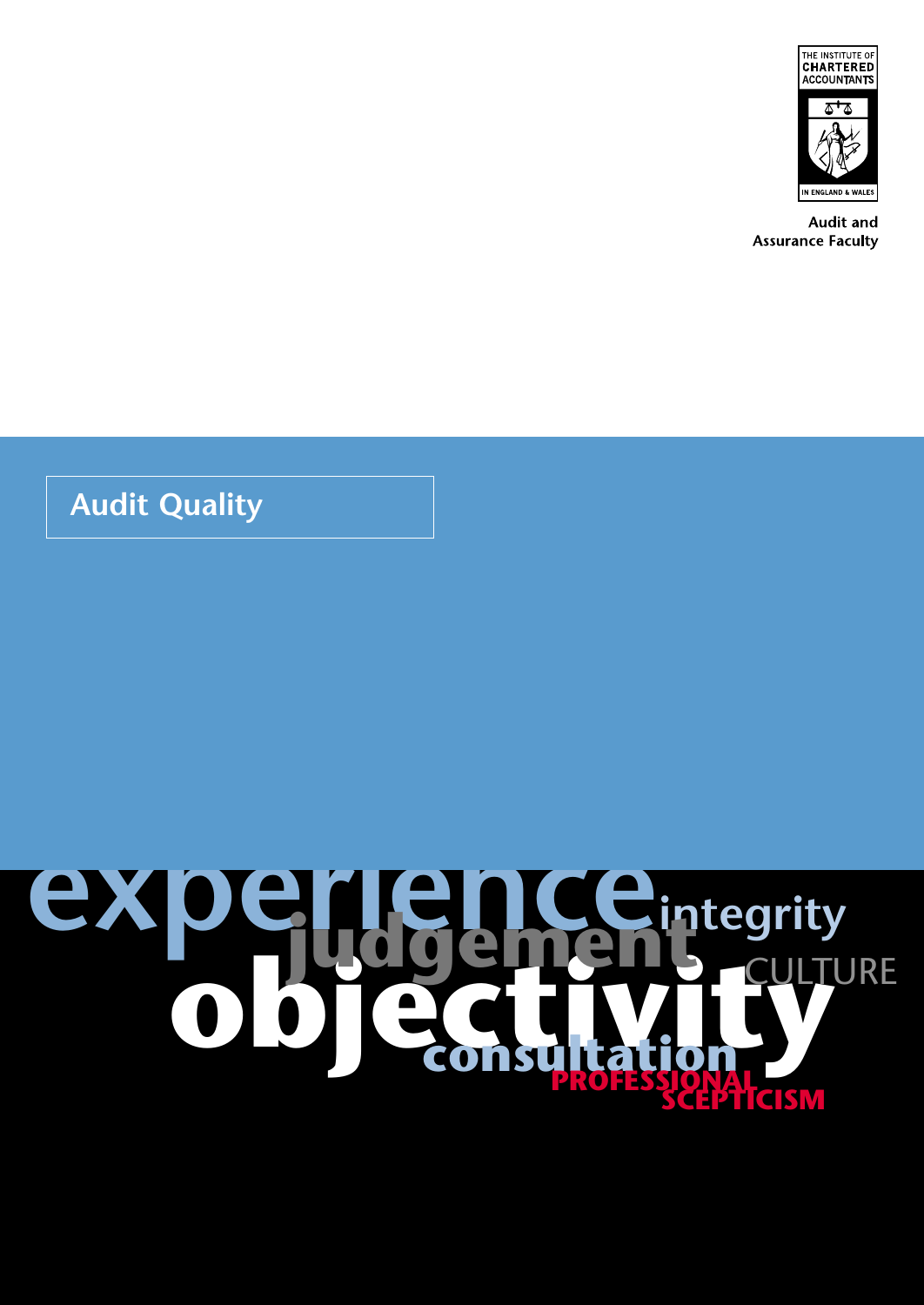THE INSTITUTE OF CHARTERED ACCOUNTANTS IN ENGLAND & WALES

Audit and Assurance Faculty

# Audit Quality

experience judgement integrity CULTURE objectivity consultation PROFESSIONAL SCEPTICISM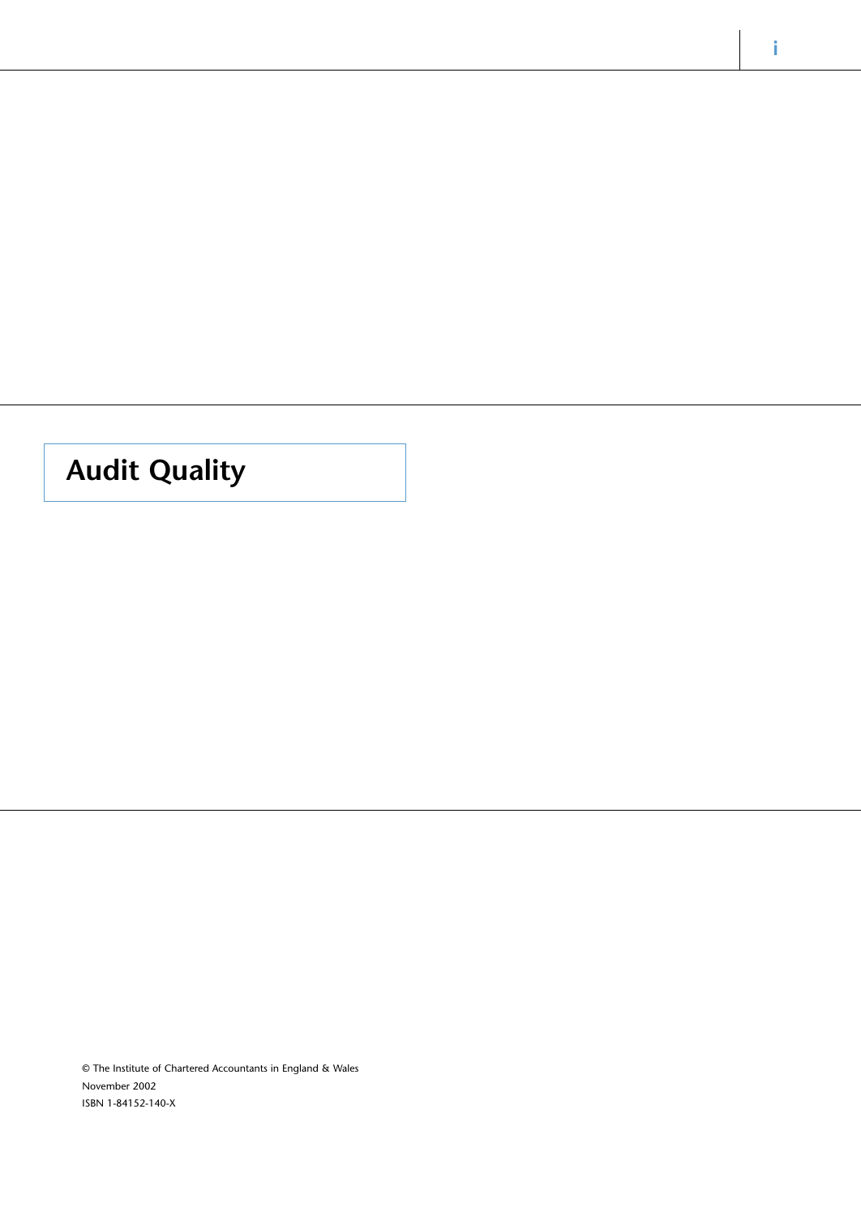# Audit Quality

© The Institute of Chartered Accountants in England & Wales

November 2002

ISBN 1-84152-140-X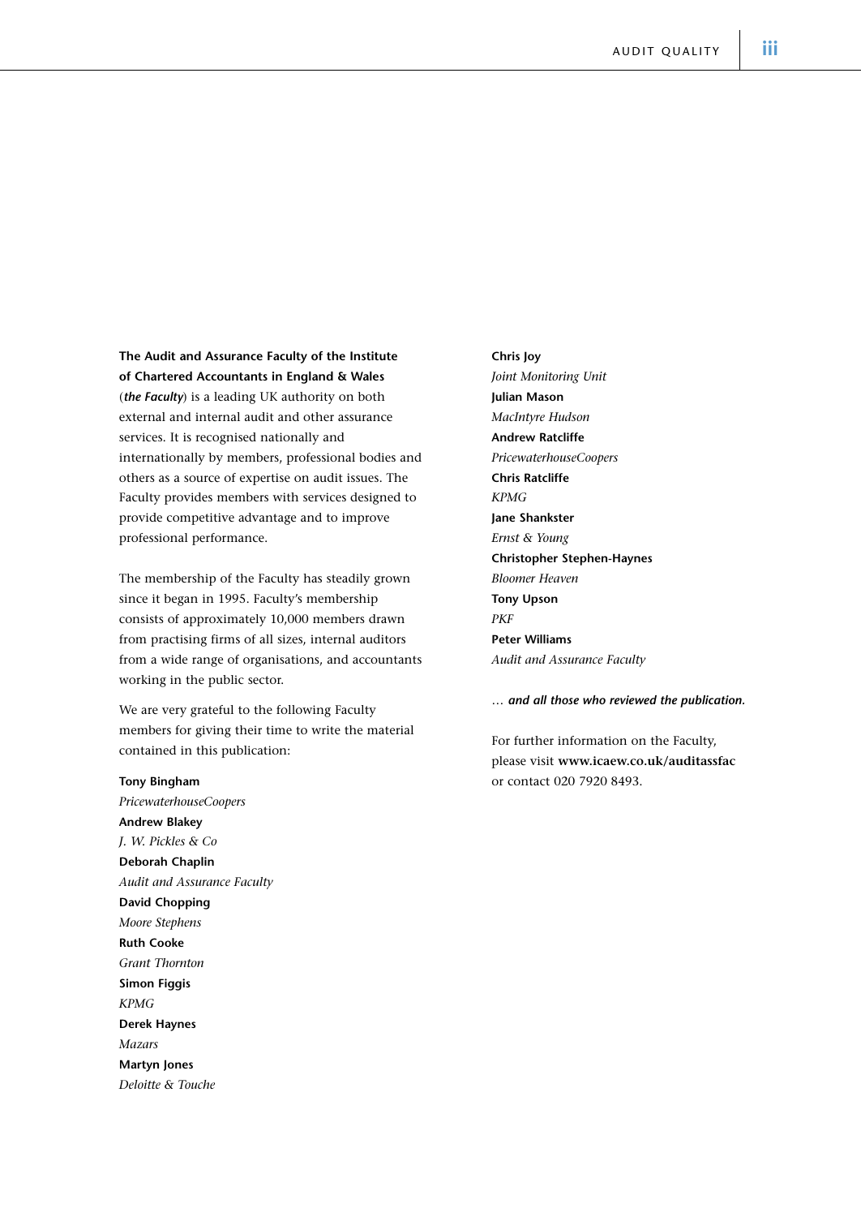**The Audit and Assurance Faculty of the Institute of Chartered Accountants in England & Wales** (***the Faculty***) is a leading UK authority on both external and internal audit and other assurance services. It is recognised nationally and internationally by members, professional bodies and others as a source of expertise on audit issues. The Faculty provides members with services designed to provide competitive advantage and to improve professional performance.

The membership of the Faculty has steadily grown since it began in 1995. Faculty's membership consists of approximately 10,000 members drawn from practising firms of all sizes, internal auditors from a wide range of organisations, and accountants working in the public sector.

We are very grateful to the following Faculty members for giving their time to write the material contained in this publication:

**Tony Bingham**
*PricewaterhouseCoopers*
**Andrew Blakey**
*J. W. Pickles & Co*
**Deborah Chaplin**
*Audit and Assurance Faculty*
**David Chopping**
*Moore Stephens*
**Ruth Cooke**
*Grant Thornton*
**Simon Figgis**
*KPMG*
**Derek Haynes**
*Mazars*
**Martyn Jones**
*Deloitte & Touche*
**Chris Joy**
*Joint Monitoring Unit*
**Julian Mason**
*MacIntyre Hudson*
**Andrew Ratcliffe**
*PricewaterhouseCoopers*
**Chris Ratcliffe**
*KPMG*
**Jane Shankster**
*Ernst & Young*
**Christopher Stephen-Haynes**
*Bloomer Heaven*
**Tony Upson**
*PKF*
**Peter Williams**
*Audit and Assurance Faculty*

… ***and all those who reviewed the publication.***

For further information on the Faculty, please visit **www.icaew.co.uk/auditassfac** or contact 020 7920 8493.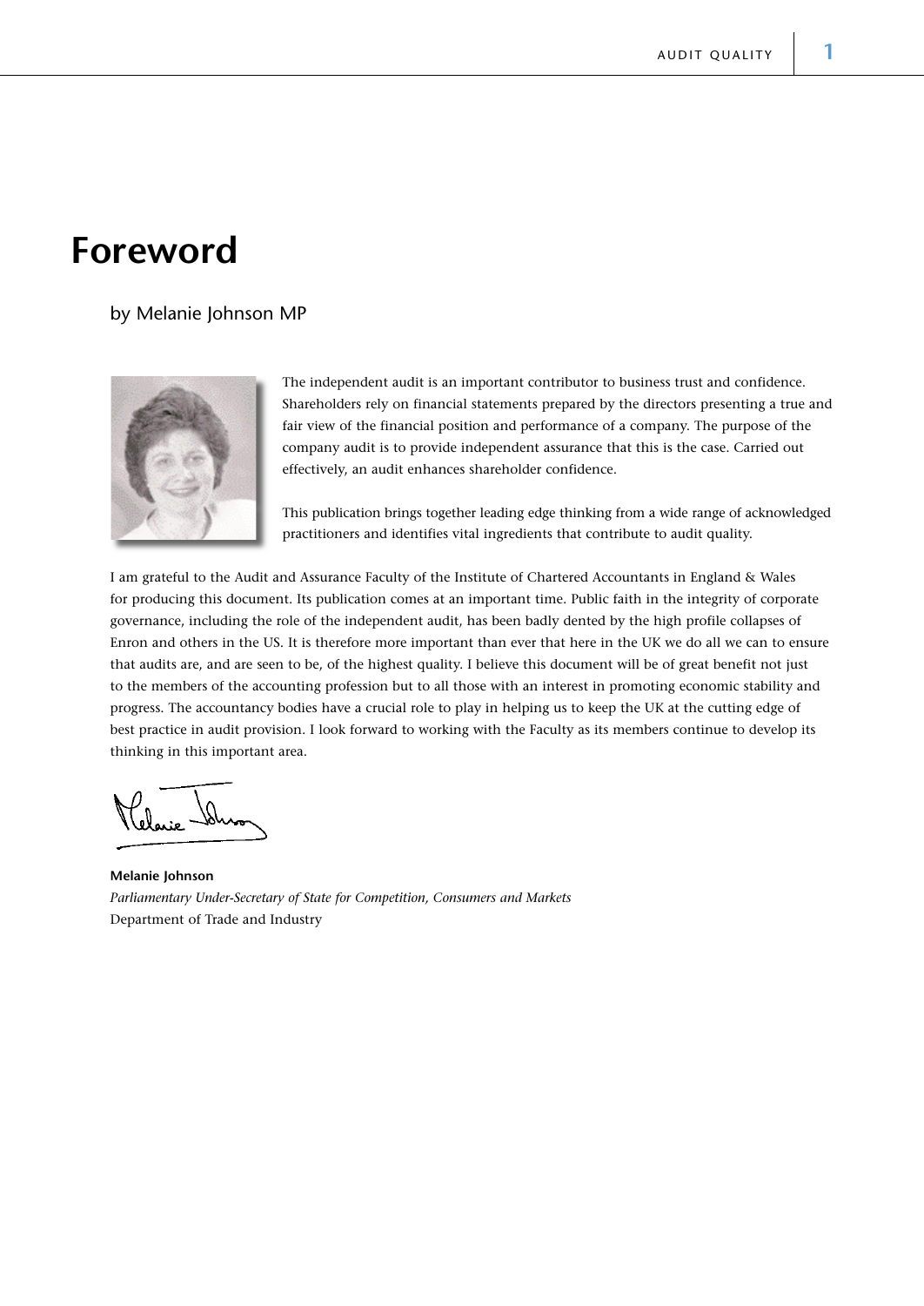# Foreword

by Melanie Johnson MP

The independent audit is an important contributor to business trust and confidence. Shareholders rely on financial statements prepared by the directors presenting a true and fair view of the financial position and performance of a company. The purpose of the company audit is to provide independent assurance that this is the case. Carried out effectively, an audit enhances shareholder confidence.

This publication brings together leading edge thinking from a wide range of acknowledged practitioners and identifies vital ingredients that contribute to audit quality.

I am grateful to the Audit and Assurance Faculty of the Institute of Chartered Accountants in England & Wales for producing this document. Its publication comes at an important time. Public faith in the integrity of corporate governance, including the role of the independent audit, has been badly dented by the high profile collapses of Enron and others in the US. It is therefore more important than ever that here in the UK we do all we can to ensure that audits are, and are seen to be, of the highest quality. I believe this document will be of great benefit not just to the members of the accounting profession but to all those with an interest in promoting economic stability and progress. The accountancy bodies have a crucial role to play in helping us to keep the UK at the cutting edge of best practice in audit provision. I look forward to working with the Faculty as its members continue to develop its thinking in this important area.

**Melanie Johnson**
*Parliamentary Under-Secretary of State for Competition, Consumers and Markets*
Department of Trade and Industry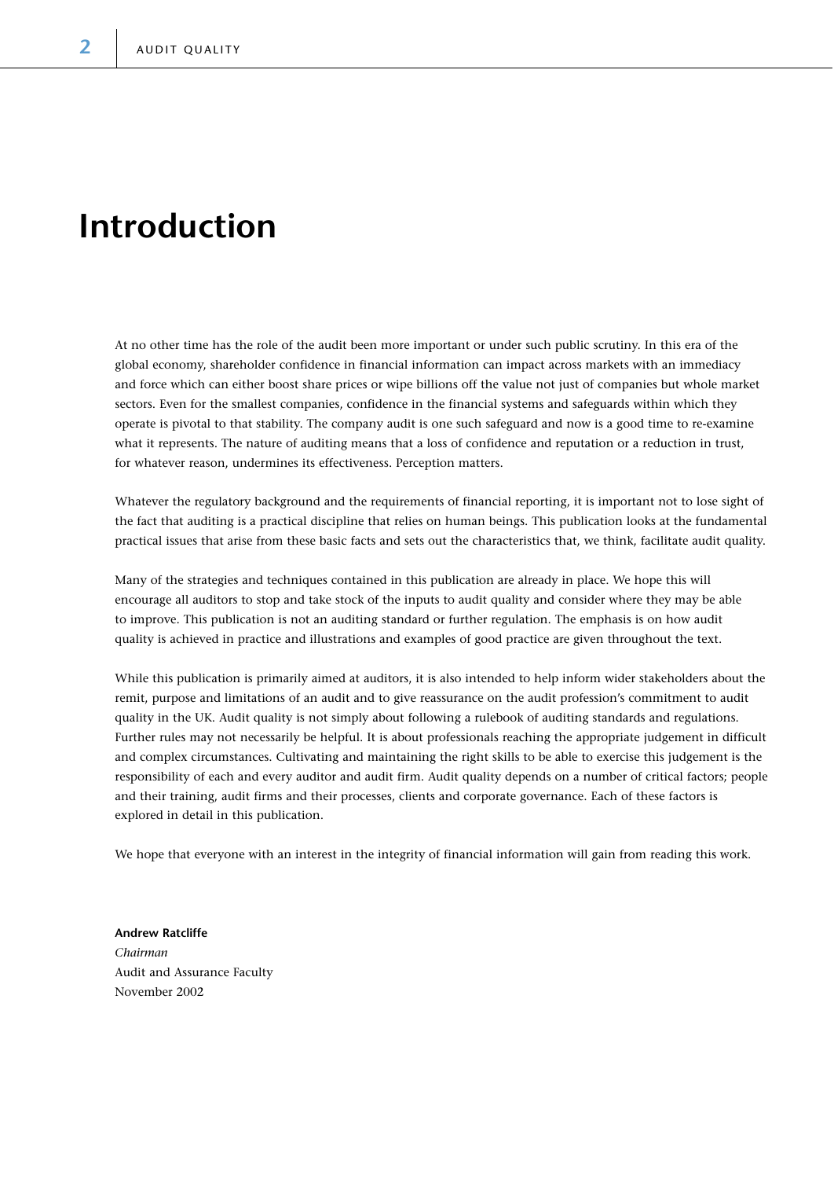# Introduction

At no other time has the role of the audit been more important or under such public scrutiny. In this era of the global economy, shareholder confidence in financial information can impact across markets with an immediacy and force which can either boost share prices or wipe billions off the value not just of companies but whole market sectors. Even for the smallest companies, confidence in the financial systems and safeguards within which they operate is pivotal to that stability. The company audit is one such safeguard and now is a good time to re-examine what it represents. The nature of auditing means that a loss of confidence and reputation or a reduction in trust, for whatever reason, undermines its effectiveness. Perception matters.

Whatever the regulatory background and the requirements of financial reporting, it is important not to lose sight of the fact that auditing is a practical discipline that relies on human beings. This publication looks at the fundamental practical issues that arise from these basic facts and sets out the characteristics that, we think, facilitate audit quality.

Many of the strategies and techniques contained in this publication are already in place. We hope this will encourage all auditors to stop and take stock of the inputs to audit quality and consider where they may be able to improve. This publication is not an auditing standard or further regulation. The emphasis is on how audit quality is achieved in practice and illustrations and examples of good practice are given throughout the text.

While this publication is primarily aimed at auditors, it is also intended to help inform wider stakeholders about the remit, purpose and limitations of an audit and to give reassurance on the audit profession's commitment to audit quality in the UK. Audit quality is not simply about following a rulebook of auditing standards and regulations. Further rules may not necessarily be helpful. It is about professionals reaching the appropriate judgement in difficult and complex circumstances. Cultivating and maintaining the right skills to be able to exercise this judgement is the responsibility of each and every auditor and audit firm. Audit quality depends on a number of critical factors; people and their training, audit firms and their processes, clients and corporate governance. Each of these factors is explored in detail in this publication.

We hope that everyone with an interest in the integrity of financial information will gain from reading this work.

**Andrew Ratcliffe**
*Chairman*
Audit and Assurance Faculty
November 2002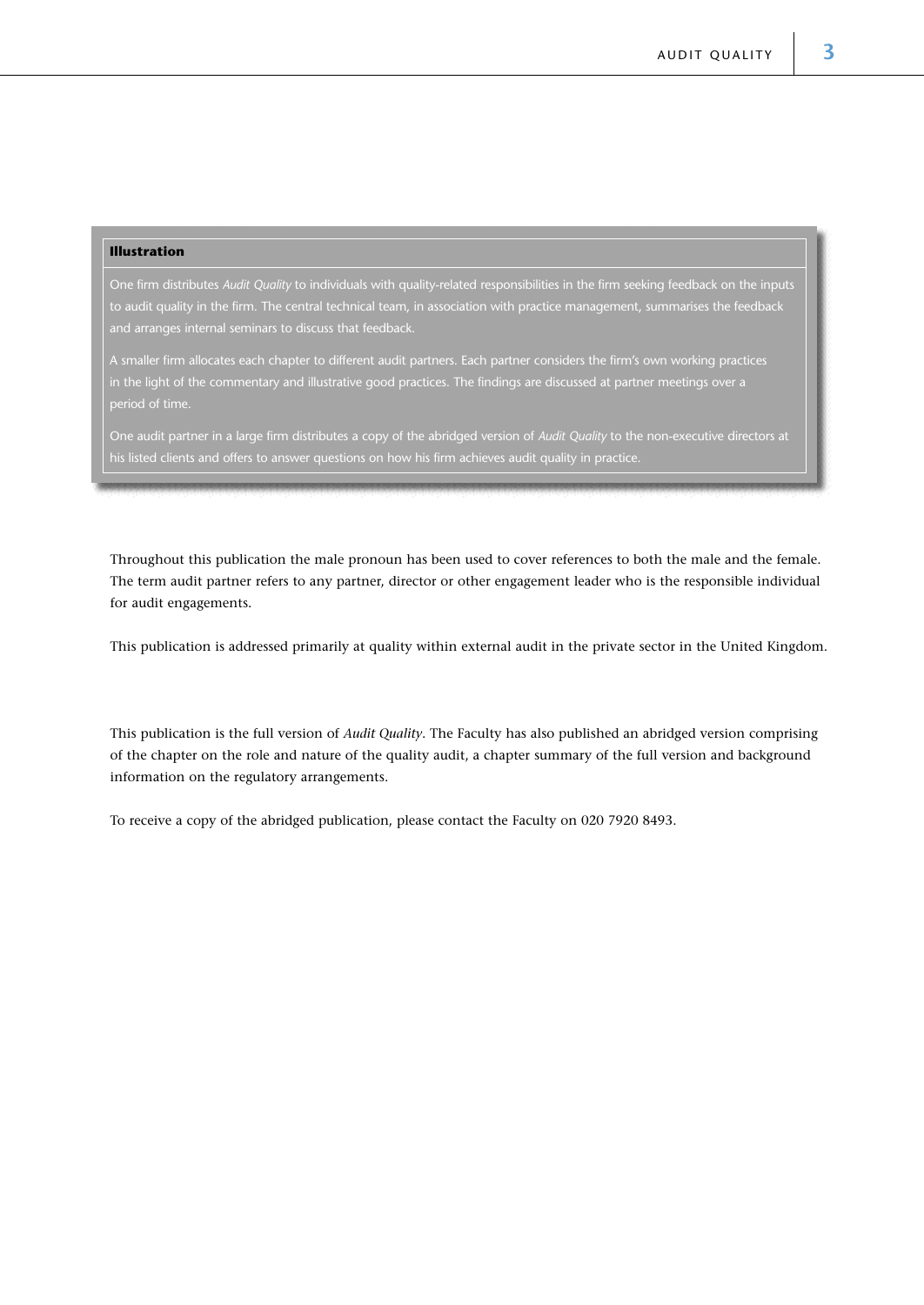**Illustration**

One firm distributes *Audit Quality* to individuals with quality-related responsibilities in the firm seeking feedback on the inputs to audit quality in the firm. The central technical team, in association with practice management, summarises the feedback and arranges internal seminars to discuss that feedback.

A smaller firm allocates each chapter to different audit partners. Each partner considers the firm's own working practices in the light of the commentary and illustrative good practices. The findings are discussed at partner meetings over a period of time.

One audit partner in a large firm distributes a copy of the abridged version of *Audit Quality* to the non-executive directors at his listed clients and offers to answer questions on how his firm achieves audit quality in practice.

Throughout this publication the male pronoun has been used to cover references to both the male and the female. The term audit partner refers to any partner, director or other engagement leader who is the responsible individual for audit engagements.

This publication is addressed primarily at quality within external audit in the private sector in the United Kingdom.

This publication is the full version of *Audit Quality*. The Faculty has also published an abridged version comprising of the chapter on the role and nature of the quality audit, a chapter summary of the full version and background information on the regulatory arrangements.

To receive a copy of the abridged publication, please contact the Faculty on 020 7920 8493.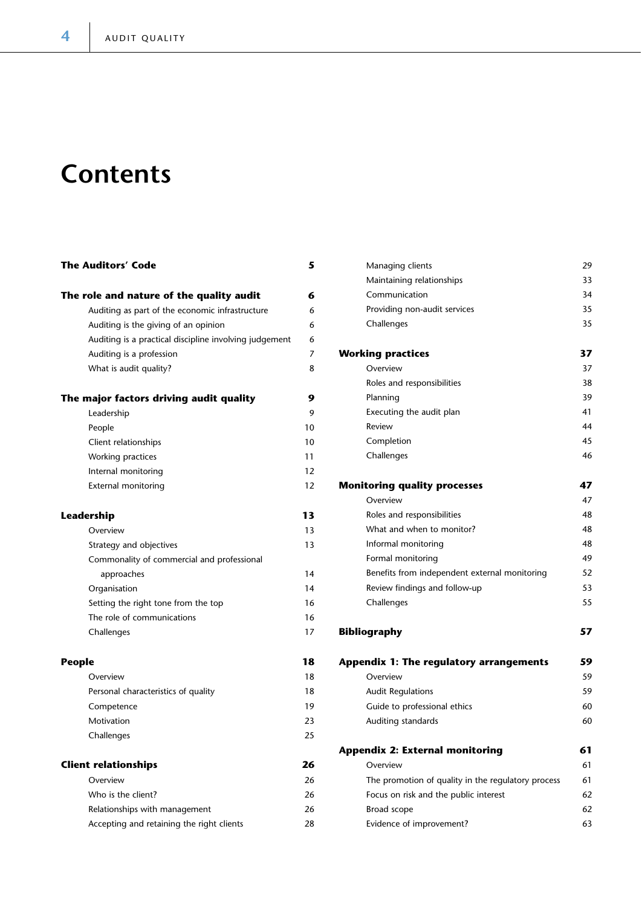# Contents

| | |
|---|---|
| **The Auditors' Code** | **5** |
| | |
| **The role and nature of the quality audit** | **6** |
| Auditing as part of the economic infrastructure | 6 |
| Auditing is the giving of an opinion | 6 |
| Auditing is a practical discipline involving judgement | 6 |
| Auditing is a profession | 7 |
| What is audit quality? | 8 |
| | |
| **The major factors driving audit quality** | **9** |
| Leadership | 9 |
| People | 10 |
| Client relationships | 10 |
| Working practices | 11 |
| Internal monitoring | 12 |
| External monitoring | 12 |
| | |
| **Leadership** | **13** |
| Overview | 13 |
| Strategy and objectives | 13 |
| Commonality of commercial and professional approaches | 14 |
| Organisation | 14 |
| Setting the right tone from the top | 16 |
| The role of communications | 16 |
| Challenges | 17 |
| | |
| **People** | **18** |
| Overview | 18 |
| Personal characteristics of quality | 18 |
| Competence | 19 |
| Motivation | 23 |
| Challenges | 25 |
| | |
| **Client relationships** | **26** |
| Overview | 26 |
| Who is the client? | 26 |
| Relationships with management | 26 |
| Accepting and retaining the right clients | 28 |
| Managing clients | 29 |
| Maintaining relationships | 33 |
| Communication | 34 |
| Providing non-audit services | 35 |
| Challenges | 35 |
| | |
| **Working practices** | **37** |
| Overview | 37 |
| Roles and responsibilities | 38 |
| Planning | 39 |
| Executing the audit plan | 41 |
| Review | 44 |
| Completion | 45 |
| Challenges | 46 |
| | |
| **Monitoring quality processes** | **47** |
| Overview | 47 |
| Roles and responsibilities | 48 |
| What and when to monitor? | 48 |
| Informal monitoring | 48 |
| Formal monitoring | 49 |
| Benefits from independent external monitoring | 52 |
| Review findings and follow-up | 53 |
| Challenges | 55 |
| | |
| **Bibliography** | **57** |
| | |
| **Appendix 1: The regulatory arrangements** | **59** |
| Overview | 59 |
| Audit Regulations | 59 |
| Guide to professional ethics | 60 |
| Auditing standards | 60 |
| | |
| **Appendix 2: External monitoring** | **61** |
| Overview | 61 |
| The promotion of quality in the regulatory process | 61 |
| Focus on risk and the public interest | 62 |
| Broad scope | 62 |
| Evidence of improvement? | 63 |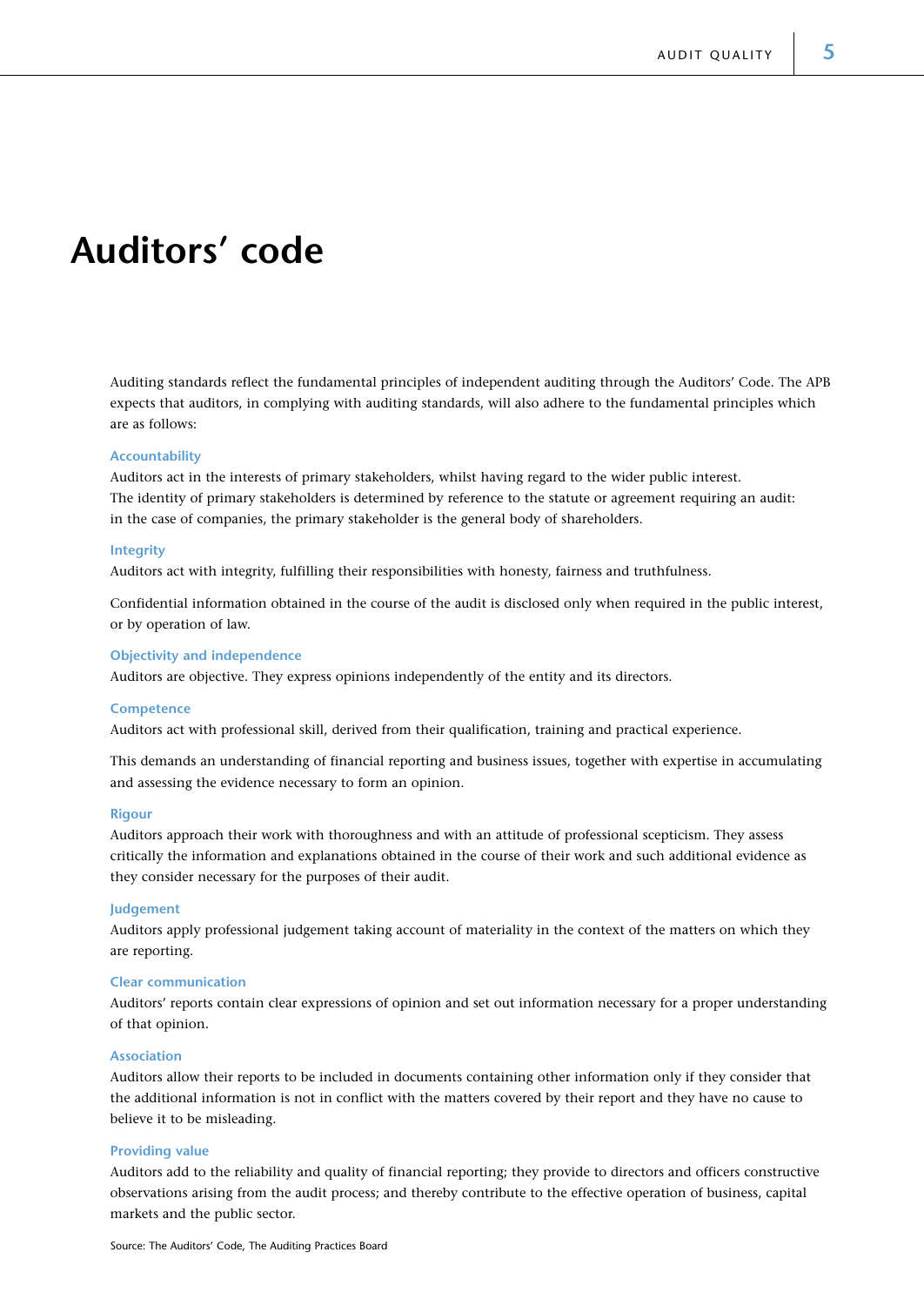# Auditors' code

Auditing standards reflect the fundamental principles of independent auditing through the Auditors' Code. The APB expects that auditors, in complying with auditing standards, will also adhere to the fundamental principles which are as follows:

### Accountability

Auditors act in the interests of primary stakeholders, whilst having regard to the wider public interest. The identity of primary stakeholders is determined by reference to the statute or agreement requiring an audit: in the case of companies, the primary stakeholder is the general body of shareholders.

### Integrity

Auditors act with integrity, fulfilling their responsibilities with honesty, fairness and truthfulness.

Confidential information obtained in the course of the audit is disclosed only when required in the public interest, or by operation of law.

### Objectivity and independence

Auditors are objective. They express opinions independently of the entity and its directors.

### Competence

Auditors act with professional skill, derived from their qualification, training and practical experience.

This demands an understanding of financial reporting and business issues, together with expertise in accumulating and assessing the evidence necessary to form an opinion.

### Rigour

Auditors approach their work with thoroughness and with an attitude of professional scepticism. They assess critically the information and explanations obtained in the course of their work and such additional evidence as they consider necessary for the purposes of their audit.

### Judgement

Auditors apply professional judgement taking account of materiality in the context of the matters on which they are reporting.

### Clear communication

Auditors' reports contain clear expressions of opinion and set out information necessary for a proper understanding of that opinion.

### Association

Auditors allow their reports to be included in documents containing other information only if they consider that the additional information is not in conflict with the matters covered by their report and they have no cause to believe it to be misleading.

### Providing value

Auditors add to the reliability and quality of financial reporting; they provide to directors and officers constructive observations arising from the audit process; and thereby contribute to the effective operation of business, capital markets and the public sector.

Source: The Auditors' Code, The Auditing Practices Board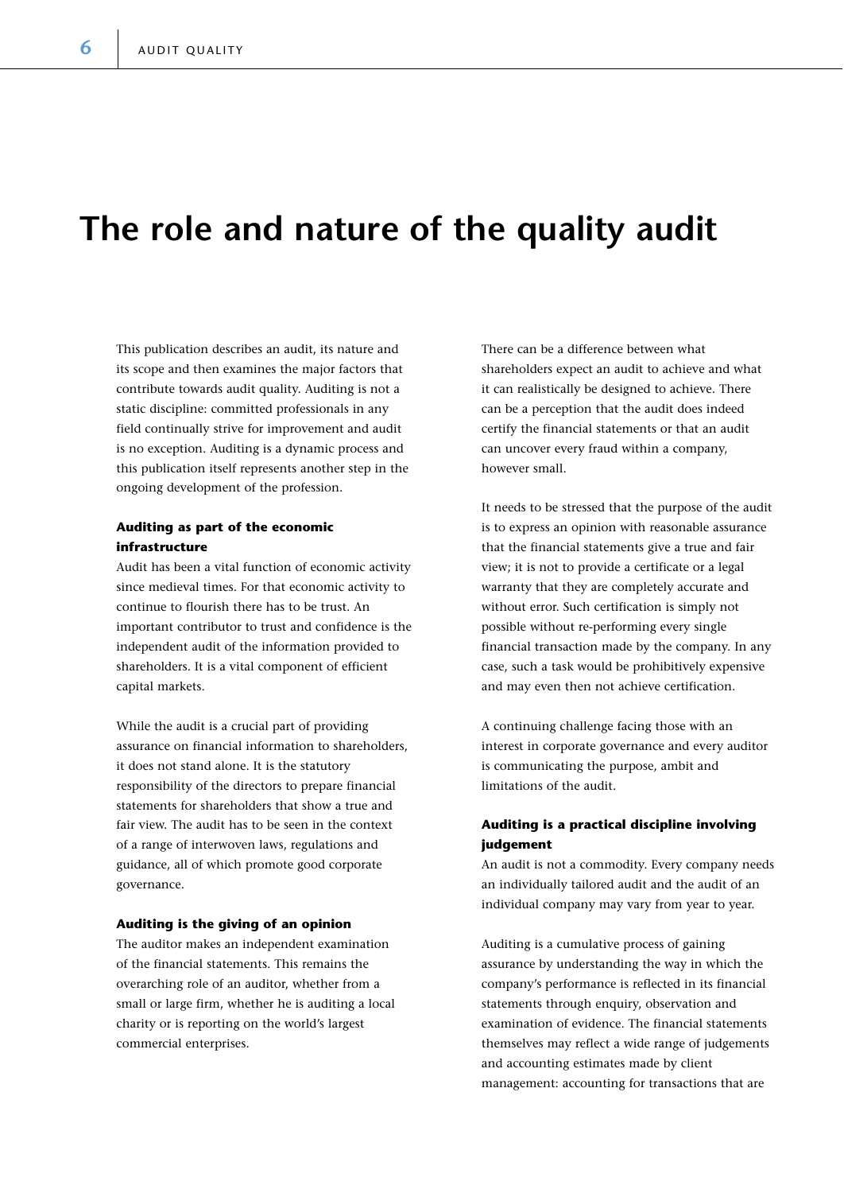# The role and nature of the quality audit

This publication describes an audit, its nature and its scope and then examines the major factors that contribute towards audit quality. Auditing is not a static discipline: committed professionals in any field continually strive for improvement and audit is no exception. Auditing is a dynamic process and this publication itself represents another step in the ongoing development of the profession.

### Auditing as part of the economic infrastructure

Audit has been a vital function of economic activity since medieval times. For that economic activity to continue to flourish there has to be trust. An important contributor to trust and confidence is the independent audit of the information provided to shareholders. It is a vital component of efficient capital markets.

While the audit is a crucial part of providing assurance on financial information to shareholders, it does not stand alone. It is the statutory responsibility of the directors to prepare financial statements for shareholders that show a true and fair view. The audit has to be seen in the context of a range of interwoven laws, regulations and guidance, all of which promote good corporate governance.

### Auditing is the giving of an opinion

The auditor makes an independent examination of the financial statements. This remains the overarching role of an auditor, whether from a small or large firm, whether he is auditing a local charity or is reporting on the world's largest commercial enterprises.

There can be a difference between what shareholders expect an audit to achieve and what it can realistically be designed to achieve. There can be a perception that the audit does indeed certify the financial statements or that an audit can uncover every fraud within a company, however small.

It needs to be stressed that the purpose of the audit is to express an opinion with reasonable assurance that the financial statements give a true and fair view; it is not to provide a certificate or a legal warranty that they are completely accurate and without error. Such certification is simply not possible without re-performing every single financial transaction made by the company. In any case, such a task would be prohibitively expensive and may even then not achieve certification.

A continuing challenge facing those with an interest in corporate governance and every auditor is communicating the purpose, ambit and limitations of the audit.

### Auditing is a practical discipline involving judgement

An audit is not a commodity. Every company needs an individually tailored audit and the audit of an individual company may vary from year to year.

Auditing is a cumulative process of gaining assurance by understanding the way in which the company's performance is reflected in its financial statements through enquiry, observation and examination of evidence. The financial statements themselves may reflect a wide range of judgements and accounting estimates made by client management: accounting for transactions that are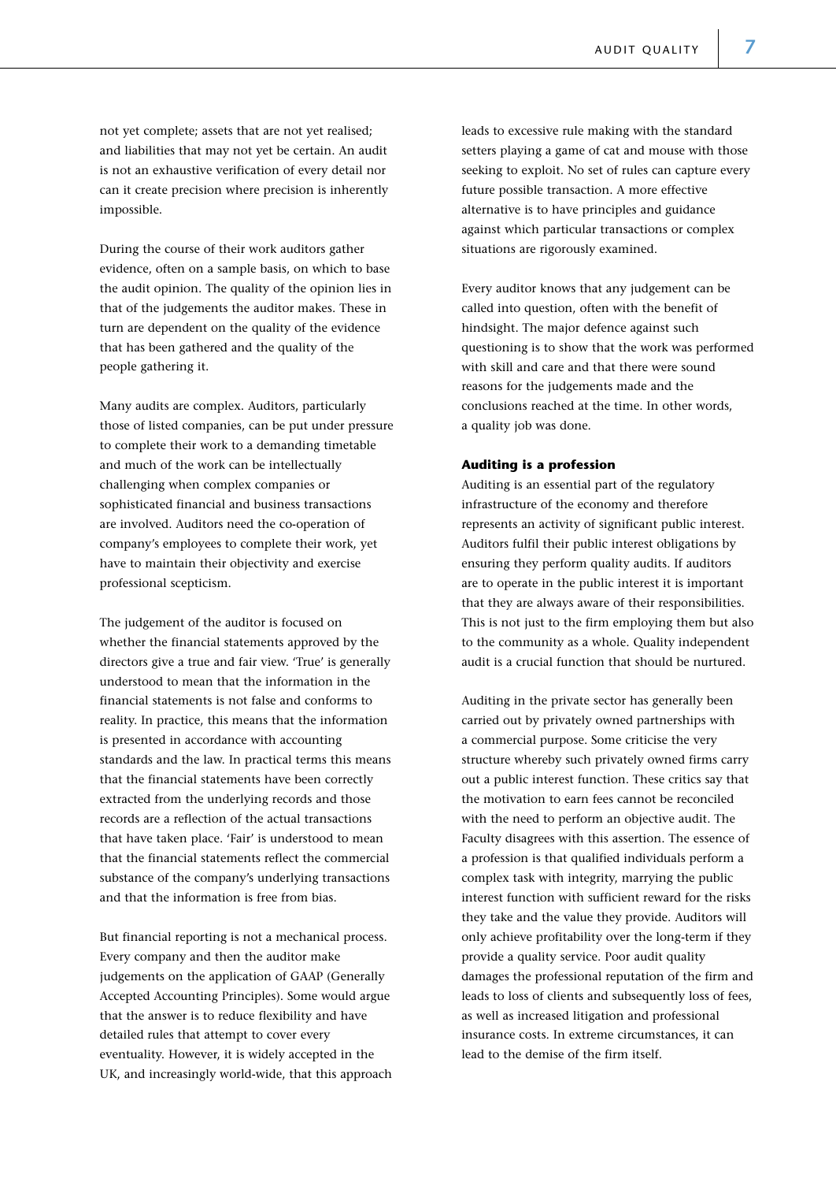not yet complete; assets that are not yet realised; and liabilities that may not yet be certain. An audit is not an exhaustive verification of every detail nor can it create precision where precision is inherently impossible.

During the course of their work auditors gather evidence, often on a sample basis, on which to base the audit opinion. The quality of the opinion lies in that of the judgements the auditor makes. These in turn are dependent on the quality of the evidence that has been gathered and the quality of the people gathering it.

Many audits are complex. Auditors, particularly those of listed companies, can be put under pressure to complete their work to a demanding timetable and much of the work can be intellectually challenging when complex companies or sophisticated financial and business transactions are involved. Auditors need the co-operation of company's employees to complete their work, yet have to maintain their objectivity and exercise professional scepticism.

The judgement of the auditor is focused on whether the financial statements approved by the directors give a true and fair view. 'True' is generally understood to mean that the information in the financial statements is not false and conforms to reality. In practice, this means that the information is presented in accordance with accounting standards and the law. In practical terms this means that the financial statements have been correctly extracted from the underlying records and those records are a reflection of the actual transactions that have taken place. 'Fair' is understood to mean that the financial statements reflect the commercial substance of the company's underlying transactions and that the information is free from bias.

But financial reporting is not a mechanical process. Every company and then the auditor make judgements on the application of GAAP (Generally Accepted Accounting Principles). Some would argue that the answer is to reduce flexibility and have detailed rules that attempt to cover every eventuality. However, it is widely accepted in the UK, and increasingly world-wide, that this approach leads to excessive rule making with the standard setters playing a game of cat and mouse with those seeking to exploit. No set of rules can capture every future possible transaction. A more effective alternative is to have principles and guidance against which particular transactions or complex situations are rigorously examined.

Every auditor knows that any judgement can be called into question, often with the benefit of hindsight. The major defence against such questioning is to show that the work was performed with skill and care and that there were sound reasons for the judgements made and the conclusions reached at the time. In other words, a quality job was done.

**Auditing is a profession**

Auditing is an essential part of the regulatory infrastructure of the economy and therefore represents an activity of significant public interest. Auditors fulfil their public interest obligations by ensuring they perform quality audits. If auditors are to operate in the public interest it is important that they are always aware of their responsibilities. This is not just to the firm employing them but also to the community as a whole. Quality independent audit is a crucial function that should be nurtured.

Auditing in the private sector has generally been carried out by privately owned partnerships with a commercial purpose. Some criticise the very structure whereby such privately owned firms carry out a public interest function. These critics say that the motivation to earn fees cannot be reconciled with the need to perform an objective audit. The Faculty disagrees with this assertion. The essence of a profession is that qualified individuals perform a complex task with integrity, marrying the public interest function with sufficient reward for the risks they take and the value they provide. Auditors will only achieve profitability over the long-term if they provide a quality service. Poor audit quality damages the professional reputation of the firm and leads to loss of clients and subsequently loss of fees, as well as increased litigation and professional insurance costs. In extreme circumstances, it can lead to the demise of the firm itself.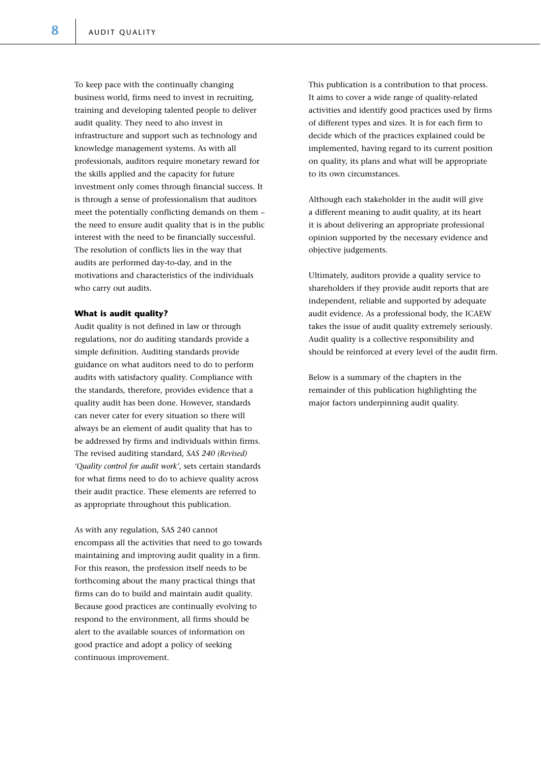To keep pace with the continually changing business world, firms need to invest in recruiting, training and developing talented people to deliver audit quality. They need to also invest in infrastructure and support such as technology and knowledge management systems. As with all professionals, auditors require monetary reward for the skills applied and the capacity for future investment only comes through financial success. It is through a sense of professionalism that auditors meet the potentially conflicting demands on them – the need to ensure audit quality that is in the public interest with the need to be financially successful. The resolution of conflicts lies in the way that audits are performed day-to-day, and in the motivations and characteristics of the individuals who carry out audits.

**What is audit quality?**

Audit quality is not defined in law or through regulations, nor do auditing standards provide a simple definition. Auditing standards provide guidance on what auditors need to do to perform audits with satisfactory quality. Compliance with the standards, therefore, provides evidence that a quality audit has been done. However, standards can never cater for every situation so there will always be an element of audit quality that has to be addressed by firms and individuals within firms. The revised auditing standard, *SAS 240 (Revised) 'Quality control for audit work'*, sets certain standards for what firms need to do to achieve quality across their audit practice. These elements are referred to as appropriate throughout this publication.

As with any regulation, SAS 240 cannot encompass all the activities that need to go towards maintaining and improving audit quality in a firm. For this reason, the profession itself needs to be forthcoming about the many practical things that firms can do to build and maintain audit quality. Because good practices are continually evolving to respond to the environment, all firms should be alert to the available sources of information on good practice and adopt a policy of seeking continuous improvement.

This publication is a contribution to that process. It aims to cover a wide range of quality-related activities and identify good practices used by firms of different types and sizes. It is for each firm to decide which of the practices explained could be implemented, having regard to its current position on quality, its plans and what will be appropriate to its own circumstances.

Although each stakeholder in the audit will give a different meaning to audit quality, at its heart it is about delivering an appropriate professional opinion supported by the necessary evidence and objective judgements.

Ultimately, auditors provide a quality service to shareholders if they provide audit reports that are independent, reliable and supported by adequate audit evidence. As a professional body, the ICAEW takes the issue of audit quality extremely seriously. Audit quality is a collective responsibility and should be reinforced at every level of the audit firm.

Below is a summary of the chapters in the remainder of this publication highlighting the major factors underpinning audit quality.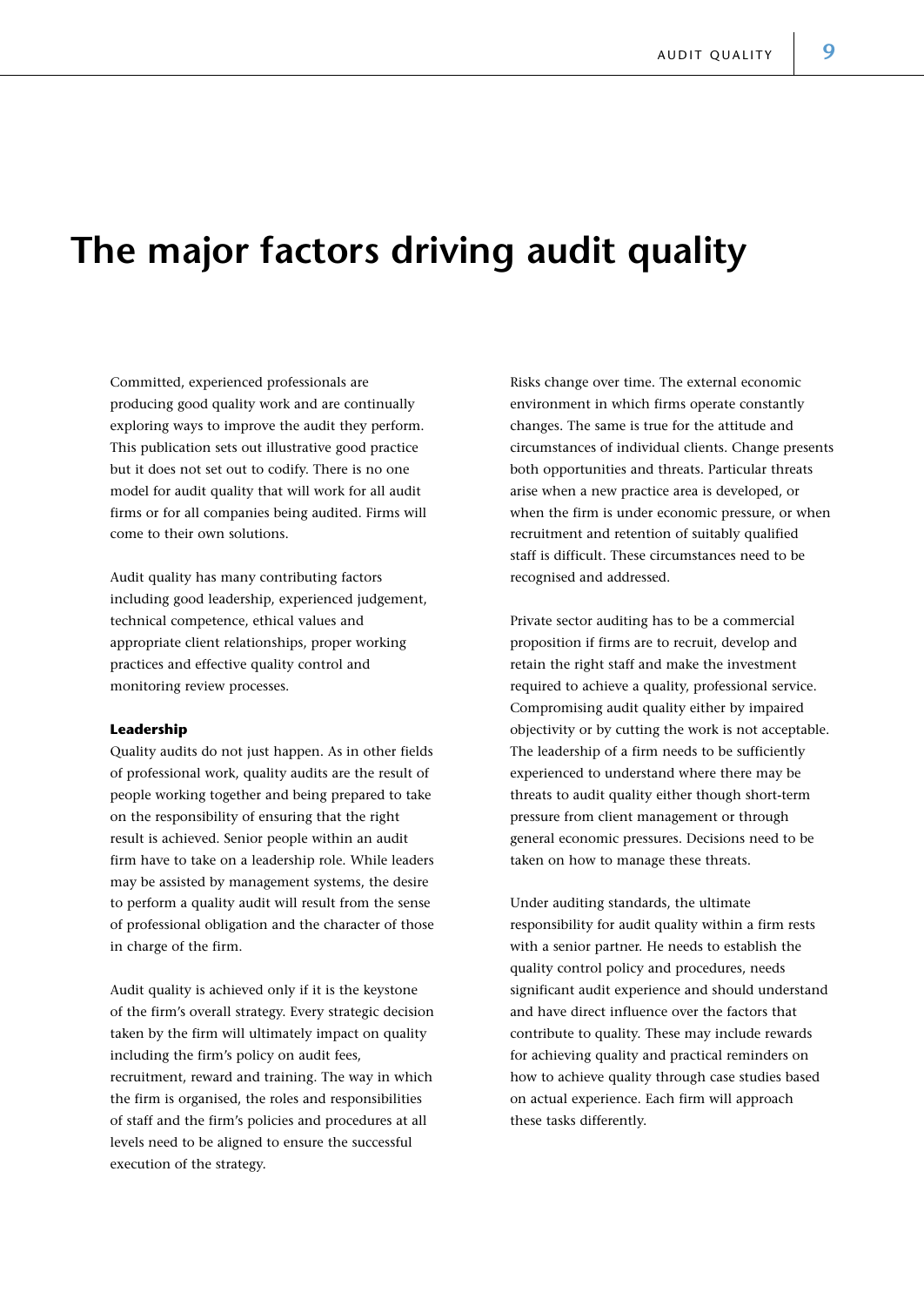# The major factors driving audit quality

Committed, experienced professionals are producing good quality work and are continually exploring ways to improve the audit they perform. This publication sets out illustrative good practice but it does not set out to codify. There is no one model for audit quality that will work for all audit firms or for all companies being audited. Firms will come to their own solutions.

Audit quality has many contributing factors including good leadership, experienced judgement, technical competence, ethical values and appropriate client relationships, proper working practices and effective quality control and monitoring review processes.

**Leadership**

Quality audits do not just happen. As in other fields of professional work, quality audits are the result of people working together and being prepared to take on the responsibility of ensuring that the right result is achieved. Senior people within an audit firm have to take on a leadership role. While leaders may be assisted by management systems, the desire to perform a quality audit will result from the sense of professional obligation and the character of those in charge of the firm.

Audit quality is achieved only if it is the keystone of the firm's overall strategy. Every strategic decision taken by the firm will ultimately impact on quality including the firm's policy on audit fees, recruitment, reward and training. The way in which the firm is organised, the roles and responsibilities of staff and the firm's policies and procedures at all levels need to be aligned to ensure the successful execution of the strategy.

Risks change over time. The external economic environment in which firms operate constantly changes. The same is true for the attitude and circumstances of individual clients. Change presents both opportunities and threats. Particular threats arise when a new practice area is developed, or when the firm is under economic pressure, or when recruitment and retention of suitably qualified staff is difficult. These circumstances need to be recognised and addressed.

Private sector auditing has to be a commercial proposition if firms are to recruit, develop and retain the right staff and make the investment required to achieve a quality, professional service. Compromising audit quality either by impaired objectivity or by cutting the work is not acceptable. The leadership of a firm needs to be sufficiently experienced to understand where there may be threats to audit quality either though short-term pressure from client management or through general economic pressures. Decisions need to be taken on how to manage these threats.

Under auditing standards, the ultimate responsibility for audit quality within a firm rests with a senior partner. He needs to establish the quality control policy and procedures, needs significant audit experience and should understand and have direct influence over the factors that contribute to quality. These may include rewards for achieving quality and practical reminders on how to achieve quality through case studies based on actual experience. Each firm will approach these tasks differently.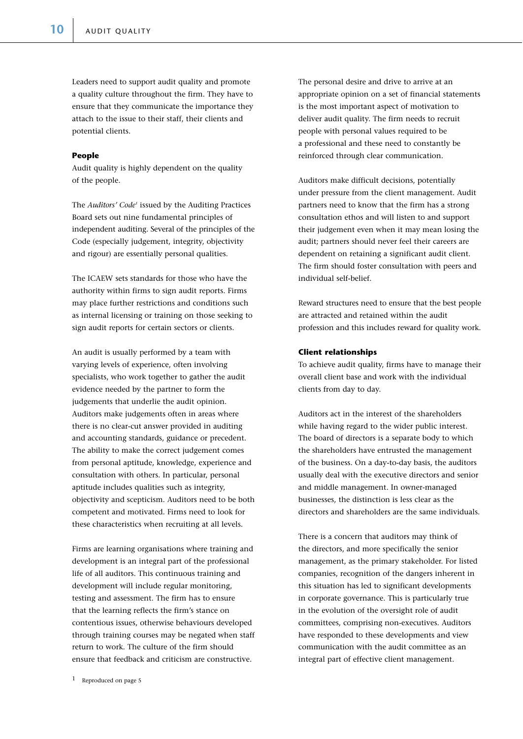Leaders need to support audit quality and promote a quality culture throughout the firm. They have to ensure that they communicate the importance they attach to the issue to their staff, their clients and potential clients.

### People

Audit quality is highly dependent on the quality of the people.

The *Auditors' Code*[1] issued by the Auditing Practices Board sets out nine fundamental principles of independent auditing. Several of the principles of the Code (especially judgement, integrity, objectivity and rigour) are essentially personal qualities.

The ICAEW sets standards for those who have the authority within firms to sign audit reports. Firms may place further restrictions and conditions such as internal licensing or training on those seeking to sign audit reports for certain sectors or clients.

An audit is usually performed by a team with varying levels of experience, often involving specialists, who work together to gather the audit evidence needed by the partner to form the judgements that underlie the audit opinion. Auditors make judgements often in areas where there is no clear-cut answer provided in auditing and accounting standards, guidance or precedent. The ability to make the correct judgement comes from personal aptitude, knowledge, experience and consultation with others. In particular, personal aptitude includes qualities such as integrity, objectivity and scepticism. Auditors need to be both competent and motivated. Firms need to look for these characteristics when recruiting at all levels.

Firms are learning organisations where training and development is an integral part of the professional life of all auditors. This continuous training and development will include regular monitoring, testing and assessment. The firm has to ensure that the learning reflects the firm's stance on contentious issues, otherwise behaviours developed through training courses may be negated when staff return to work. The culture of the firm should ensure that feedback and criticism are constructive.

The personal desire and drive to arrive at an appropriate opinion on a set of financial statements is the most important aspect of motivation to deliver audit quality. The firm needs to recruit people with personal values required to be a professional and these need to constantly be reinforced through clear communication.

Auditors make difficult decisions, potentially under pressure from the client management. Audit partners need to know that the firm has a strong consultation ethos and will listen to and support their judgement even when it may mean losing the audit; partners should never feel their careers are dependent on retaining a significant audit client. The firm should foster consultation with peers and individual self-belief.

Reward structures need to ensure that the best people are attracted and retained within the audit profession and this includes reward for quality work.

### Client relationships

To achieve audit quality, firms have to manage their overall client base and work with the individual clients from day to day.

Auditors act in the interest of the shareholders while having regard to the wider public interest. The board of directors is a separate body to which the shareholders have entrusted the management of the business. On a day-to-day basis, the auditors usually deal with the executive directors and senior and middle management. In owner-managed businesses, the distinction is less clear as the directors and shareholders are the same individuals.

There is a concern that auditors may think of the directors, and more specifically the senior management, as the primary stakeholder. For listed companies, recognition of the dangers inherent in this situation has led to significant developments in corporate governance. This is particularly true in the evolution of the oversight role of audit committees, comprising non-executives. Auditors have responded to these developments and view communication with the audit committee as an integral part of effective client management.

[1] Reproduced on page 5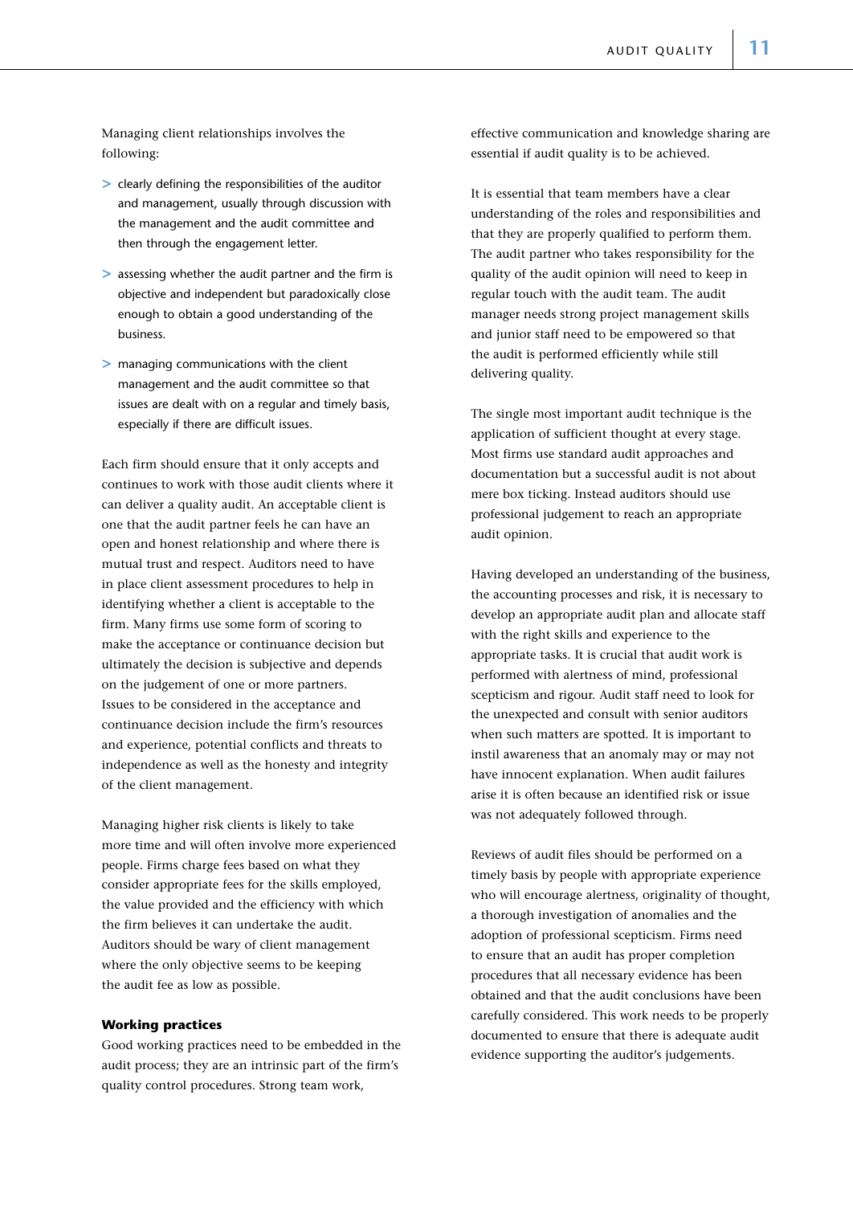Managing client relationships involves the following:

- clearly defining the responsibilities of the auditor and management, usually through discussion with the management and the audit committee and then through the engagement letter.
- assessing whether the audit partner and the firm is objective and independent but paradoxically close enough to obtain a good understanding of the business.
- managing communications with the client management and the audit committee so that issues are dealt with on a regular and timely basis, especially if there are difficult issues.

Each firm should ensure that it only accepts and continues to work with those audit clients where it can deliver a quality audit. An acceptable client is one that the audit partner feels he can have an open and honest relationship and where there is mutual trust and respect. Auditors need to have in place client assessment procedures to help in identifying whether a client is acceptable to the firm. Many firms use some form of scoring to make the acceptance or continuance decision but ultimately the decision is subjective and depends on the judgement of one or more partners. Issues to be considered in the acceptance and continuance decision include the firm's resources and experience, potential conflicts and threats to independence as well as the honesty and integrity of the client management.

Managing higher risk clients is likely to take more time and will often involve more experienced people. Firms charge fees based on what they consider appropriate fees for the skills employed, the value provided and the efficiency with which the firm believes it can undertake the audit. Auditors should be wary of client management where the only objective seems to be keeping the audit fee as low as possible.

**Working practices**

Good working practices need to be embedded in the audit process; they are an intrinsic part of the firm's quality control procedures. Strong team work, effective communication and knowledge sharing are essential if audit quality is to be achieved.

It is essential that team members have a clear understanding of the roles and responsibilities and that they are properly qualified to perform them. The audit partner who takes responsibility for the quality of the audit opinion will need to keep in regular touch with the audit team. The audit manager needs strong project management skills and junior staff need to be empowered so that the audit is performed efficiently while still delivering quality.

The single most important audit technique is the application of sufficient thought at every stage. Most firms use standard audit approaches and documentation but a successful audit is not about mere box ticking. Instead auditors should use professional judgement to reach an appropriate audit opinion.

Having developed an understanding of the business, the accounting processes and risk, it is necessary to develop an appropriate audit plan and allocate staff with the right skills and experience to the appropriate tasks. It is crucial that audit work is performed with alertness of mind, professional scepticism and rigour. Audit staff need to look for the unexpected and consult with senior auditors when such matters are spotted. It is important to instil awareness that an anomaly may or may not have innocent explanation. When audit failures arise it is often because an identified risk or issue was not adequately followed through.

Reviews of audit files should be performed on a timely basis by people with appropriate experience who will encourage alertness, originality of thought, a thorough investigation of anomalies and the adoption of professional scepticism. Firms need to ensure that an audit has proper completion procedures that all necessary evidence has been obtained and that the audit conclusions have been carefully considered. This work needs to be properly documented to ensure that there is adequate audit evidence supporting the auditor's judgements.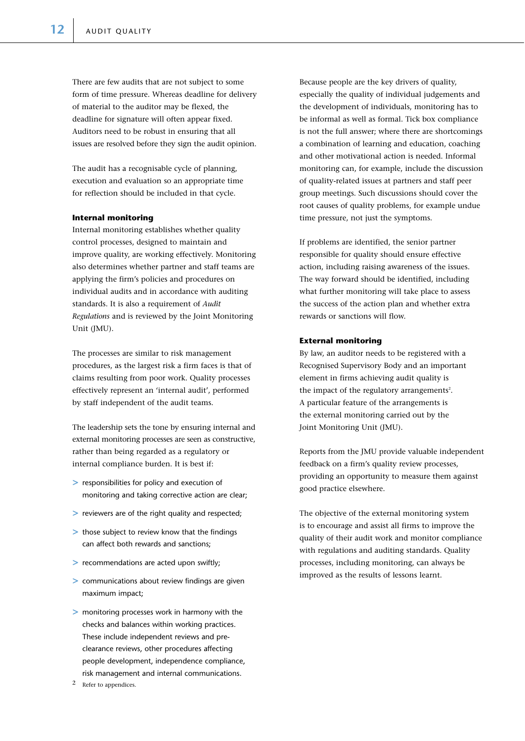There are few audits that are not subject to some form of time pressure. Whereas deadline for delivery of material to the auditor may be flexed, the deadline for signature will often appear fixed. Auditors need to be robust in ensuring that all issues are resolved before they sign the audit opinion.

The audit has a recognisable cycle of planning, execution and evaluation so an appropriate time for reflection should be included in that cycle.

### Internal monitoring

Internal monitoring establishes whether quality control processes, designed to maintain and improve quality, are working effectively. Monitoring also determines whether partner and staff teams are applying the firm's policies and procedures on individual audits and in accordance with auditing standards. It is also a requirement of *Audit Regulations* and is reviewed by the Joint Monitoring Unit (JMU).

The processes are similar to risk management procedures, as the largest risk a firm faces is that of claims resulting from poor work. Quality processes effectively represent an 'internal audit', performed by staff independent of the audit teams.

The leadership sets the tone by ensuring internal and external monitoring processes are seen as constructive, rather than being regarded as a regulatory or internal compliance burden. It is best if:

- responsibilities for policy and execution of monitoring and taking corrective action are clear;
- reviewers are of the right quality and respected;
- those subject to review know that the findings can affect both rewards and sanctions;
- recommendations are acted upon swiftly;
- communications about review findings are given maximum impact;
- monitoring processes work in harmony with the checks and balances within working practices. These include independent reviews and pre-clearance reviews, other procedures affecting people development, independence compliance, risk management and internal communications.

Because people are the key drivers of quality, especially the quality of individual judgements and the development of individuals, monitoring has to be informal as well as formal. Tick box compliance is not the full answer; where there are shortcomings a combination of learning and education, coaching and other motivational action is needed. Informal monitoring can, for example, include the discussion of quality-related issues at partners and staff peer group meetings. Such discussions should cover the root causes of quality problems, for example undue time pressure, not just the symptoms.

If problems are identified, the senior partner responsible for quality should ensure effective action, including raising awareness of the issues. The way forward should be identified, including what further monitoring will take place to assess the success of the action plan and whether extra rewards or sanctions will flow.

### External monitoring

By law, an auditor needs to be registered with a Recognised Supervisory Body and an important element in firms achieving audit quality is the impact of the regulatory arrangements[2]. A particular feature of the arrangements is the external monitoring carried out by the Joint Monitoring Unit (JMU).

Reports from the JMU provide valuable independent feedback on a firm's quality review processes, providing an opportunity to measure them against good practice elsewhere.

The objective of the external monitoring system is to encourage and assist all firms to improve the quality of their audit work and monitor compliance with regulations and auditing standards. Quality processes, including monitoring, can always be improved as the results of lessons learnt.

[2] Refer to appendices.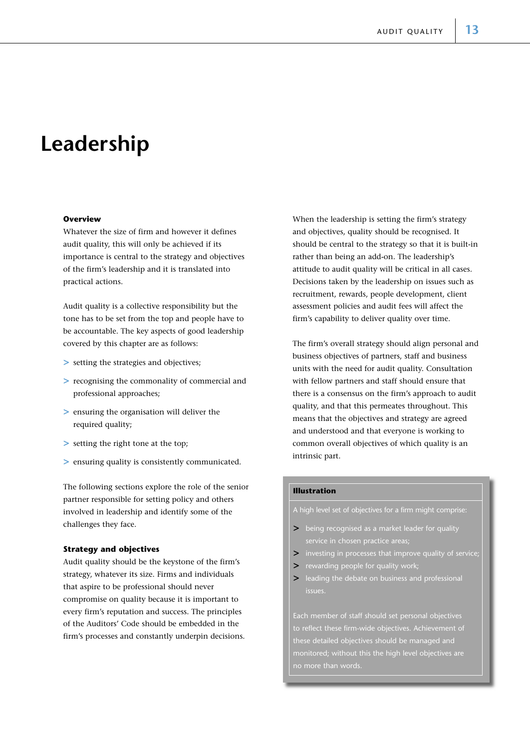# Leadership

### Overview

Whatever the size of firm and however it defines audit quality, this will only be achieved if its importance is central to the strategy and objectives of the firm's leadership and it is translated into practical actions.

Audit quality is a collective responsibility but the tone has to be set from the top and people have to be accountable. The key aspects of good leadership covered by this chapter are as follows:

- setting the strategies and objectives;
- recognising the commonality of commercial and professional approaches;
- ensuring the organisation will deliver the required quality;
- setting the right tone at the top;
- ensuring quality is consistently communicated.

The following sections explore the role of the senior partner responsible for setting policy and others involved in leadership and identify some of the challenges they face.

### Strategy and objectives

Audit quality should be the keystone of the firm's strategy, whatever its size. Firms and individuals that aspire to be professional should never compromise on quality because it is important to every firm's reputation and success. The principles of the Auditors' Code should be embedded in the firm's processes and constantly underpin decisions.

When the leadership is setting the firm's strategy and objectives, quality should be recognised. It should be central to the strategy so that it is built-in rather than being an add-on. The leadership's attitude to audit quality will be critical in all cases. Decisions taken by the leadership on issues such as recruitment, rewards, people development, client assessment policies and audit fees will affect the firm's capability to deliver quality over time.

The firm's overall strategy should align personal and business objectives of partners, staff and business units with the need for audit quality. Consultation with fellow partners and staff should ensure that there is a consensus on the firm's approach to audit quality, and that this permeates throughout. This means that the objectives and strategy are agreed and understood and that everyone is working to common overall objectives of which quality is an intrinsic part.

> **Illustration**
>
> A high level set of objectives for a firm might comprise:
>
> - being recognised as a market leader for quality service in chosen practice areas;
> - investing in processes that improve quality of service;
> - rewarding people for quality work;
> - leading the debate on business and professional issues.
>
> Each member of staff should set personal objectives to reflect these firm-wide objectives. Achievement of these detailed objectives should be managed and monitored; without this the high level objectives are no more than words.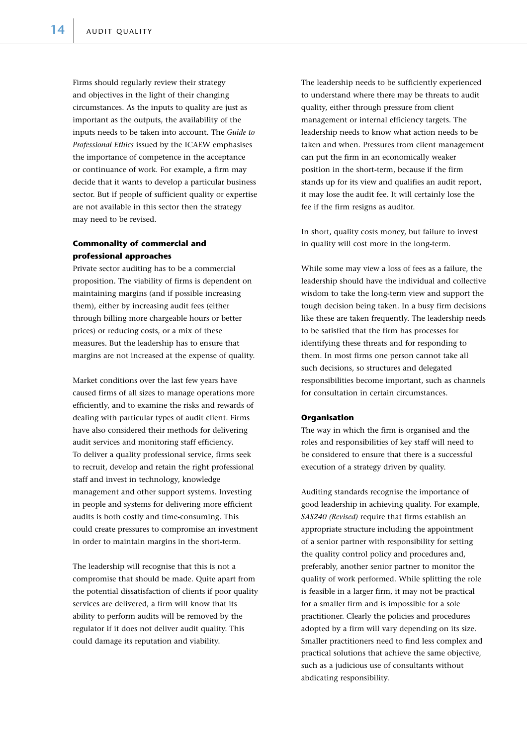Firms should regularly review their strategy and objectives in the light of their changing circumstances. As the inputs to quality are just as important as the outputs, the availability of the inputs needs to be taken into account. The *Guide to Professional Ethics* issued by the ICAEW emphasises the importance of competence in the acceptance or continuance of work. For example, a firm may decide that it wants to develop a particular business sector. But if people of sufficient quality or expertise are not available in this sector then the strategy may need to be revised.

**Commonality of commercial and professional approaches**

Private sector auditing has to be a commercial proposition. The viability of firms is dependent on maintaining margins (and if possible increasing them), either by increasing audit fees (either through billing more chargeable hours or better prices) or reducing costs, or a mix of these measures. But the leadership has to ensure that margins are not increased at the expense of quality.

Market conditions over the last few years have caused firms of all sizes to manage operations more efficiently, and to examine the risks and rewards of dealing with particular types of audit client. Firms have also considered their methods for delivering audit services and monitoring staff efficiency. To deliver a quality professional service, firms seek to recruit, develop and retain the right professional staff and invest in technology, knowledge management and other support systems. Investing in people and systems for delivering more efficient audits is both costly and time-consuming. This could create pressures to compromise an investment in order to maintain margins in the short-term.

The leadership will recognise that this is not a compromise that should be made. Quite apart from the potential dissatisfaction of clients if poor quality services are delivered, a firm will know that its ability to perform audits will be removed by the regulator if it does not deliver audit quality. This could damage its reputation and viability.

The leadership needs to be sufficiently experienced to understand where there may be threats to audit quality, either through pressure from client management or internal efficiency targets. The leadership needs to know what action needs to be taken and when. Pressures from client management can put the firm in an economically weaker position in the short-term, because if the firm stands up for its view and qualifies an audit report, it may lose the audit fee. It will certainly lose the fee if the firm resigns as auditor.

In short, quality costs money, but failure to invest in quality will cost more in the long-term.

While some may view a loss of fees as a failure, the leadership should have the individual and collective wisdom to take the long-term view and support the tough decision being taken. In a busy firm decisions like these are taken frequently. The leadership needs to be satisfied that the firm has processes for identifying these threats and for responding to them. In most firms one person cannot take all such decisions, so structures and delegated responsibilities become important, such as channels for consultation in certain circumstances.

**Organisation**

The way in which the firm is organised and the roles and responsibilities of key staff will need to be considered to ensure that there is a successful execution of a strategy driven by quality.

Auditing standards recognise the importance of good leadership in achieving quality. For example, *SAS240 (Revised)* require that firms establish an appropriate structure including the appointment of a senior partner with responsibility for setting the quality control policy and procedures and, preferably, another senior partner to monitor the quality of work performed. While splitting the role is feasible in a larger firm, it may not be practical for a smaller firm and is impossible for a sole practitioner. Clearly the policies and procedures adopted by a firm will vary depending on its size. Smaller practitioners need to find less complex and practical solutions that achieve the same objective, such as a judicious use of consultants without abdicating responsibility.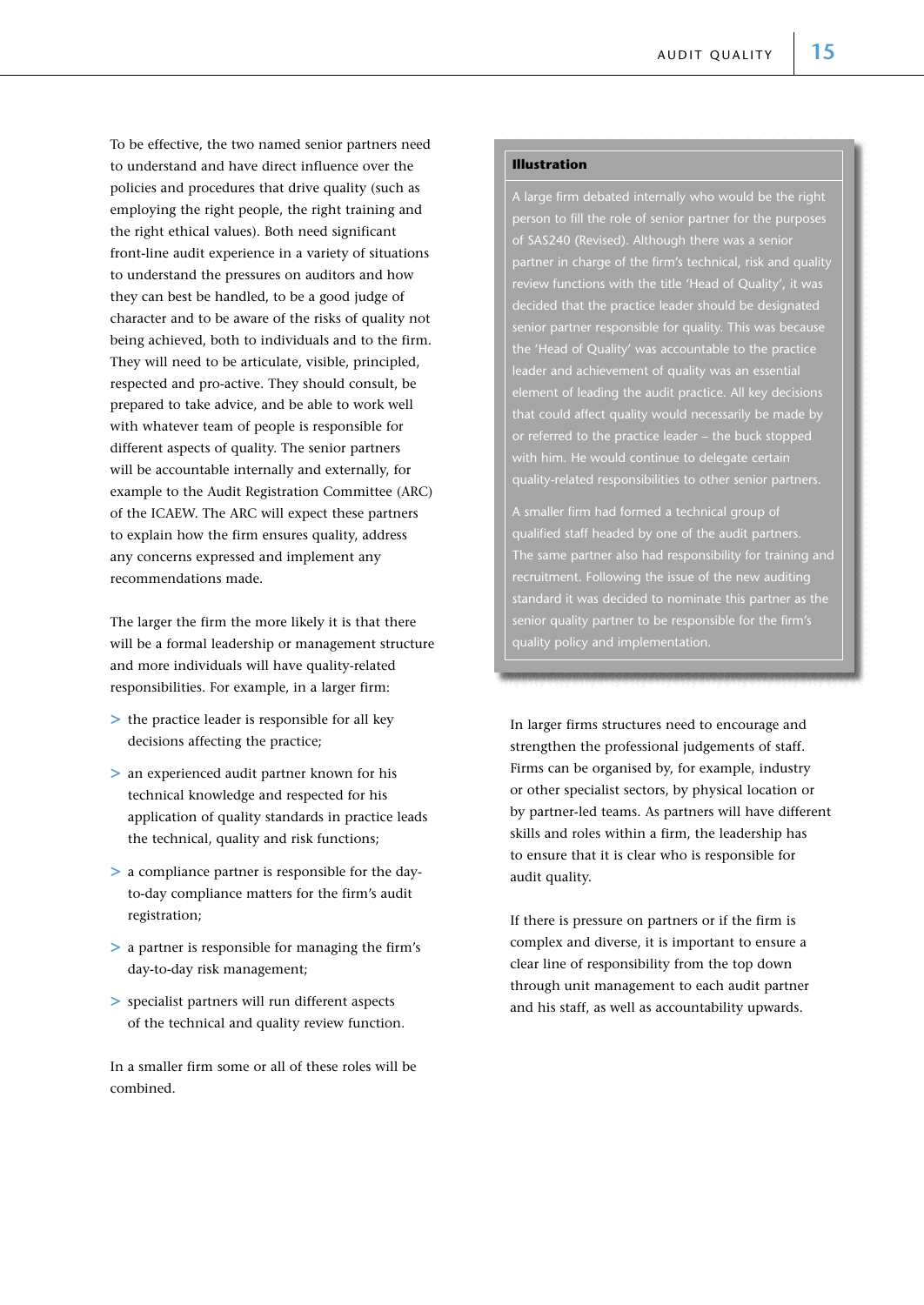To be effective, the two named senior partners need to understand and have direct influence over the policies and procedures that drive quality (such as employing the right people, the right training and the right ethical values). Both need significant front-line audit experience in a variety of situations to understand the pressures on auditors and how they can best be handled, to be a good judge of character and to be aware of the risks of quality not being achieved, both to individuals and to the firm. They will need to be articulate, visible, principled, respected and pro-active. They should consult, be prepared to take advice, and be able to work well with whatever team of people is responsible for different aspects of quality. The senior partners will be accountable internally and externally, for example to the Audit Registration Committee (ARC) of the ICAEW. The ARC will expect these partners to explain how the firm ensures quality, address any concerns expressed and implement any recommendations made.

The larger the firm the more likely it is that there will be a formal leadership or management structure and more individuals will have quality-related responsibilities. For example, in a larger firm:

- the practice leader is responsible for all key decisions affecting the practice;
- an experienced audit partner known for his technical knowledge and respected for his application of quality standards in practice leads the technical, quality and risk functions;
- a compliance partner is responsible for the day-to-day compliance matters for the firm's audit registration;
- a partner is responsible for managing the firm's day-to-day risk management;
- specialist partners will run different aspects of the technical and quality review function.

In a smaller firm some or all of these roles will be combined.

**Illustration**

A large firm debated internally who would be the right person to fill the role of senior partner for the purposes of SAS240 (Revised). Although there was a senior partner in charge of the firm's technical, risk and quality review functions with the title 'Head of Quality', it was decided that the practice leader should be designated senior partner responsible for quality. This was because the 'Head of Quality' was accountable to the practice leader and achievement of quality was an essential element of leading the audit practice. All key decisions that could affect quality would necessarily be made by or referred to the practice leader – the buck stopped with him. He would continue to delegate certain quality-related responsibilities to other senior partners.

A smaller firm had formed a technical group of qualified staff headed by one of the audit partners. The same partner also had responsibility for training and recruitment. Following the issue of the new auditing standard it was decided to nominate this partner as the senior quality partner to be responsible for the firm's quality policy and implementation.

In larger firms structures need to encourage and strengthen the professional judgements of staff. Firms can be organised by, for example, industry or other specialist sectors, by physical location or by partner-led teams. As partners will have different skills and roles within a firm, the leadership has to ensure that it is clear who is responsible for audit quality.

If there is pressure on partners or if the firm is complex and diverse, it is important to ensure a clear line of responsibility from the top down through unit management to each audit partner and his staff, as well as accountability upwards.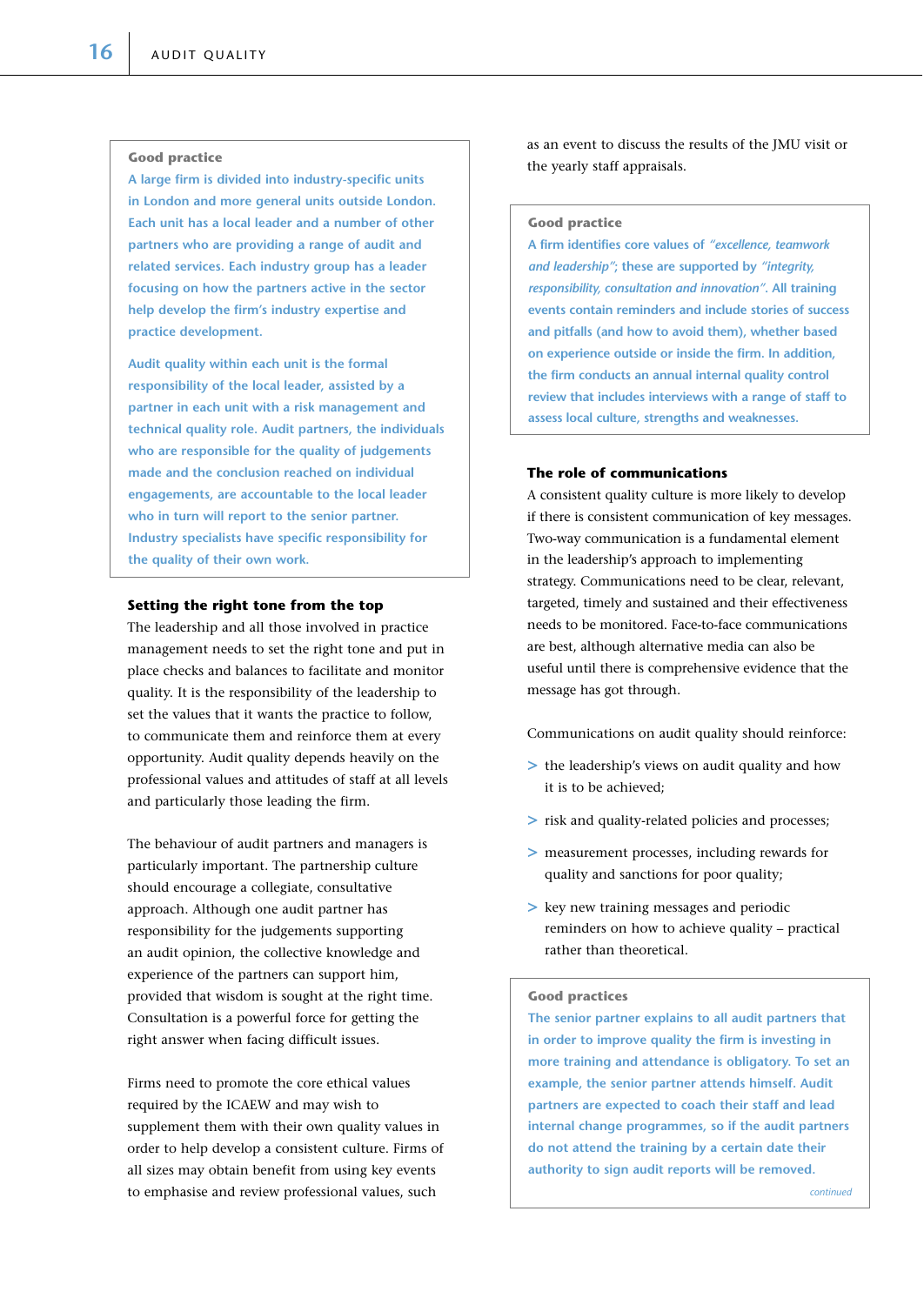**Good practice**

A large firm is divided into industry-specific units in London and more general units outside London. Each unit has a local leader and a number of other partners who are providing a range of audit and related services. Each industry group has a leader focusing on how the partners active in the sector help develop the firm's industry expertise and practice development.

Audit quality within each unit is the formal responsibility of the local leader, assisted by a partner in each unit with a risk management and technical quality role. Audit partners, the individuals who are responsible for the quality of judgements made and the conclusion reached on individual engagements, are accountable to the local leader who in turn will report to the senior partner. Industry specialists have specific responsibility for the quality of their own work.

### Setting the right tone from the top

The leadership and all those involved in practice management needs to set the right tone and put in place checks and balances to facilitate and monitor quality. It is the responsibility of the leadership to set the values that it wants the practice to follow, to communicate them and reinforce them at every opportunity. Audit quality depends heavily on the professional values and attitudes of staff at all levels and particularly those leading the firm.

The behaviour of audit partners and managers is particularly important. The partnership culture should encourage a collegiate, consultative approach. Although one audit partner has responsibility for the judgements supporting an audit opinion, the collective knowledge and experience of the partners can support him, provided that wisdom is sought at the right time. Consultation is a powerful force for getting the right answer when facing difficult issues.

Firms need to promote the core ethical values required by the ICAEW and may wish to supplement them with their own quality values in order to help develop a consistent culture. Firms of all sizes may obtain benefit from using key events to emphasise and review professional values, such as an event to discuss the results of the JMU visit or the yearly staff appraisals.

**Good practice**

A firm identifies core values of *"excellence, teamwork and leadership"*; these are supported by *"integrity, responsibility, consultation and innovation"*. All training events contain reminders and include stories of success and pitfalls (and how to avoid them), whether based on experience outside or inside the firm. In addition, the firm conducts an annual internal quality control review that includes interviews with a range of staff to assess local culture, strengths and weaknesses.

### The role of communications

A consistent quality culture is more likely to develop if there is consistent communication of key messages. Two-way communication is a fundamental element in the leadership's approach to implementing strategy. Communications need to be clear, relevant, targeted, timely and sustained and their effectiveness needs to be monitored. Face-to-face communications are best, although alternative media can also be useful until there is comprehensive evidence that the message has got through.

Communications on audit quality should reinforce:

- the leadership's views on audit quality and how it is to be achieved;
- risk and quality-related policies and processes;
- measurement processes, including rewards for quality and sanctions for poor quality;
- key new training messages and periodic reminders on how to achieve quality – practical rather than theoretical.

**Good practices**

The senior partner explains to all audit partners that in order to improve quality the firm is investing in more training and attendance is obligatory. To set an example, the senior partner attends himself. Audit partners are expected to coach their staff and lead internal change programmes, so if the audit partners do not attend the training by a certain date their authority to sign audit reports will be removed.

*continued*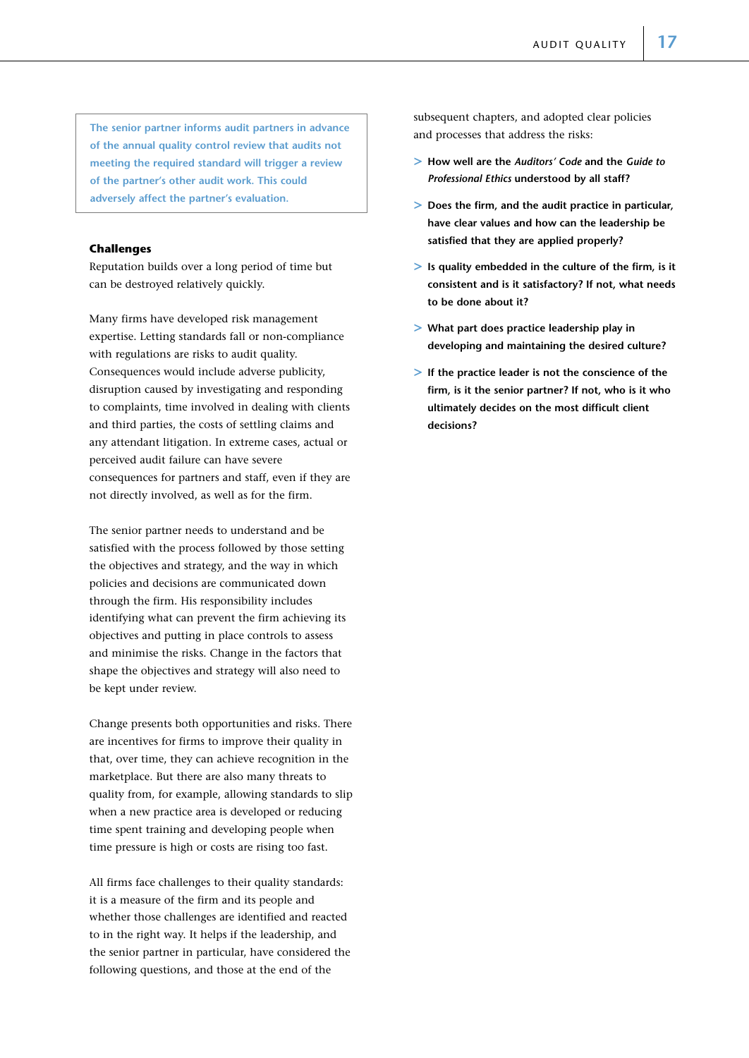> The senior partner informs audit partners in advance of the annual quality control review that audits not meeting the required standard will trigger a review of the partner's other audit work. This could adversely affect the partner's evaluation.

**Challenges**

Reputation builds over a long period of time but can be destroyed relatively quickly.

Many firms have developed risk management expertise. Letting standards fall or non-compliance with regulations are risks to audit quality. Consequences would include adverse publicity, disruption caused by investigating and responding to complaints, time involved in dealing with clients and third parties, the costs of settling claims and any attendant litigation. In extreme cases, actual or perceived audit failure can have severe consequences for partners and staff, even if they are not directly involved, as well as for the firm.

The senior partner needs to understand and be satisfied with the process followed by those setting the objectives and strategy, and the way in which policies and decisions are communicated down through the firm. His responsibility includes identifying what can prevent the firm achieving its objectives and putting in place controls to assess and minimise the risks. Change in the factors that shape the objectives and strategy will also need to be kept under review.

Change presents both opportunities and risks. There are incentives for firms to improve their quality in that, over time, they can achieve recognition in the marketplace. But there are also many threats to quality from, for example, allowing standards to slip when a new practice area is developed or reducing time spent training and developing people when time pressure is high or costs are rising too fast.

All firms face challenges to their quality standards: it is a measure of the firm and its people and whether those challenges are identified and reacted to in the right way. It helps if the leadership, and the senior partner in particular, have considered the following questions, and those at the end of the subsequent chapters, and adopted clear policies and processes that address the risks:

- **How well are the *Auditors' Code* and the *Guide to Professional Ethics* understood by all staff?**
- **Does the firm, and the audit practice in particular, have clear values and how can the leadership be satisfied that they are applied properly?**
- **Is quality embedded in the culture of the firm, is it consistent and is it satisfactory? If not, what needs to be done about it?**
- **What part does practice leadership play in developing and maintaining the desired culture?**
- **If the practice leader is not the conscience of the firm, is it the senior partner? If not, who is it who ultimately decides on the most difficult client decisions?**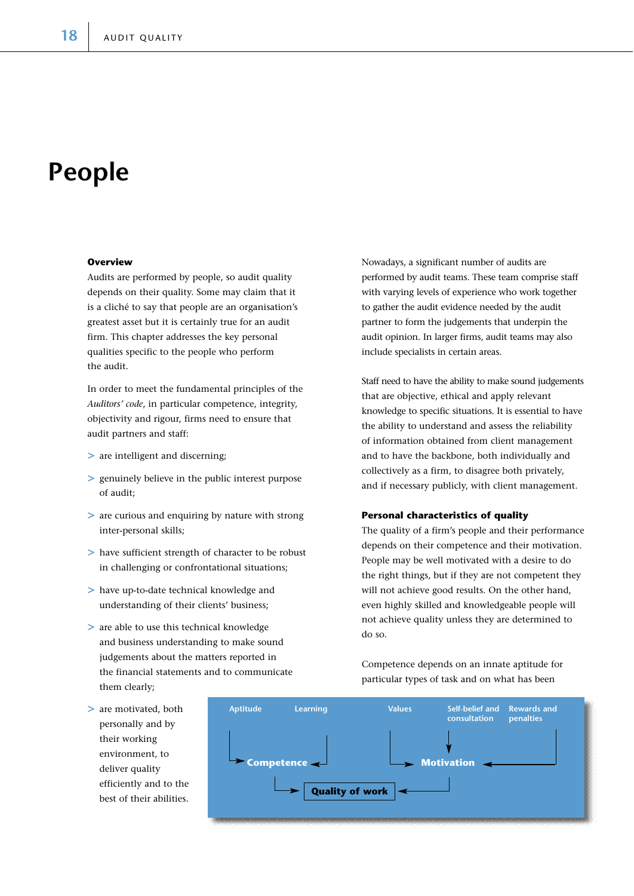# People

## Overview

Audits are performed by people, so audit quality depends on their quality. Some may claim that it is a cliché to say that people are an organisation's greatest asset but it is certainly true for an audit firm. This chapter addresses the key personal qualities specific to the people who perform the audit.

In order to meet the fundamental principles of the *Auditors' code*, in particular competence, integrity, objectivity and rigour, firms need to ensure that audit partners and staff:

- are intelligent and discerning;
- genuinely believe in the public interest purpose of audit;
- are curious and enquiring by nature with strong inter-personal skills;
- have sufficient strength of character to be robust in challenging or confrontational situations;
- have up-to-date technical knowledge and understanding of their clients' business;
- are able to use this technical knowledge and business understanding to make sound judgements about the matters reported in the financial statements and to communicate them clearly;
- are motivated, both personally and by their working environment, to deliver quality efficiently and to the best of their abilities.

Nowadays, a significant number of audits are performed by audit teams. These team comprise staff with varying levels of experience who work together to gather the audit evidence needed by the audit partner to form the judgements that underpin the audit opinion. In larger firms, audit teams may also include specialists in certain areas.

Staff need to have the ability to make sound judgements that are objective, ethical and apply relevant knowledge to specific situations. It is essential to have the ability to understand and assess the reliability of information obtained from client management and to have the backbone, both individually and collectively as a firm, to disagree both privately, and if necessary publicly, with client management.

## Personal characteristics of quality

The quality of a firm's people and their performance depends on their competence and their motivation. People may be well motivated with a desire to do the right things, but if they are not competent they will not achieve good results. On the other hand, even highly skilled and knowledgeable people will not achieve quality unless they are determined to do so.

Competence depends on an innate aptitude for particular types of task and on what has been

Aptitude → Competence; Learning → Competence; Competence → Quality of work

Values → Motivation; Self-belief and consultation → Motivation; Rewards and penalties → Motivation; Motivation → Quality of work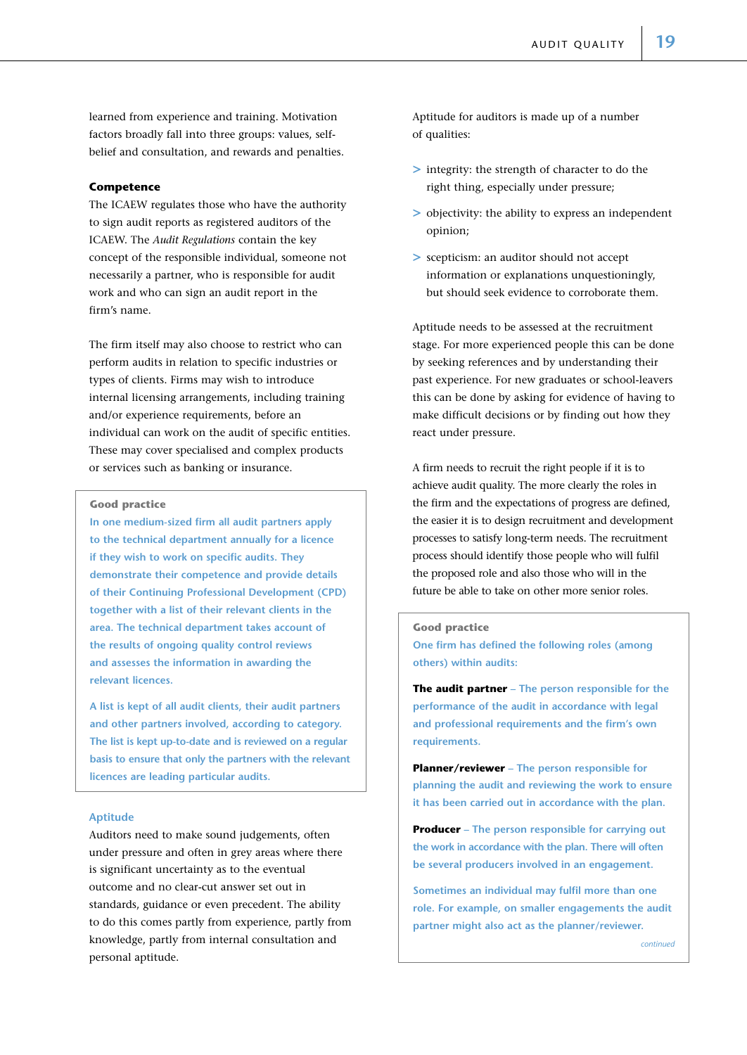learned from experience and training. Motivation factors broadly fall into three groups: values, self-belief and consultation, and rewards and penalties.

### Competence

The ICAEW regulates those who have the authority to sign audit reports as registered auditors of the ICAEW. The *Audit Regulations* contain the key concept of the responsible individual, someone not necessarily a partner, who is responsible for audit work and who can sign an audit report in the firm's name.

The firm itself may also choose to restrict who can perform audits in relation to specific industries or types of clients. Firms may wish to introduce internal licensing arrangements, including training and/or experience requirements, before an individual can work on the audit of specific entities. These may cover specialised and complex products or services such as banking or insurance.

> **Good practice**
>
> In one medium-sized firm all audit partners apply to the technical department annually for a licence if they wish to work on specific audits. They demonstrate their competence and provide details of their Continuing Professional Development (CPD) together with a list of their relevant clients in the area. The technical department takes account of the results of ongoing quality control reviews and assesses the information in awarding the relevant licences.
>
> A list is kept of all audit clients, their audit partners and other partners involved, according to category. The list is kept up-to-date and is reviewed on a regular basis to ensure that only the partners with the relevant licences are leading particular audits.

### Aptitude

Auditors need to make sound judgements, often under pressure and often in grey areas where there is significant uncertainty as to the eventual outcome and no clear-cut answer set out in standards, guidance or even precedent. The ability to do this comes partly from experience, partly from knowledge, partly from internal consultation and personal aptitude.

Aptitude for auditors is made up of a number of qualities:

- integrity: the strength of character to do the right thing, especially under pressure;
- objectivity: the ability to express an independent opinion;
- scepticism: an auditor should not accept information or explanations unquestioningly, but should seek evidence to corroborate them.

Aptitude needs to be assessed at the recruitment stage. For more experienced people this can be done by seeking references and by understanding their past experience. For new graduates or school-leavers this can be done by asking for evidence of having to make difficult decisions or by finding out how they react under pressure.

A firm needs to recruit the right people if it is to achieve audit quality. The more clearly the roles in the firm and the expectations of progress are defined, the easier it is to design recruitment and development processes to satisfy long-term needs. The recruitment process should identify those people who will fulfil the proposed role and also those who will in the future be able to take on other more senior roles.

> **Good practice**
>
> One firm has defined the following roles (among others) within audits:
>
> **The audit partner** – The person responsible for the performance of the audit in accordance with legal and professional requirements and the firm's own requirements.
>
> **Planner/reviewer** – The person responsible for planning the audit and reviewing the work to ensure it has been carried out in accordance with the plan.
>
> **Producer** – The person responsible for carrying out the work in accordance with the plan. There will often be several producers involved in an engagement.
>
> Sometimes an individual may fulfil more than one role. For example, on smaller engagements the audit partner might also act as the planner/reviewer.
>
> *continued*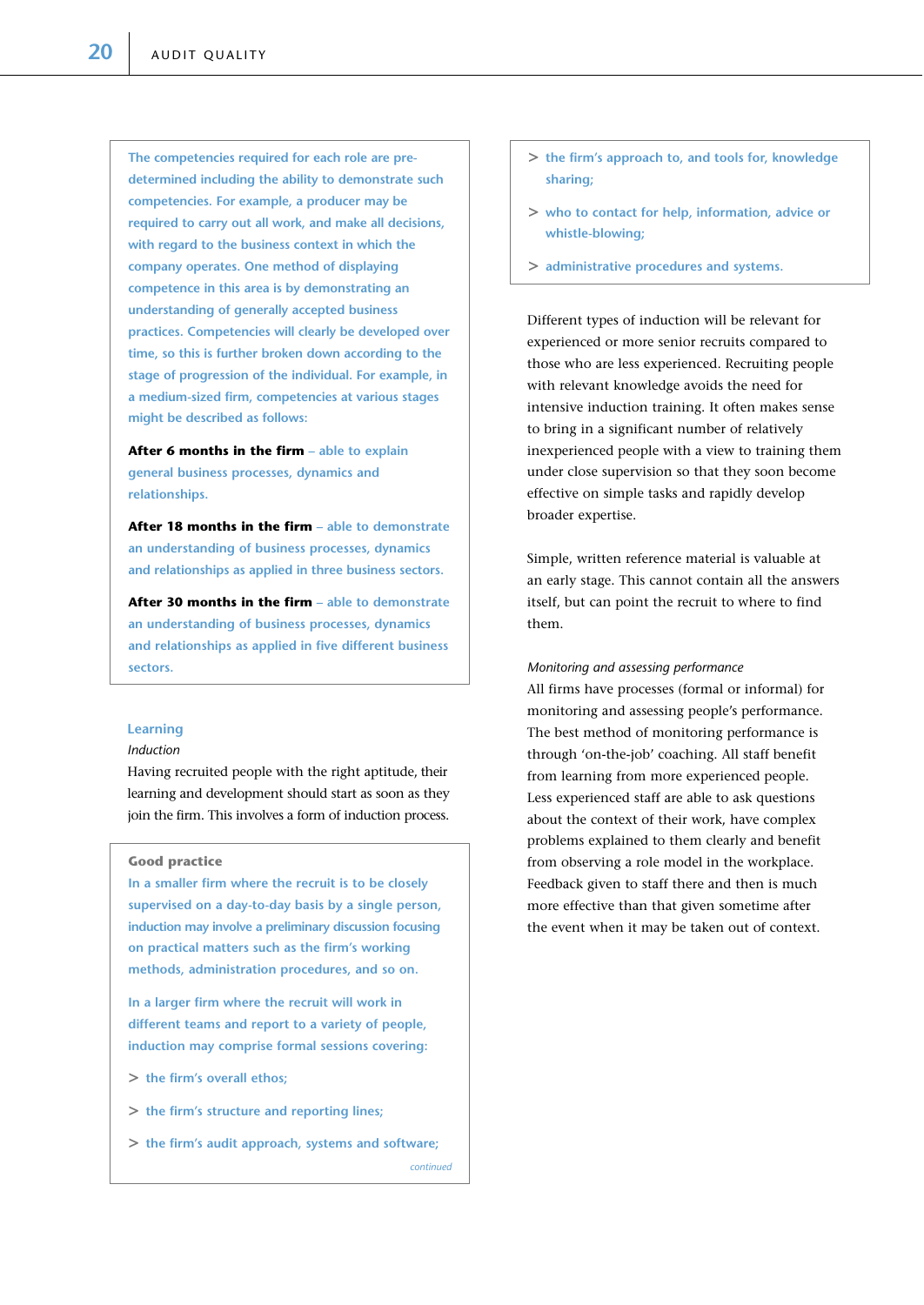The competencies required for each role are pre-determined including the ability to demonstrate such competencies. For example, a producer may be required to carry out all work, and make all decisions, with regard to the business context in which the company operates. One method of displaying competence in this area is by demonstrating an understanding of generally accepted business practices. Competencies will clearly be developed over time, so this is further broken down according to the stage of progression of the individual. For example, in a medium-sized firm, competencies at various stages might be described as follows:

**After 6 months in the firm** – able to explain general business processes, dynamics and relationships.

**After 18 months in the firm** – able to demonstrate an understanding of business processes, dynamics and relationships as applied in three business sectors.

**After 30 months in the firm** – able to demonstrate an understanding of business processes, dynamics and relationships as applied in five different business sectors.

## Learning

*Induction*

Having recruited people with the right aptitude, their learning and development should start as soon as they join the firm. This involves a form of induction process.

**Good practice**

In a smaller firm where the recruit is to be closely supervised on a day-to-day basis by a single person, induction may involve a preliminary discussion focusing on practical matters such as the firm's working methods, administration procedures, and so on.

In a larger firm where the recruit will work in different teams and report to a variety of people, induction may comprise formal sessions covering:

> the firm's overall ethos;

> the firm's structure and reporting lines;

> the firm's audit approach, systems and software;

> the firm's approach to, and tools for, knowledge sharing;

> who to contact for help, information, advice or whistle-blowing;

> administrative procedures and systems.

Different types of induction will be relevant for experienced or more senior recruits compared to those who are less experienced. Recruiting people with relevant knowledge avoids the need for intensive induction training. It often makes sense to bring in a significant number of relatively inexperienced people with a view to training them under close supervision so that they soon become effective on simple tasks and rapidly develop broader expertise.

Simple, written reference material is valuable at an early stage. This cannot contain all the answers itself, but can point the recruit to where to find them.

*Monitoring and assessing performance*

All firms have processes (formal or informal) for monitoring and assessing people's performance. The best method of monitoring performance is through 'on-the-job' coaching. All staff benefit from learning from more experienced people. Less experienced staff are able to ask questions about the context of their work, have complex problems explained to them clearly and benefit from observing a role model in the workplace. Feedback given to staff there and then is much more effective than that given sometime after the event when it may be taken out of context.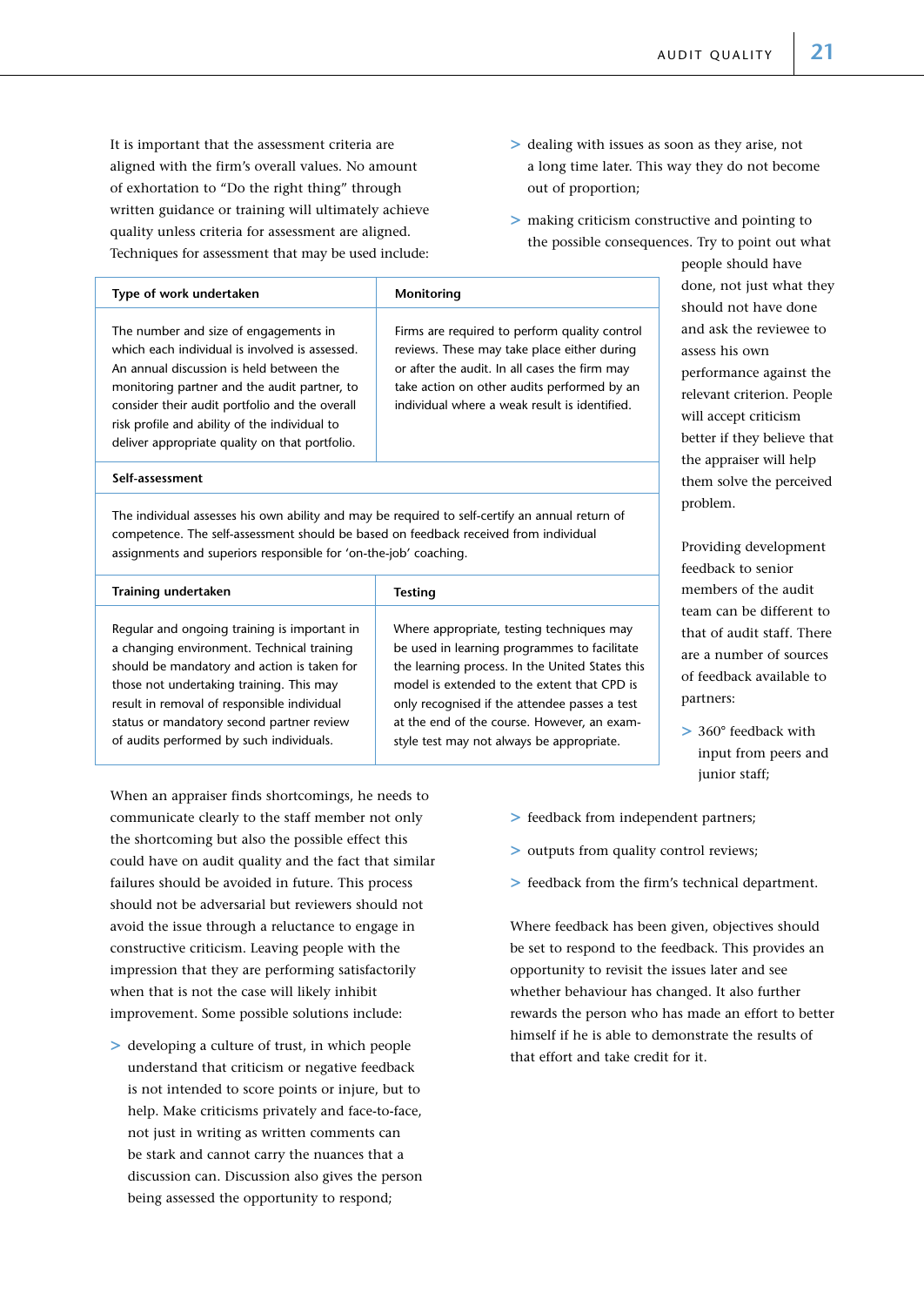It is important that the assessment criteria are aligned with the firm's overall values. No amount of exhortation to "Do the right thing" through written guidance or training will ultimately achieve quality unless criteria for assessment are aligned. Techniques for assessment that may be used include:

| Type of work undertaken | Monitoring |
|---|---|
| The number and size of engagements in which each individual is involved is assessed. An annual discussion is held between the monitoring partner and the audit partner, to consider their audit portfolio and the overall risk profile and ability of the individual to deliver appropriate quality on that portfolio. | Firms are required to perform quality control reviews. These may take place either during or after the audit. In all cases the firm may take action on other audits performed by an individual where a weak result is identified. |
| **Self-assessment** | |
| The individual assesses his own ability and may be required to self-certify an annual return of competence. The self-assessment should be based on feedback received from individual assignments and superiors responsible for 'on-the-job' coaching. | |
| **Training undertaken** | **Testing** |
| Regular and ongoing training is important in a changing environment. Technical training should be mandatory and action is taken for those not undertaking training. This may result in removal of responsible individual status or mandatory second partner review of audits performed by such individuals. | Where appropriate, testing techniques may be used in learning programmes to facilitate the learning process. In the United States this model is extended to the extent that CPD is only recognised if the attendee passes a test at the end of the course. However, an exam-style test may not always be appropriate. |

When an appraiser finds shortcomings, he needs to communicate clearly to the staff member not only the shortcoming but also the possible effect this could have on audit quality and the fact that similar failures should be avoided in future. This process should not be adversarial but reviewers should not avoid the issue through a reluctance to engage in constructive criticism. Leaving people with the impression that they are performing satisfactorily when that is not the case will likely inhibit improvement. Some possible solutions include:

- developing a culture of trust, in which people understand that criticism or negative feedback is not intended to score points or injure, but to help. Make criticisms privately and face-to-face, not just in writing as written comments can be stark and cannot carry the nuances that a discussion can. Discussion also gives the person being assessed the opportunity to respond;
- dealing with issues as soon as they arise, not a long time later. This way they do not become out of proportion;
- making criticism constructive and pointing to the possible consequences. Try to point out what people should have done, not just what they should not have done and ask the reviewee to assess his own performance against the relevant criterion. People will accept criticism better if they believe that the appraiser will help them solve the perceived problem.

Providing development feedback to senior members of the audit team can be different to that of audit staff. There are a number of sources of feedback available to partners:

- 360° feedback with input from peers and junior staff;
- feedback from independent partners;
- outputs from quality control reviews;
- feedback from the firm's technical department.

Where feedback has been given, objectives should be set to respond to the feedback. This provides an opportunity to revisit the issues later and see whether behaviour has changed. It also further rewards the person who has made an effort to better himself if he is able to demonstrate the results of that effort and take credit for it.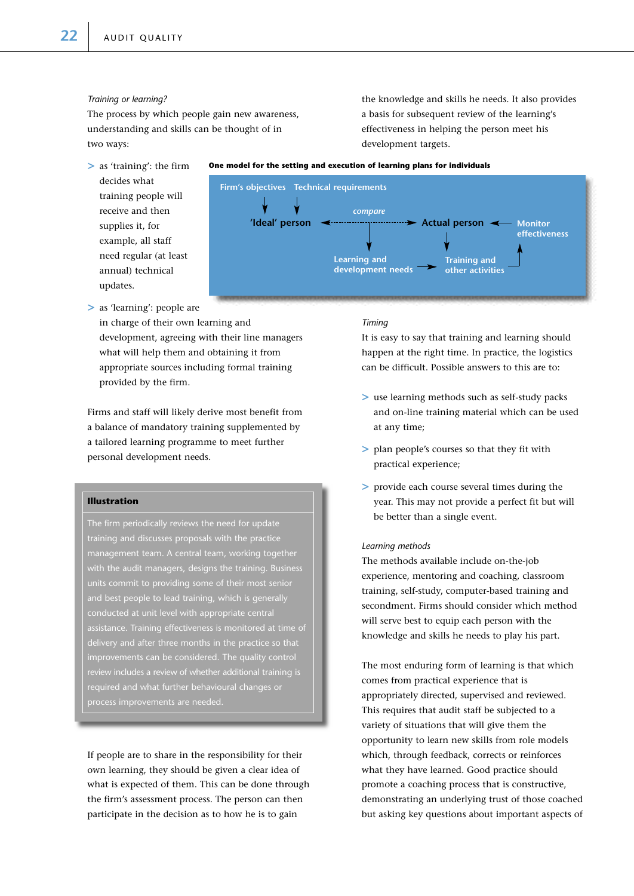*Training or learning?*

The process by which people gain new awareness, understanding and skills can be thought of in two ways:

- as 'training': the firm decides what training people will receive and then supplies it, for example, all staff need regular (at least annual) technical updates.
- as 'learning': people are in charge of their own learning and development, agreeing with their line managers what will help them and obtaining it from appropriate sources including formal training provided by the firm.

Firms and staff will likely derive most benefit from a balance of mandatory training supplemented by a tailored learning programme to meet further personal development needs.

**Illustration**

The firm periodically reviews the need for update training and discusses proposals with the practice management team. A central team, working together with the audit managers, designs the training. Business units commit to providing some of their most senior and best people to lead training, which is generally conducted at unit level with appropriate central assistance. Training effectiveness is monitored at time of delivery and after three months in the practice so that improvements can be considered. The quality control review includes a review of whether additional training is required and what further behavioural changes or process improvements are needed.

If people are to share in the responsibility for their own learning, they should be given a clear idea of what is expected of them. This can be done through the firm's assessment process. The person can then participate in the decision as to how he is to gain the knowledge and skills he needs. It also provides a basis for subsequent review of the learning's effectiveness in helping the person meet his development targets.

**One model for the setting and execution of learning plans for individuals**

Firm's objectives → 'Ideal' person; Technical requirements → 'Ideal' person

'Ideal' person ← *compare* → Actual person

*compare* → Learning and development needs → Training and other activities

Actual person → Training and other activities → Monitor effectiveness → Actual person

*Timing*

It is easy to say that training and learning should happen at the right time. In practice, the logistics can be difficult. Possible answers to this are to:

- use learning methods such as self-study packs and on-line training material which can be used at any time;
- plan people's courses so that they fit with practical experience;
- provide each course several times during the year. This may not provide a perfect fit but will be better than a single event.

*Learning methods*

The methods available include on-the-job experience, mentoring and coaching, classroom training, self-study, computer-based training and secondment. Firms should consider which method will serve best to equip each person with the knowledge and skills he needs to play his part.

The most enduring form of learning is that which comes from practical experience that is appropriately directed, supervised and reviewed. This requires that audit staff be subjected to a variety of situations that will give them the opportunity to learn new skills from role models which, through feedback, corrects or reinforces what they have learned. Good practice should promote a coaching process that is constructive, demonstrating an underlying trust of those coached but asking key questions about important aspects of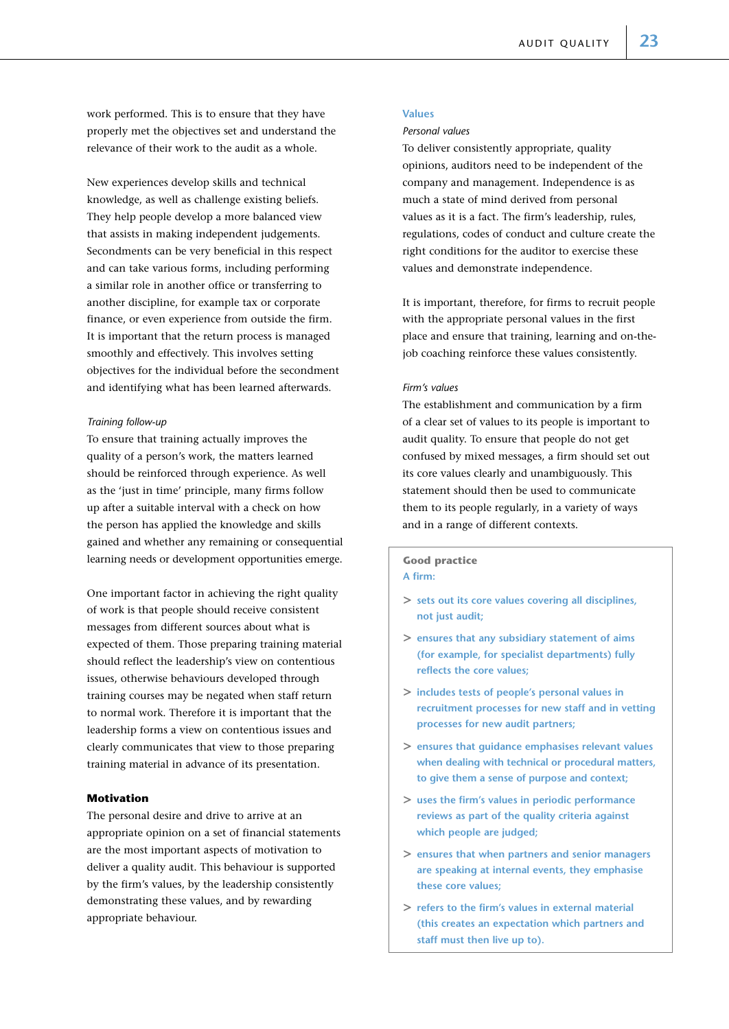work performed. This is to ensure that they have properly met the objectives set and understand the relevance of their work to the audit as a whole.

New experiences develop skills and technical knowledge, as well as challenge existing beliefs. They help people develop a more balanced view that assists in making independent judgements. Secondments can be very beneficial in this respect and can take various forms, including performing a similar role in another office or transferring to another discipline, for example tax or corporate finance, or even experience from outside the firm. It is important that the return process is managed smoothly and effectively. This involves setting objectives for the individual before the secondment and identifying what has been learned afterwards.

*Training follow-up*

To ensure that training actually improves the quality of a person's work, the matters learned should be reinforced through experience. As well as the 'just in time' principle, many firms follow up after a suitable interval with a check on how the person has applied the knowledge and skills gained and whether any remaining or consequential learning needs or development opportunities emerge.

One important factor in achieving the right quality of work is that people should receive consistent messages from different sources about what is expected of them. Those preparing training material should reflect the leadership's view on contentious issues, otherwise behaviours developed through training courses may be negated when staff return to normal work. Therefore it is important that the leadership forms a view on contentious issues and clearly communicates that view to those preparing training material in advance of its presentation.

## Motivation

The personal desire and drive to arrive at an appropriate opinion on a set of financial statements are the most important aspects of motivation to deliver a quality audit. This behaviour is supported by the firm's values, by the leadership consistently demonstrating these values, and by rewarding appropriate behaviour.

### Values

*Personal values*

To deliver consistently appropriate, quality opinions, auditors need to be independent of the company and management. Independence is as much a state of mind derived from personal values as it is a fact. The firm's leadership, rules, regulations, codes of conduct and culture create the right conditions for the auditor to exercise these values and demonstrate independence.

It is important, therefore, for firms to recruit people with the appropriate personal values in the first place and ensure that training, learning and on-the-job coaching reinforce these values consistently.

*Firm's values*

The establishment and communication by a firm of a clear set of values to its people is important to audit quality. To ensure that people do not get confused by mixed messages, a firm should set out its core values clearly and unambiguously. This statement should then be used to communicate them to its people regularly, in a variety of ways and in a range of different contexts.

**Good practice**

A firm:

> sets out its core values covering all disciplines, not just audit;

> ensures that any subsidiary statement of aims (for example, for specialist departments) fully reflects the core values;

> includes tests of people's personal values in recruitment processes for new staff and in vetting processes for new audit partners;

> ensures that guidance emphasises relevant values when dealing with technical or procedural matters, to give them a sense of purpose and context;

> uses the firm's values in periodic performance reviews as part of the quality criteria against which people are judged;

> ensures that when partners and senior managers are speaking at internal events, they emphasise these core values;

> refers to the firm's values in external material (this creates an expectation which partners and staff must then live up to).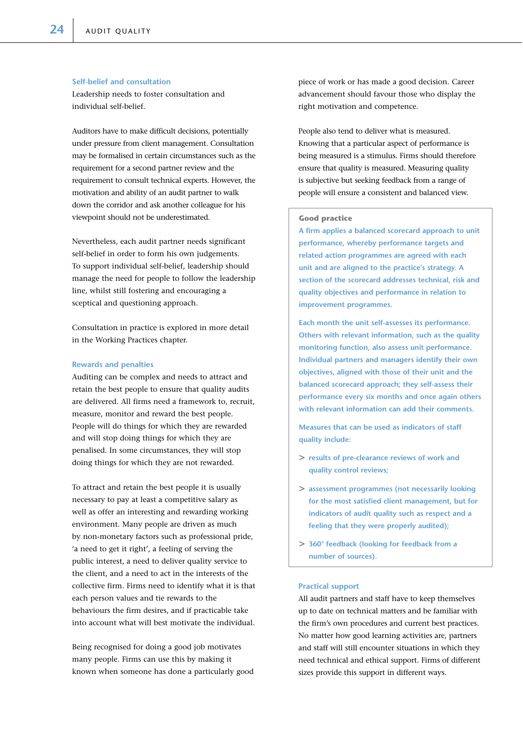### Self-belief and consultation

Leadership needs to foster consultation and individual self-belief.

Auditors have to make difficult decisions, potentially under pressure from client management. Consultation may be formalised in certain circumstances such as the requirement for a second partner review and the requirement to consult technical experts. However, the motivation and ability of an audit partner to walk down the corridor and ask another colleague for his viewpoint should not be underestimated.

Nevertheless, each audit partner needs significant self-belief in order to form his own judgements. To support individual self-belief, leadership should manage the need for people to follow the leadership line, whilst still fostering and encouraging a sceptical and questioning approach.

Consultation in practice is explored in more detail in the Working Practices chapter.

### Rewards and penalties

Auditing can be complex and needs to attract and retain the best people to ensure that quality audits are delivered. All firms need a framework to, recruit, measure, monitor and reward the best people. People will do things for which they are rewarded and will stop doing things for which they are penalised. In some circumstances, they will stop doing things for which they are not rewarded.

To attract and retain the best people it is usually necessary to pay at least a competitive salary as well as offer an interesting and rewarding working environment. Many people are driven as much by non-monetary factors such as professional pride, 'a need to get it right', a feeling of serving the public interest, a need to deliver quality service to the client, and a need to act in the interests of the collective firm. Firms need to identify what it is that each person values and tie rewards to the behaviours the firm desires, and if practicable take into account what will best motivate the individual.

Being recognised for doing a good job motivates many people. Firms can use this by making it known when someone has done a particularly good piece of work or has made a good decision. Career advancement should favour those who display the right motivation and competence.

People also tend to deliver what is measured. Knowing that a particular aspect of performance is being measured is a stimulus. Firms should therefore ensure that quality is measured. Measuring quality is subjective but seeking feedback from a range of people will ensure a consistent and balanced view.

> **Good practice**
>
> A firm applies a balanced scorecard approach to unit performance, whereby performance targets and related action programmes are agreed with each unit and are aligned to the practice's strategy. A section of the scorecard addresses technical, risk and quality objectives and performance in relation to improvement programmes.
>
> Each month the unit self-assesses its performance. Others with relevant information, such as the quality monitoring function, also assess unit performance. Individual partners and managers identify their own objectives, aligned with those of their unit and the balanced scorecard approach; they self-assess their performance every six months and once again others with relevant information can add their comments.
>
> Measures that can be used as indicators of staff quality include:
>
> - results of pre-clearance reviews of work and quality control reviews;
> - assessment programmes (not necessarily looking for the most satisfied client management, but for indicators of audit quality such as respect and a feeling that they were properly audited);
> - 360° feedback (looking for feedback from a number of sources).

### Practical support

All audit partners and staff have to keep themselves up to date on technical matters and be familiar with the firm's own procedures and current best practices. No matter how good learning activities are, partners and staff will still encounter situations in which they need technical and ethical support. Firms of different sizes provide this support in different ways.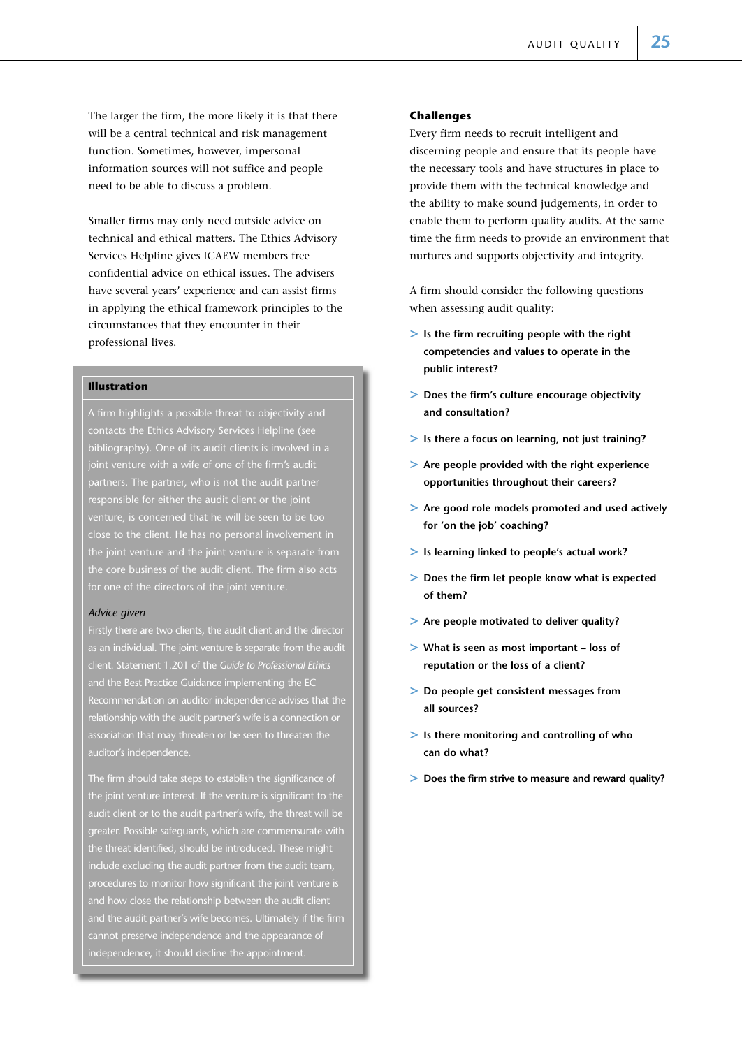The larger the firm, the more likely it is that there will be a central technical and risk management function. Sometimes, however, impersonal information sources will not suffice and people need to be able to discuss a problem.

Smaller firms may only need outside advice on technical and ethical matters. The Ethics Advisory Services Helpline gives ICAEW members free confidential advice on ethical issues. The advisers have several years' experience and can assist firms in applying the ethical framework principles to the circumstances that they encounter in their professional lives.

**Illustration**

A firm highlights a possible threat to objectivity and contacts the Ethics Advisory Services Helpline (see bibliography). One of its audit clients is involved in a joint venture with a wife of one of the firm's audit partners. The partner, who is not the audit partner responsible for either the audit client or the joint venture, is concerned that he will be seen to be too close to the client. He has no personal involvement in the joint venture and the joint venture is separate from the core business of the audit client. The firm also acts for one of the directors of the joint venture.

*Advice given*

Firstly there are two clients, the audit client and the director as an individual. The joint venture is separate from the audit client. Statement 1.201 of the *Guide to Professional Ethics* and the Best Practice Guidance implementing the EC Recommendation on auditor independence advises that the relationship with the audit partner's wife is a connection or association that may threaten or be seen to threaten the auditor's independence.

The firm should take steps to establish the significance of the joint venture interest. If the venture is significant to the audit client or to the audit partner's wife, the threat will be greater. Possible safeguards, which are commensurate with the threat identified, should be introduced. These might include excluding the audit partner from the audit team, procedures to monitor how significant the joint venture is and how close the relationship between the audit client and the audit partner's wife becomes. Ultimately if the firm cannot preserve independence and the appearance of independence, it should decline the appointment.

### Challenges

Every firm needs to recruit intelligent and discerning people and ensure that its people have the necessary tools and have structures in place to provide them with the technical knowledge and the ability to make sound judgements, in order to enable them to perform quality audits. At the same time the firm needs to provide an environment that nurtures and supports objectivity and integrity.

A firm should consider the following questions when assessing audit quality:

- **Is the firm recruiting people with the right competencies and values to operate in the public interest?**
- **Does the firm's culture encourage objectivity and consultation?**
- **Is there a focus on learning, not just training?**
- **Are people provided with the right experience opportunities throughout their careers?**
- **Are good role models promoted and used actively for 'on the job' coaching?**
- **Is learning linked to people's actual work?**
- **Does the firm let people know what is expected of them?**
- **Are people motivated to deliver quality?**
- **What is seen as most important – loss of reputation or the loss of a client?**
- **Do people get consistent messages from all sources?**
- **Is there monitoring and controlling of who can do what?**
- **Does the firm strive to measure and reward quality?**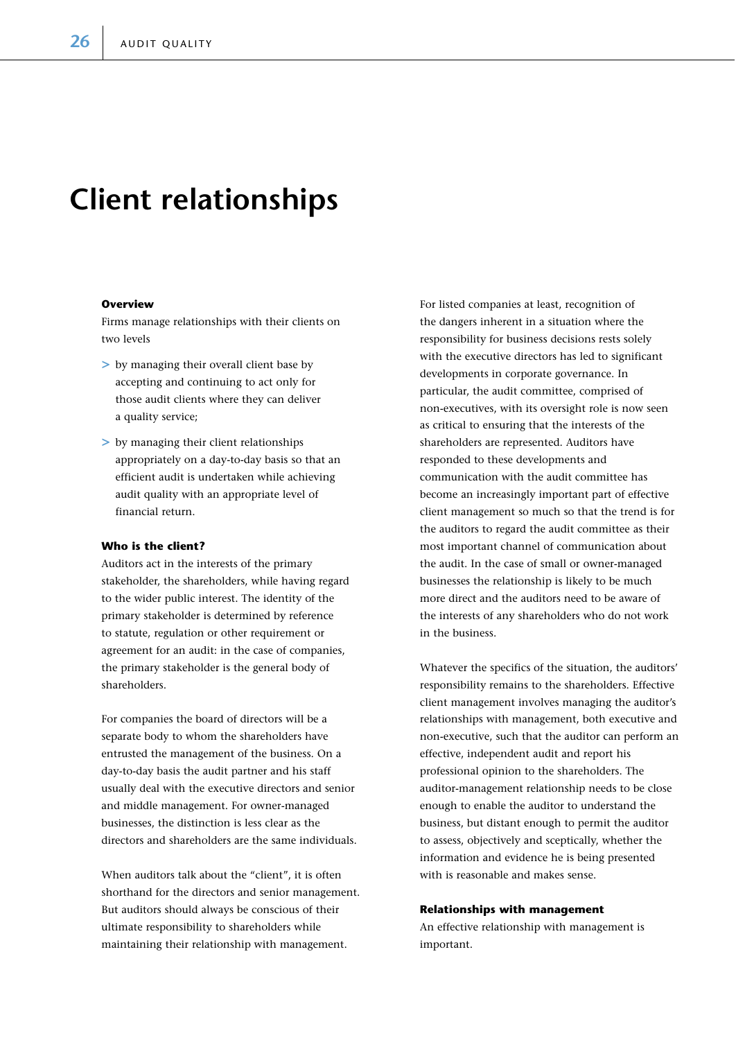# Client relationships

### Overview

Firms manage relationships with their clients on two levels

- by managing their overall client base by accepting and continuing to act only for those audit clients where they can deliver a quality service;
- by managing their client relationships appropriately on a day-to-day basis so that an efficient audit is undertaken while achieving audit quality with an appropriate level of financial return.

### Who is the client?

Auditors act in the interests of the primary stakeholder, the shareholders, while having regard to the wider public interest. The identity of the primary stakeholder is determined by reference to statute, regulation or other requirement or agreement for an audit: in the case of companies, the primary stakeholder is the general body of shareholders.

For companies the board of directors will be a separate body to whom the shareholders have entrusted the management of the business. On a day-to-day basis the audit partner and his staff usually deal with the executive directors and senior and middle management. For owner-managed businesses, the distinction is less clear as the directors and shareholders are the same individuals.

When auditors talk about the "client", it is often shorthand for the directors and senior management. But auditors should always be conscious of their ultimate responsibility to shareholders while maintaining their relationship with management.

For listed companies at least, recognition of the dangers inherent in a situation where the responsibility for business decisions rests solely with the executive directors has led to significant developments in corporate governance. In particular, the audit committee, comprised of non-executives, with its oversight role is now seen as critical to ensuring that the interests of the shareholders are represented. Auditors have responded to these developments and communication with the audit committee has become an increasingly important part of effective client management so much so that the trend is for the auditors to regard the audit committee as their most important channel of communication about the audit. In the case of small or owner-managed businesses the relationship is likely to be much more direct and the auditors need to be aware of the interests of any shareholders who do not work in the business.

Whatever the specifics of the situation, the auditors' responsibility remains to the shareholders. Effective client management involves managing the auditor's relationships with management, both executive and non-executive, such that the auditor can perform an effective, independent audit and report his professional opinion to the shareholders. The auditor-management relationship needs to be close enough to enable the auditor to understand the business, but distant enough to permit the auditor to assess, objectively and sceptically, whether the information and evidence he is being presented with is reasonable and makes sense.

### Relationships with management

An effective relationship with management is important.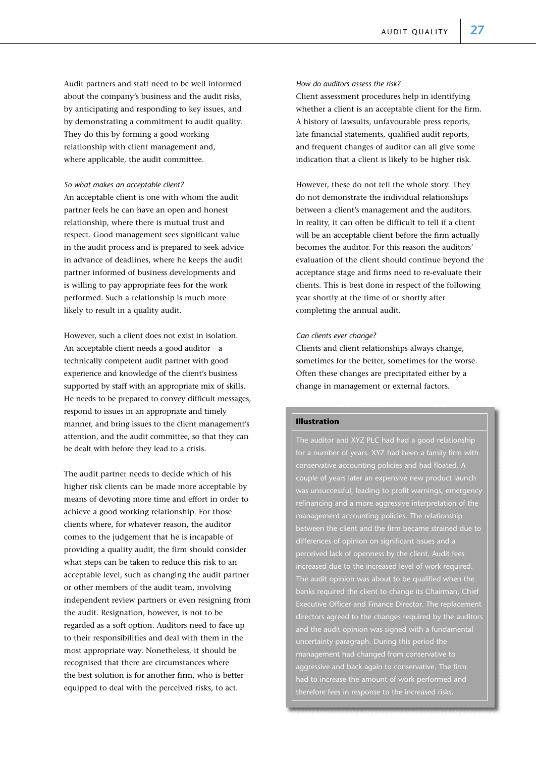Audit partners and staff need to be well informed about the company's business and the audit risks, by anticipating and responding to key issues, and by demonstrating a commitment to audit quality. They do this by forming a good working relationship with client management and, where applicable, the audit committee.

*So what makes an acceptable client?*

An acceptable client is one with whom the audit partner feels he can have an open and honest relationship, where there is mutual trust and respect. Good management sees significant value in the audit process and is prepared to seek advice in advance of deadlines, where he keeps the audit partner informed of business developments and is willing to pay appropriate fees for the work performed. Such a relationship is much more likely to result in a quality audit.

However, such a client does not exist in isolation. An acceptable client needs a good auditor – a technically competent audit partner with good experience and knowledge of the client's business supported by staff with an appropriate mix of skills. He needs to be prepared to convey difficult messages, respond to issues in an appropriate and timely manner, and bring issues to the client management's attention, and the audit committee, so that they can be dealt with before they lead to a crisis.

The audit partner needs to decide which of his higher risk clients can be made more acceptable by means of devoting more time and effort in order to achieve a good working relationship. For those clients where, for whatever reason, the auditor comes to the judgement that he is incapable of providing a quality audit, the firm should consider what steps can be taken to reduce this risk to an acceptable level, such as changing the audit partner or other members of the audit team, involving independent review partners or even resigning from the audit. Resignation, however, is not to be regarded as a soft option. Auditors need to face up to their responsibilities and deal with them in the most appropriate way. Nonetheless, it should be recognised that there are circumstances where the best solution is for another firm, who is better equipped to deal with the perceived risks, to act.

*How do auditors assess the risk?*

Client assessment procedures help in identifying whether a client is an acceptable client for the firm. A history of lawsuits, unfavourable press reports, late financial statements, qualified audit reports, and frequent changes of auditor can all give some indication that a client is likely to be higher risk.

However, these do not tell the whole story. They do not demonstrate the individual relationships between a client's management and the auditors. In reality, it can often be difficult to tell if a client will be an acceptable client before the firm actually becomes the auditor. For this reason the auditors' evaluation of the client should continue beyond the acceptance stage and firms need to re-evaluate their clients. This is best done in respect of the following year shortly at the time of or shortly after completing the annual audit.

*Can clients ever change?*

Clients and client relationships always change, sometimes for the better, sometimes for the worse. Often these changes are precipitated either by a change in management or external factors.

**Illustration**

The auditor and XYZ PLC had had a good relationship for a number of years. XYZ had been a family firm with conservative accounting policies and had floated. A couple of years later an expensive new product launch was unsuccessful, leading to profit warnings, emergency refinancing and a more aggressive interpretation of the management accounting policies. The relationship between the client and the firm became strained due to differences of opinion on significant issues and a perceived lack of openness by the client. Audit fees increased due to the increased level of work required. The audit opinion was about to be qualified when the banks required the client to change its Chairman, Chief Executive Officer and Finance Director. The replacement directors agreed to the changes required by the auditors and the audit opinion was signed with a fundamental uncertainty paragraph. During this period the management had changed from conservative to aggressive and back again to conservative. The firm had to increase the amount of work performed and therefore fees in response to the increased risks.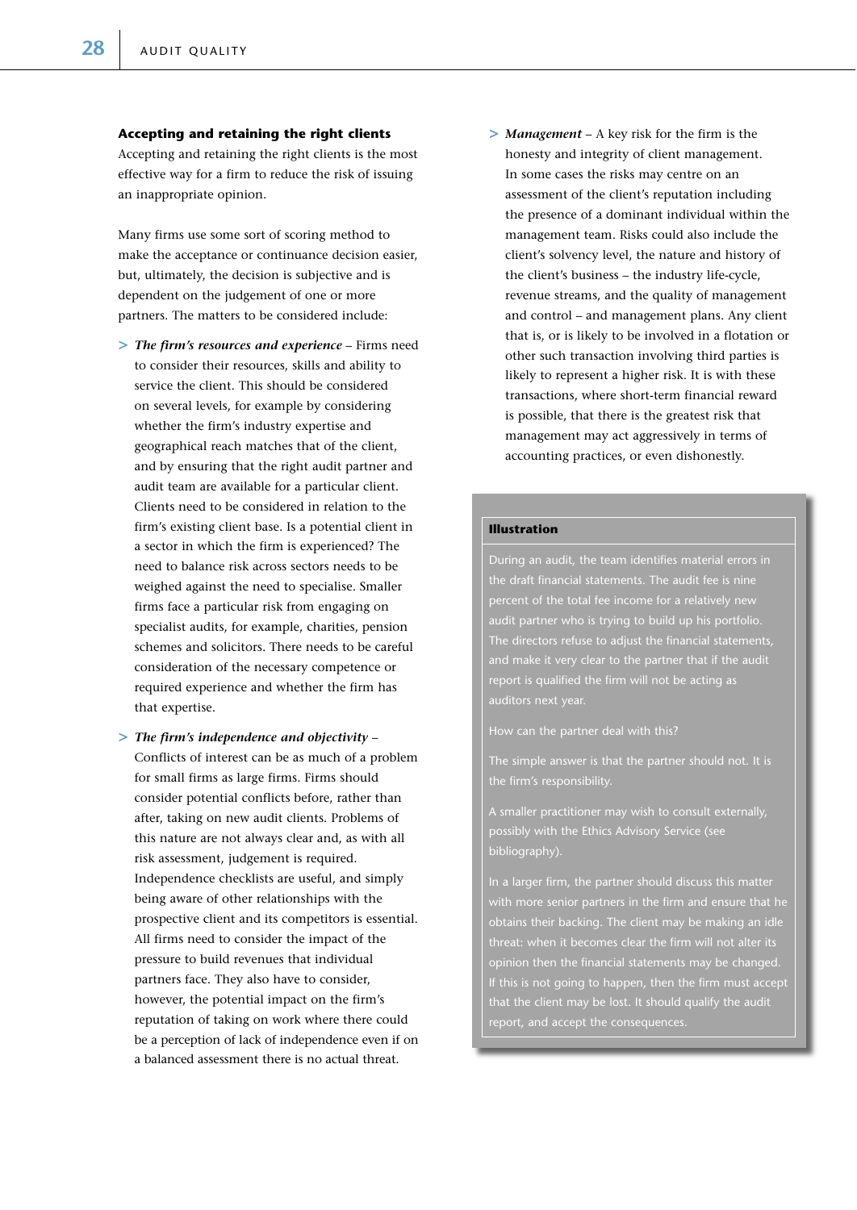### Accepting and retaining the right clients

Accepting and retaining the right clients is the most effective way for a firm to reduce the risk of issuing an inappropriate opinion.

Many firms use some sort of scoring method to make the acceptance or continuance decision easier, but, ultimately, the decision is subjective and is dependent on the judgement of one or more partners. The matters to be considered include:

- *The firm's resources and experience* – Firms need to consider their resources, skills and ability to service the client. This should be considered on several levels, for example by considering whether the firm's industry expertise and geographical reach matches that of the client, and by ensuring that the right audit partner and audit team are available for a particular client. Clients need to be considered in relation to the firm's existing client base. Is a potential client in a sector in which the firm is experienced? The need to balance risk across sectors needs to be weighed against the need to specialise. Smaller firms face a particular risk from engaging on specialist audits, for example, charities, pension schemes and solicitors. There needs to be careful consideration of the necessary competence or required experience and whether the firm has that expertise.
- *The firm's independence and objectivity* – Conflicts of interest can be as much of a problem for small firms as large firms. Firms should consider potential conflicts before, rather than after, taking on new audit clients. Problems of this nature are not always clear and, as with all risk assessment, judgement is required. Independence checklists are useful, and simply being aware of other relationships with the prospective client and its competitors is essential. All firms need to consider the impact of the pressure to build revenues that individual partners face. They also have to consider, however, the potential impact on the firm's reputation of taking on work where there could be a perception of lack of independence even if on a balanced assessment there is no actual threat.
- *Management* – A key risk for the firm is the honesty and integrity of client management. In some cases the risks may centre on an assessment of the client's reputation including the presence of a dominant individual within the management team. Risks could also include the client's solvency level, the nature and history of the client's business – the industry life-cycle, revenue streams, and the quality of management and control – and management plans. Any client that is, or is likely to be involved in a flotation or other such transaction involving third parties is likely to represent a higher risk. It is with these transactions, where short-term financial reward is possible, that there is the greatest risk that management may act aggressively in terms of accounting practices, or even dishonestly.

> **Illustration**
>
> During an audit, the team identifies material errors in the draft financial statements. The audit fee is nine percent of the total fee income for a relatively new audit partner who is trying to build up his portfolio. The directors refuse to adjust the financial statements, and make it very clear to the partner that if the audit report is qualified the firm will not be acting as auditors next year.
>
> How can the partner deal with this?
>
> The simple answer is that the partner should not. It is the firm's responsibility.
>
> A smaller practitioner may wish to consult externally, possibly with the Ethics Advisory Service (see bibliography).
>
> In a larger firm, the partner should discuss this matter with more senior partners in the firm and ensure that he obtains their backing. The client may be making an idle threat: when it becomes clear the firm will not alter its opinion then the financial statements may be changed. If this is not going to happen, then the firm must accept that the client may be lost. It should qualify the audit report, and accept the consequences.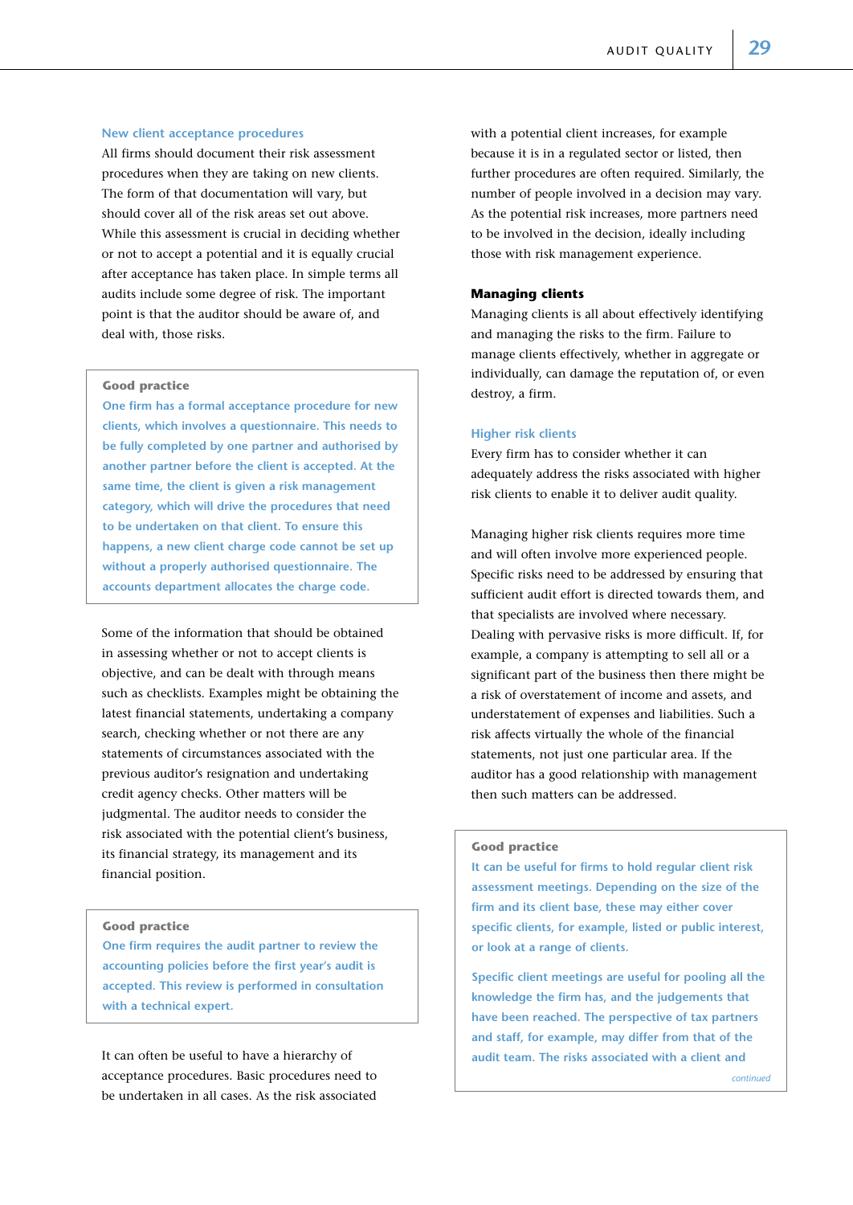### New client acceptance procedures

All firms should document their risk assessment procedures when they are taking on new clients. The form of that documentation will vary, but should cover all of the risk areas set out above. While this assessment is crucial in deciding whether or not to accept a potential and it is equally crucial after acceptance has taken place. In simple terms all audits include some degree of risk. The important point is that the auditor should be aware of, and deal with, those risks.

> **Good practice**
>
> One firm has a formal acceptance procedure for new clients, which involves a questionnaire. This needs to be fully completed by one partner and authorised by another partner before the client is accepted. At the same time, the client is given a risk management category, which will drive the procedures that need to be undertaken on that client. To ensure this happens, a new client charge code cannot be set up without a properly authorised questionnaire. The accounts department allocates the charge code.

Some of the information that should be obtained in assessing whether or not to accept clients is objective, and can be dealt with through means such as checklists. Examples might be obtaining the latest financial statements, undertaking a company search, checking whether or not there are any statements of circumstances associated with the previous auditor's resignation and undertaking credit agency checks. Other matters will be judgmental. The auditor needs to consider the risk associated with the potential client's business, its financial strategy, its management and its financial position.

> **Good practice**
>
> One firm requires the audit partner to review the accounting policies before the first year's audit is accepted. This review is performed in consultation with a technical expert.

It can often be useful to have a hierarchy of acceptance procedures. Basic procedures need to be undertaken in all cases. As the risk associated with a potential client increases, for example because it is in a regulated sector or listed, then further procedures are often required. Similarly, the number of people involved in a decision may vary. As the potential risk increases, more partners need to be involved in the decision, ideally including those with risk management experience.

## Managing clients

Managing clients is all about effectively identifying and managing the risks to the firm. Failure to manage clients effectively, whether in aggregate or individually, can damage the reputation of, or even destroy, a firm.

### Higher risk clients

Every firm has to consider whether it can adequately address the risks associated with higher risk clients to enable it to deliver audit quality.

Managing higher risk clients requires more time and will often involve more experienced people. Specific risks need to be addressed by ensuring that sufficient audit effort is directed towards them, and that specialists are involved where necessary. Dealing with pervasive risks is more difficult. If, for example, a company is attempting to sell all or a significant part of the business then there might be a risk of overstatement of income and assets, and understatement of expenses and liabilities. Such a risk affects virtually the whole of the financial statements, not just one particular area. If the auditor has a good relationship with management then such matters can be addressed.

> **Good practice**
>
> It can be useful for firms to hold regular client risk assessment meetings. Depending on the size of the firm and its client base, these may either cover specific clients, for example, listed or public interest, or look at a range of clients.
>
> Specific client meetings are useful for pooling all the knowledge the firm has, and the judgements that have been reached. The perspective of tax partners and staff, for example, may differ from that of the audit team. The risks associated with a client and
>
> *continued*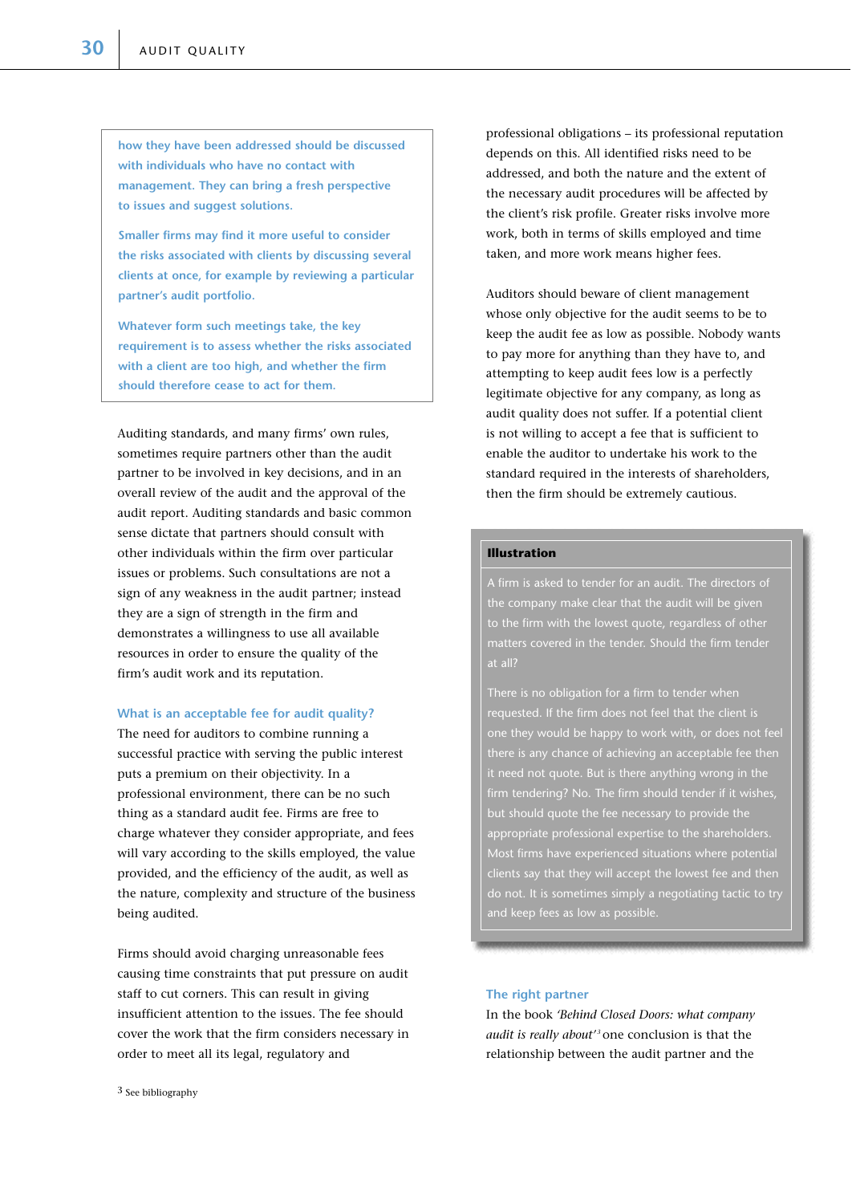how they have been addressed should be discussed with individuals who have no contact with management. They can bring a fresh perspective to issues and suggest solutions.

Smaller firms may find it more useful to consider the risks associated with clients by discussing several clients at once, for example by reviewing a particular partner's audit portfolio.

Whatever form such meetings take, the key requirement is to assess whether the risks associated with a client are too high, and whether the firm should therefore cease to act for them.

Auditing standards, and many firms' own rules, sometimes require partners other than the audit partner to be involved in key decisions, and in an overall review of the audit and the approval of the audit report. Auditing standards and basic common sense dictate that partners should consult with other individuals within the firm over particular issues or problems. Such consultations are not a sign of any weakness in the audit partner; instead they are a sign of strength in the firm and demonstrates a willingness to use all available resources in order to ensure the quality of the firm's audit work and its reputation.

### What is an acceptable fee for audit quality?

The need for auditors to combine running a successful practice with serving the public interest puts a premium on their objectivity. In a professional environment, there can be no such thing as a standard audit fee. Firms are free to charge whatever they consider appropriate, and fees will vary according to the skills employed, the value provided, and the efficiency of the audit, as well as the nature, complexity and structure of the business being audited.

Firms should avoid charging unreasonable fees causing time constraints that put pressure on audit staff to cut corners. This can result in giving insufficient attention to the issues. The fee should cover the work that the firm considers necessary in order to meet all its legal, regulatory and professional obligations – its professional reputation depends on this. All identified risks need to be addressed, and both the nature and the extent of the necessary audit procedures will be affected by the client's risk profile. Greater risks involve more work, both in terms of skills employed and time taken, and more work means higher fees.

Auditors should beware of client management whose only objective for the audit seems to be to keep the audit fee as low as possible. Nobody wants to pay more for anything than they have to, and attempting to keep audit fees low is a perfectly legitimate objective for any company, as long as audit quality does not suffer. If a potential client is not willing to accept a fee that is sufficient to enable the auditor to undertake his work to the standard required in the interests of shareholders, then the firm should be extremely cautious.

**Illustration**

A firm is asked to tender for an audit. The directors of the company make clear that the audit will be given to the firm with the lowest quote, regardless of other matters covered in the tender. Should the firm tender at all?

There is no obligation for a firm to tender when requested. If the firm does not feel that the client is one they would be happy to work with, or does not feel there is any chance of achieving an acceptable fee then it need not quote. But is there anything wrong in the firm tendering? No. The firm should tender if it wishes, but should quote the fee necessary to provide the appropriate professional expertise to the shareholders. Most firms have experienced situations where potential clients say that they will accept the lowest fee and then do not. It is sometimes simply a negotiating tactic to try and keep fees as low as possible.

### The right partner

In the book *'Behind Closed Doors: what company audit is really about'*[3] one conclusion is that the relationship between the audit partner and the

3 See bibliography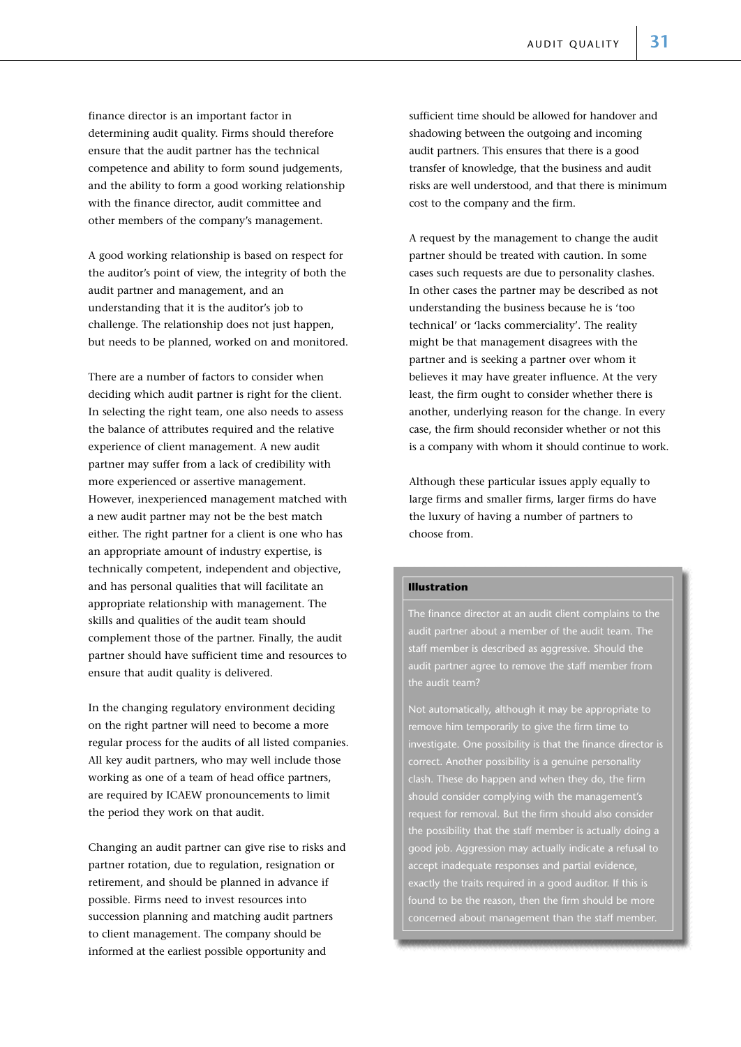finance director is an important factor in determining audit quality. Firms should therefore ensure that the audit partner has the technical competence and ability to form sound judgements, and the ability to form a good working relationship with the finance director, audit committee and other members of the company's management.

A good working relationship is based on respect for the auditor's point of view, the integrity of both the audit partner and management, and an understanding that it is the auditor's job to challenge. The relationship does not just happen, but needs to be planned, worked on and monitored.

There are a number of factors to consider when deciding which audit partner is right for the client. In selecting the right team, one also needs to assess the balance of attributes required and the relative experience of client management. A new audit partner may suffer from a lack of credibility with more experienced or assertive management. However, inexperienced management matched with a new audit partner may not be the best match either. The right partner for a client is one who has an appropriate amount of industry expertise, is technically competent, independent and objective, and has personal qualities that will facilitate an appropriate relationship with management. The skills and qualities of the audit team should complement those of the partner. Finally, the audit partner should have sufficient time and resources to ensure that audit quality is delivered.

In the changing regulatory environment deciding on the right partner will need to become a more regular process for the audits of all listed companies. All key audit partners, who may well include those working as one of a team of head office partners, are required by ICAEW pronouncements to limit the period they work on that audit.

Changing an audit partner can give rise to risks and partner rotation, due to regulation, resignation or retirement, and should be planned in advance if possible. Firms need to invest resources into succession planning and matching audit partners to client management. The company should be informed at the earliest possible opportunity and sufficient time should be allowed for handover and shadowing between the outgoing and incoming audit partners. This ensures that there is a good transfer of knowledge, that the business and audit risks are well understood, and that there is minimum cost to the company and the firm.

A request by the management to change the audit partner should be treated with caution. In some cases such requests are due to personality clashes. In other cases the partner may be described as not understanding the business because he is 'too technical' or 'lacks commerciality'. The reality might be that management disagrees with the partner and is seeking a partner over whom it believes it may have greater influence. At the very least, the firm ought to consider whether there is another, underlying reason for the change. In every case, the firm should reconsider whether or not this is a company with whom it should continue to work.

Although these particular issues apply equally to large firms and smaller firms, larger firms do have the luxury of having a number of partners to choose from.

**Illustration**

The finance director at an audit client complains to the audit partner about a member of the audit team. The staff member is described as aggressive. Should the audit partner agree to remove the staff member from the audit team?

Not automatically, although it may be appropriate to remove him temporarily to give the firm time to investigate. One possibility is that the finance director is correct. Another possibility is a genuine personality clash. These do happen and when they do, the firm should consider complying with the management's request for removal. But the firm should also consider the possibility that the staff member is actually doing a good job. Aggression may actually indicate a refusal to accept inadequate responses and partial evidence, exactly the traits required in a good auditor. If this is found to be the reason, then the firm should be more concerned about management than the staff member.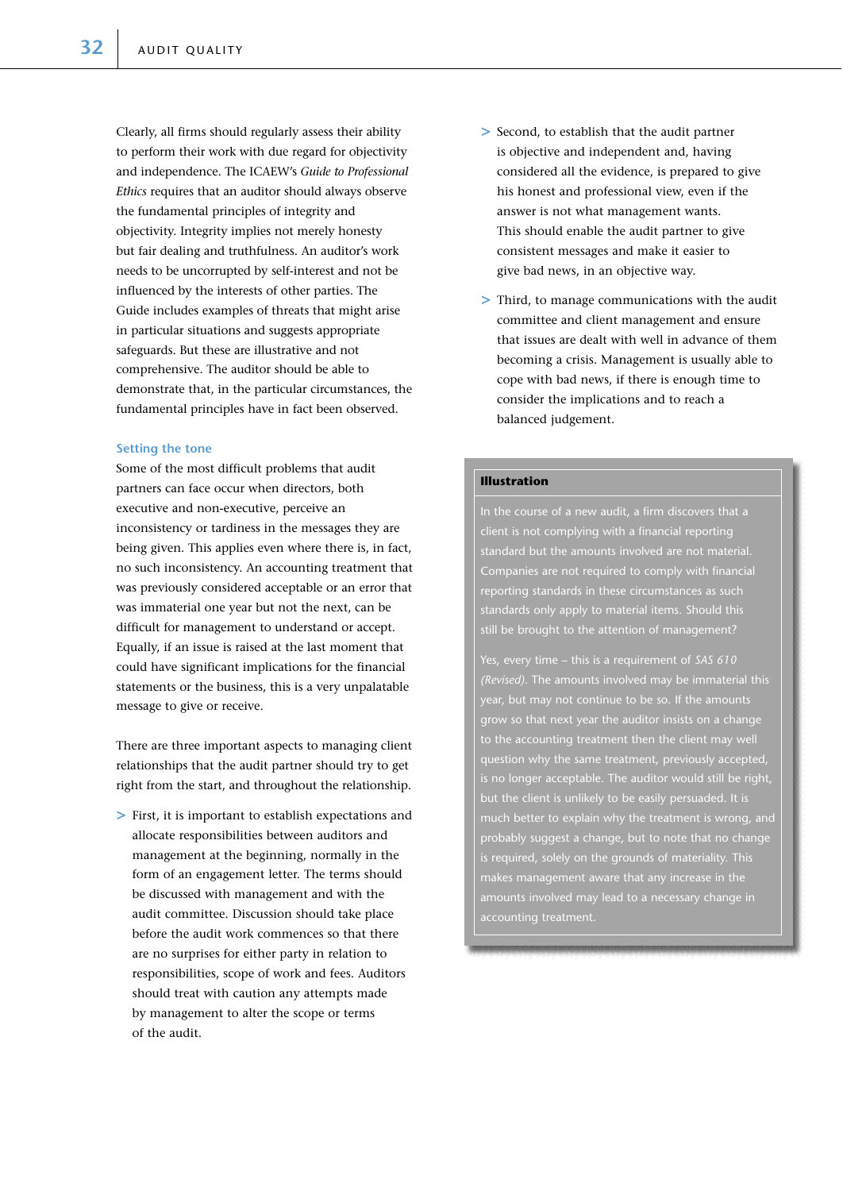Clearly, all firms should regularly assess their ability to perform their work with due regard for objectivity and independence. The ICAEW's *Guide to Professional Ethics* requires that an auditor should always observe the fundamental principles of integrity and objectivity. Integrity implies not merely honesty but fair dealing and truthfulness. An auditor's work needs to be uncorrupted by self-interest and not be influenced by the interests of other parties. The Guide includes examples of threats that might arise in particular situations and suggests appropriate safeguards. But these are illustrative and not comprehensive. The auditor should be able to demonstrate that, in the particular circumstances, the fundamental principles have in fact been observed.

### Setting the tone

Some of the most difficult problems that audit partners can face occur when directors, both executive and non-executive, perceive an inconsistency or tardiness in the messages they are being given. This applies even where there is, in fact, no such inconsistency. An accounting treatment that was previously considered acceptable or an error that was immaterial one year but not the next, can be difficult for management to understand or accept. Equally, if an issue is raised at the last moment that could have significant implications for the financial statements or the business, this is a very unpalatable message to give or receive.

There are three important aspects to managing client relationships that the audit partner should try to get right from the start, and throughout the relationship.

- First, it is important to establish expectations and allocate responsibilities between auditors and management at the beginning, normally in the form of an engagement letter. The terms should be discussed with management and with the audit committee. Discussion should take place before the audit work commences so that there are no surprises for either party in relation to responsibilities, scope of work and fees. Auditors should treat with caution any attempts made by management to alter the scope or terms of the audit.
- Second, to establish that the audit partner is objective and independent and, having considered all the evidence, is prepared to give his honest and professional view, even if the answer is not what management wants. This should enable the audit partner to give consistent messages and make it easier to give bad news, in an objective way.
- Third, to manage communications with the audit committee and client management and ensure that issues are dealt with well in advance of them becoming a crisis. Management is usually able to cope with bad news, if there is enough time to consider the implications and to reach a balanced judgement.

**Illustration**

In the course of a new audit, a firm discovers that a client is not complying with a financial reporting standard but the amounts involved are not material. Companies are not required to comply with financial reporting standards in these circumstances as such standards only apply to material items. Should this still be brought to the attention of management?

Yes, every time – this is a requirement of *SAS 610 (Revised)*. The amounts involved may be immaterial this year, but may not continue to be so. If the amounts grow so that next year the auditor insists on a change to the accounting treatment then the client may well question why the same treatment, previously accepted, is no longer acceptable. The auditor would still be right, but the client is unlikely to be easily persuaded. It is much better to explain why the treatment is wrong, and probably suggest a change, but to note that no change is required, solely on the grounds of materiality. This makes management aware that any increase in the amounts involved may lead to a necessary change in accounting treatment.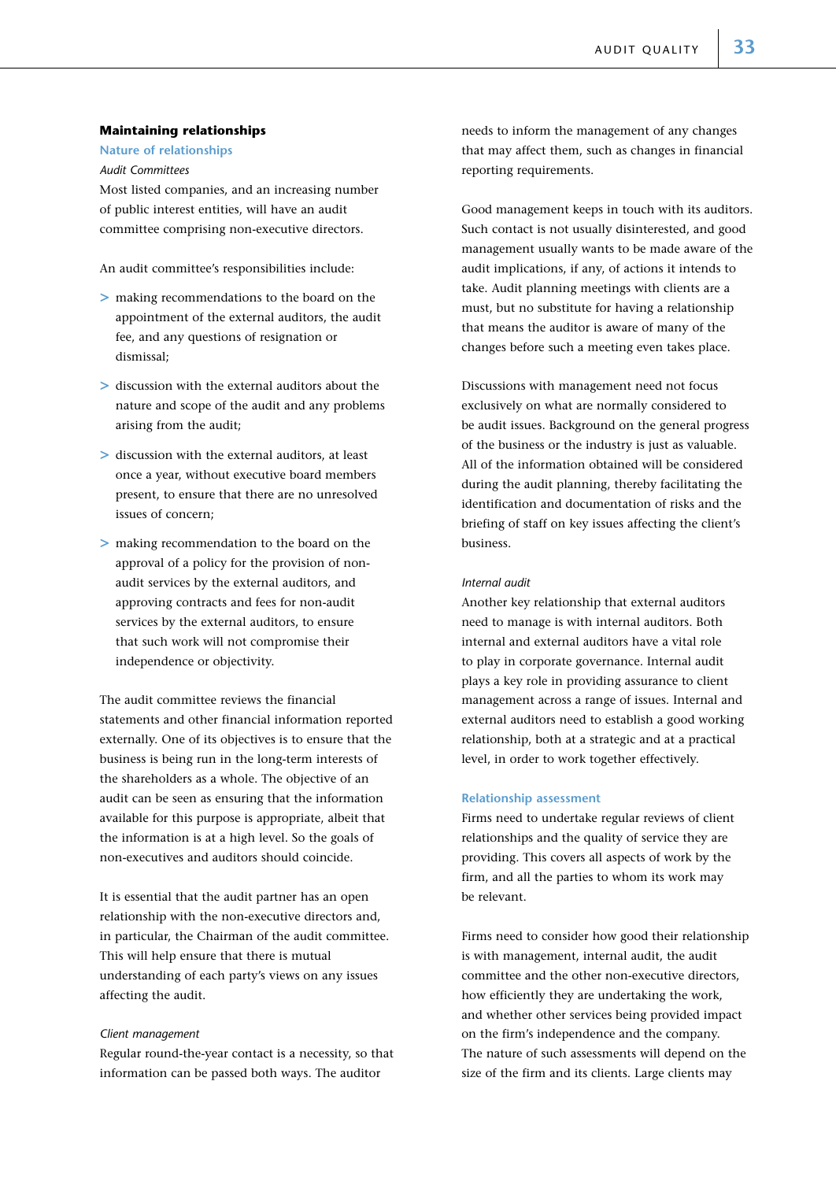## Maintaining relationships

### Nature of relationships

*Audit Committees*

Most listed companies, and an increasing number of public interest entities, will have an audit committee comprising non-executive directors.

An audit committee's responsibilities include:

- making recommendations to the board on the appointment of the external auditors, the audit fee, and any questions of resignation or dismissal;
- discussion with the external auditors about the nature and scope of the audit and any problems arising from the audit;
- discussion with the external auditors, at least once a year, without executive board members present, to ensure that there are no unresolved issues of concern;
- making recommendation to the board on the approval of a policy for the provision of non-audit services by the external auditors, and approving contracts and fees for non-audit services by the external auditors, to ensure that such work will not compromise their independence or objectivity.

The audit committee reviews the financial statements and other financial information reported externally. One of its objectives is to ensure that the business is being run in the long-term interests of the shareholders as a whole. The objective of an audit can be seen as ensuring that the information available for this purpose is appropriate, albeit that the information is at a high level. So the goals of non-executives and auditors should coincide.

It is essential that the audit partner has an open relationship with the non-executive directors and, in particular, the Chairman of the audit committee. This will help ensure that there is mutual understanding of each party's views on any issues affecting the audit.

*Client management*

Regular round-the-year contact is a necessity, so that information can be passed both ways. The auditor needs to inform the management of any changes that may affect them, such as changes in financial reporting requirements.

Good management keeps in touch with its auditors. Such contact is not usually disinterested, and good management usually wants to be made aware of the audit implications, if any, of actions it intends to take. Audit planning meetings with clients are a must, but no substitute for having a relationship that means the auditor is aware of many of the changes before such a meeting even takes place.

Discussions with management need not focus exclusively on what are normally considered to be audit issues. Background on the general progress of the business or the industry is just as valuable. All of the information obtained will be considered during the audit planning, thereby facilitating the identification and documentation of risks and the briefing of staff on key issues affecting the client's business.

*Internal audit*

Another key relationship that external auditors need to manage is with internal auditors. Both internal and external auditors have a vital role to play in corporate governance. Internal audit plays a key role in providing assurance to client management across a range of issues. Internal and external auditors need to establish a good working relationship, both at a strategic and at a practical level, in order to work together effectively.

### Relationship assessment

Firms need to undertake regular reviews of client relationships and the quality of service they are providing. This covers all aspects of work by the firm, and all the parties to whom its work may be relevant.

Firms need to consider how good their relationship is with management, internal audit, the audit committee and the other non-executive directors, how efficiently they are undertaking the work, and whether other services being provided impact on the firm's independence and the company. The nature of such assessments will depend on the size of the firm and its clients. Large clients may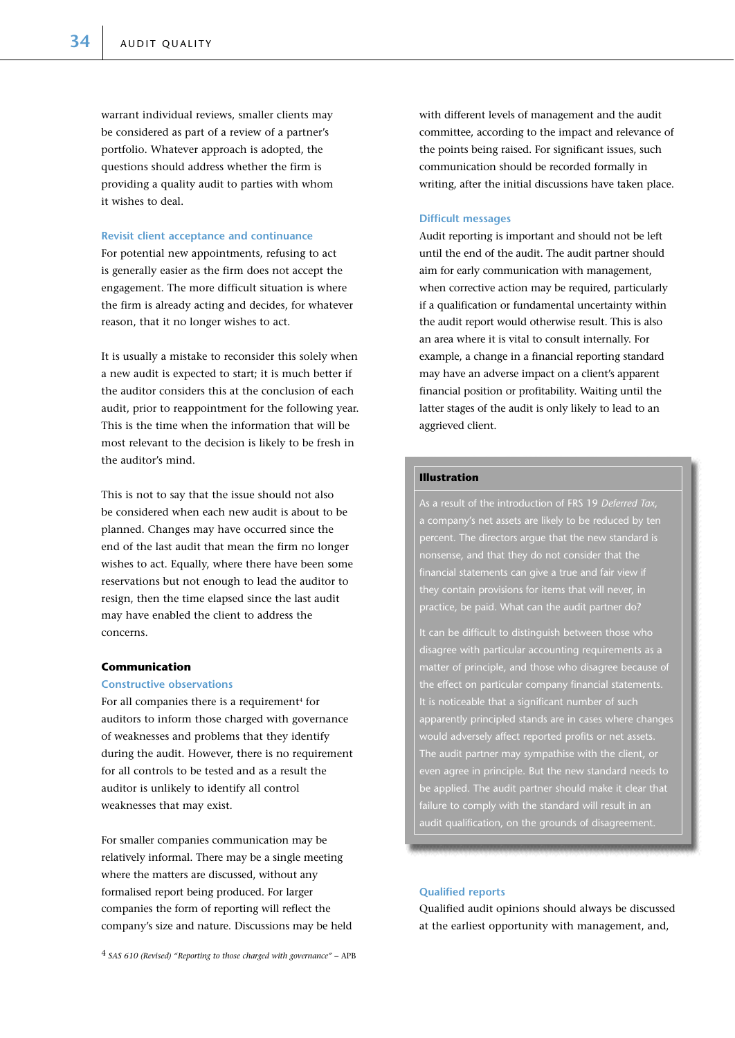warrant individual reviews, smaller clients may be considered as part of a review of a partner's portfolio. Whatever approach is adopted, the questions should address whether the firm is providing a quality audit to parties with whom it wishes to deal.

### Revisit client acceptance and continuance

For potential new appointments, refusing to act is generally easier as the firm does not accept the engagement. The more difficult situation is where the firm is already acting and decides, for whatever reason, that it no longer wishes to act.

It is usually a mistake to reconsider this solely when a new audit is expected to start; it is much better if the auditor considers this at the conclusion of each audit, prior to reappointment for the following year. This is the time when the information that will be most relevant to the decision is likely to be fresh in the auditor's mind.

This is not to say that the issue should not also be considered when each new audit is about to be planned. Changes may have occurred since the end of the last audit that mean the firm no longer wishes to act. Equally, where there have been some reservations but not enough to lead the auditor to resign, then the time elapsed since the last audit may have enabled the client to address the concerns.

## Communication

### Constructive observations

For all companies there is a requirement[4] for auditors to inform those charged with governance of weaknesses and problems that they identify during the audit. However, there is no requirement for all controls to be tested and as a result the auditor is unlikely to identify all control weaknesses that may exist.

For smaller companies communication may be relatively informal. There may be a single meeting where the matters are discussed, without any formalised report being produced. For larger companies the form of reporting will reflect the company's size and nature. Discussions may be held with different levels of management and the audit committee, according to the impact and relevance of the points being raised. For significant issues, such communication should be recorded formally in writing, after the initial discussions have taken place.

### Difficult messages

Audit reporting is important and should not be left until the end of the audit. The audit partner should aim for early communication with management, when corrective action may be required, particularly if a qualification or fundamental uncertainty within the audit report would otherwise result. This is also an area where it is vital to consult internally. For example, a change in a financial reporting standard may have an adverse impact on a client's apparent financial position or profitability. Waiting until the latter stages of the audit is only likely to lead to an aggrieved client.

> **Illustration**
>
> As a result of the introduction of FRS 19 *Deferred Tax*, a company's net assets are likely to be reduced by ten percent. The directors argue that the new standard is nonsense, and that they do not consider that the financial statements can give a true and fair view if they contain provisions for items that will never, in practice, be paid. What can the audit partner do?
>
> It can be difficult to distinguish between those who disagree with particular accounting requirements as a matter of principle, and those who disagree because of the effect on particular company financial statements. It is noticeable that a significant number of such apparently principled stands are in cases where changes would adversely affect reported profits or net assets. The audit partner may sympathise with the client, or even agree in principle. But the new standard needs to be applied. The audit partner should make it clear that failure to comply with the standard will result in an audit qualification, on the grounds of disagreement.

### Qualified reports

Qualified audit opinions should always be discussed at the earliest opportunity with management, and,

[4] *SAS 610 (Revised) "Reporting to those charged with governance"* – APB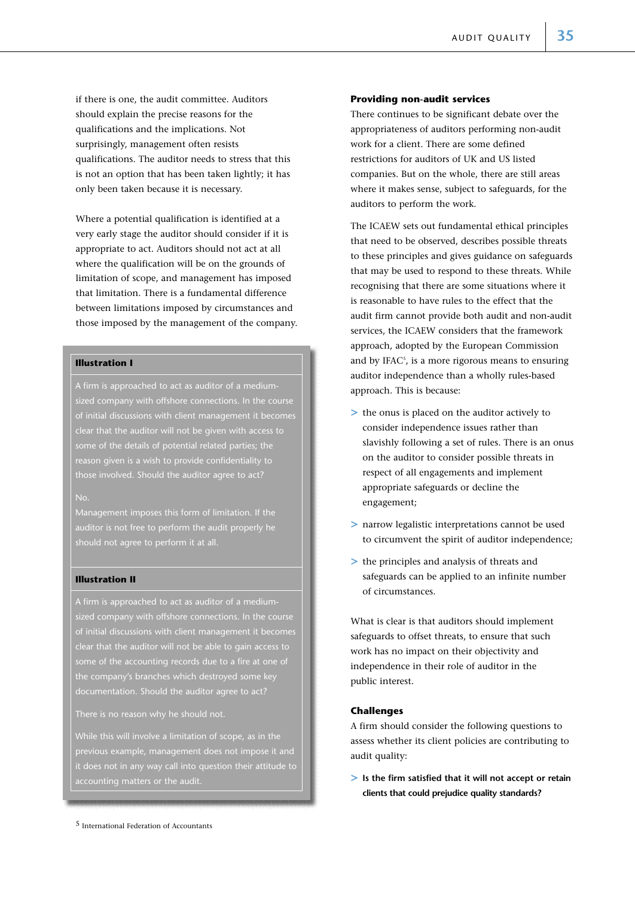if there is one, the audit committee. Auditors should explain the precise reasons for the qualifications and the implications. Not surprisingly, management often resists qualifications. The auditor needs to stress that this is not an option that has been taken lightly; it has only been taken because it is necessary.

Where a potential qualification is identified at a very early stage the auditor should consider if it is appropriate to act. Auditors should not act at all where the qualification will be on the grounds of limitation of scope, and management has imposed that limitation. There is a fundamental difference between limitations imposed by circumstances and those imposed by the management of the company.

**Illustration I**

A firm is approached to act as auditor of a medium-sized company with offshore connections. In the course of initial discussions with client management it becomes clear that the auditor will not be given with access to some of the details of potential related parties; the reason given is a wish to provide confidentiality to those involved. Should the auditor agree to act?

No.

Management imposes this form of limitation. If the auditor is not free to perform the audit properly he should not agree to perform it at all.

**Illustration II**

A firm is approached to act as auditor of a medium-sized company with offshore connections. In the course of initial discussions with client management it becomes clear that the auditor will not be able to gain access to some of the accounting records due to a fire at one of the company's branches which destroyed some key documentation. Should the auditor agree to act?

There is no reason why he should not.

While this will involve a limitation of scope, as in the previous example, management does not impose it and it does not in any way call into question their attitude to accounting matters or the audit.

### Providing non-audit services

There continues to be significant debate over the appropriateness of auditors performing non-audit work for a client. There are some defined restrictions for auditors of UK and US listed companies. But on the whole, there are still areas where it makes sense, subject to safeguards, for the auditors to perform the work.

The ICAEW sets out fundamental ethical principles that need to be observed, describes possible threats to these principles and gives guidance on safeguards that may be used to respond to these threats. While recognising that there are some situations where it is reasonable to have rules to the effect that the audit firm cannot provide both audit and non-audit services, the ICAEW considers that the framework approach, adopted by the European Commission and by IFAC[5], is a more rigorous means to ensuring auditor independence than a wholly rules-based approach. This is because:

- the onus is placed on the auditor actively to consider independence issues rather than slavishly following a set of rules. There is an onus on the auditor to consider possible threats in respect of all engagements and implement appropriate safeguards or decline the engagement;
- narrow legalistic interpretations cannot be used to circumvent the spirit of auditor independence;
- the principles and analysis of threats and safeguards can be applied to an infinite number of circumstances.

What is clear is that auditors should implement safeguards to offset threats, to ensure that such work has no impact on their objectivity and independence in their role of auditor in the public interest.

### Challenges

A firm should consider the following questions to assess whether its client policies are contributing to audit quality:

- **Is the firm satisfied that it will not accept or retain clients that could prejudice quality standards?**

5 International Federation of Accountants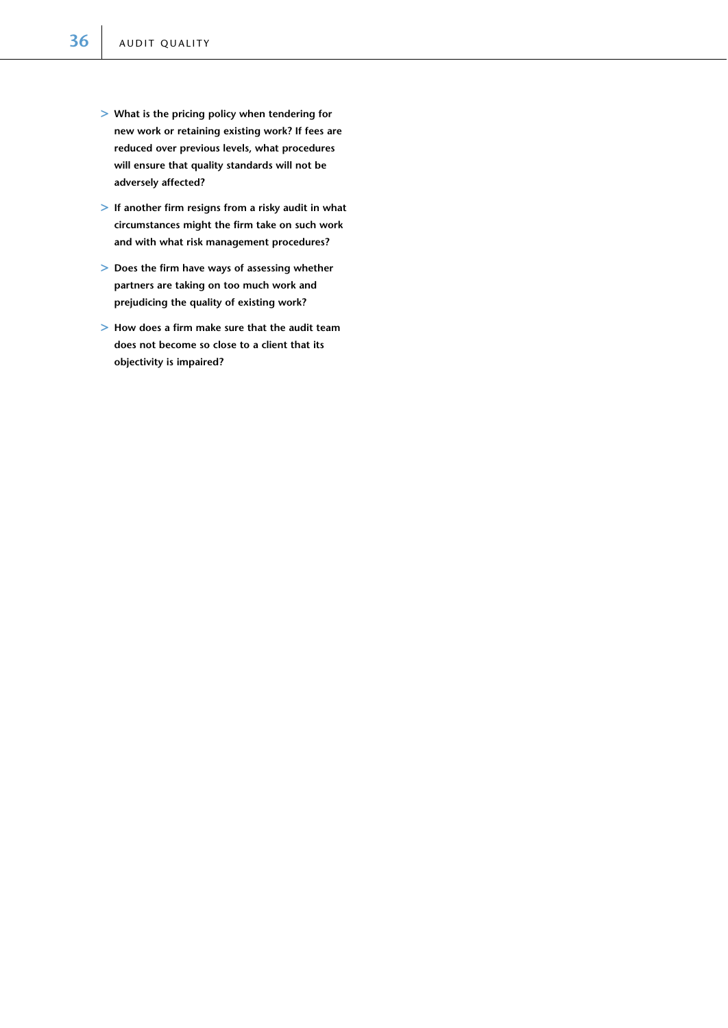- **What is the pricing policy when tendering for new work or retaining existing work? If fees are reduced over previous levels, what procedures will ensure that quality standards will not be adversely affected?**
- **If another firm resigns from a risky audit in what circumstances might the firm take on such work and with what risk management procedures?**
- **Does the firm have ways of assessing whether partners are taking on too much work and prejudicing the quality of existing work?**
- **How does a firm make sure that the audit team does not become so close to a client that its objectivity is impaired?**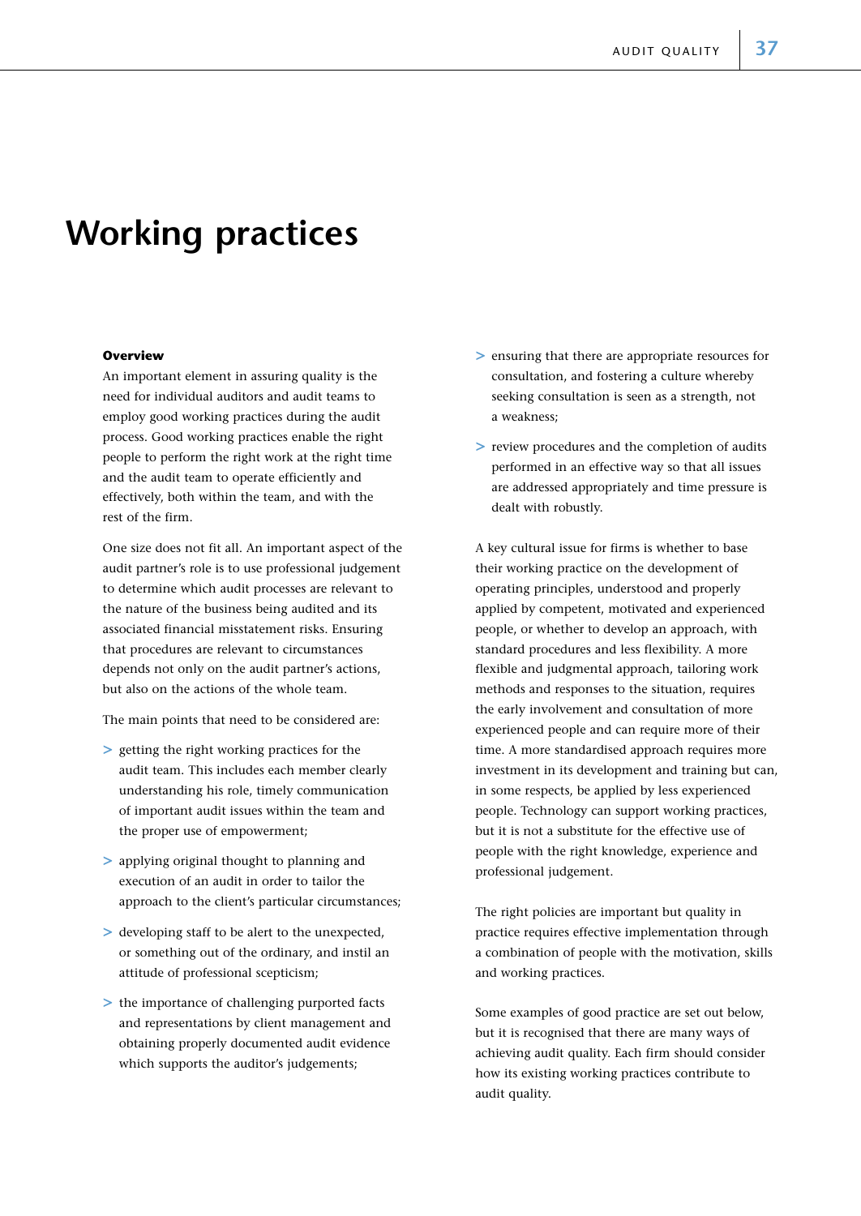# Working practices

### Overview

An important element in assuring quality is the need for individual auditors and audit teams to employ good working practices during the audit process. Good working practices enable the right people to perform the right work at the right time and the audit team to operate efficiently and effectively, both within the team, and with the rest of the firm.

One size does not fit all. An important aspect of the audit partner's role is to use professional judgement to determine which audit processes are relevant to the nature of the business being audited and its associated financial misstatement risks. Ensuring that procedures are relevant to circumstances depends not only on the audit partner's actions, but also on the actions of the whole team.

The main points that need to be considered are:

- getting the right working practices for the audit team. This includes each member clearly understanding his role, timely communication of important audit issues within the team and the proper use of empowerment;
- applying original thought to planning and execution of an audit in order to tailor the approach to the client's particular circumstances;
- developing staff to be alert to the unexpected, or something out of the ordinary, and instil an attitude of professional scepticism;
- the importance of challenging purported facts and representations by client management and obtaining properly documented audit evidence which supports the auditor's judgements;
- ensuring that there are appropriate resources for consultation, and fostering a culture whereby seeking consultation is seen as a strength, not a weakness;
- review procedures and the completion of audits performed in an effective way so that all issues are addressed appropriately and time pressure is dealt with robustly.

A key cultural issue for firms is whether to base their working practice on the development of operating principles, understood and properly applied by competent, motivated and experienced people, or whether to develop an approach, with standard procedures and less flexibility. A more flexible and judgmental approach, tailoring work methods and responses to the situation, requires the early involvement and consultation of more experienced people and can require more of their time. A more standardised approach requires more investment in its development and training but can, in some respects, be applied by less experienced people. Technology can support working practices, but it is not a substitute for the effective use of people with the right knowledge, experience and professional judgement.

The right policies are important but quality in practice requires effective implementation through a combination of people with the motivation, skills and working practices.

Some examples of good practice are set out below, but it is recognised that there are many ways of achieving audit quality. Each firm should consider how its existing working practices contribute to audit quality.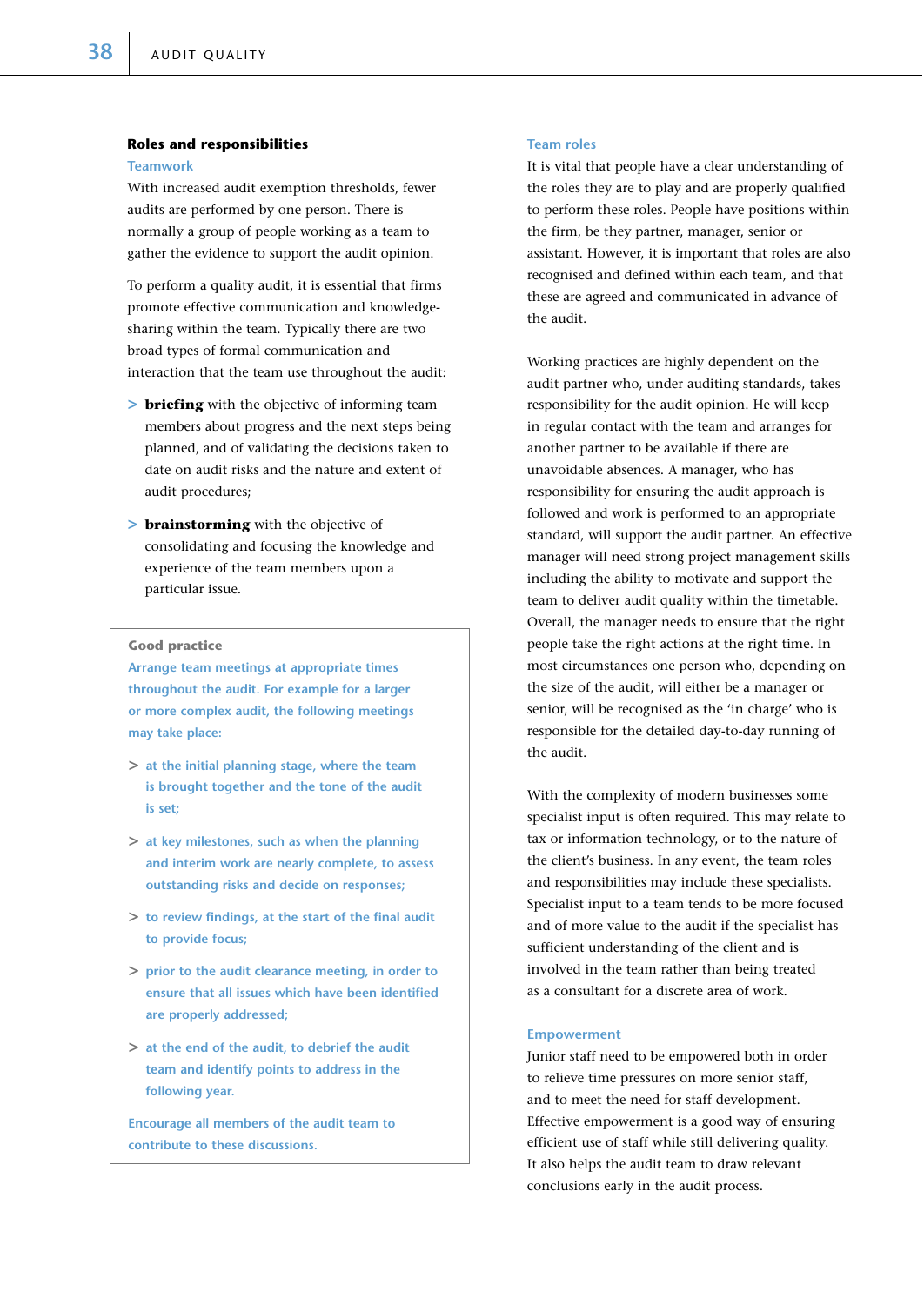## Roles and responsibilities

### Teamwork

With increased audit exemption thresholds, fewer audits are performed by one person. There is normally a group of people working as a team to gather the evidence to support the audit opinion.

To perform a quality audit, it is essential that firms promote effective communication and knowledge-sharing within the team. Typically there are two broad types of formal communication and interaction that the team use throughout the audit:

- **briefing** with the objective of informing team members about progress and the next steps being planned, and of validating the decisions taken to date on audit risks and the nature and extent of audit procedures;
- **brainstorming** with the objective of consolidating and focusing the knowledge and experience of the team members upon a particular issue.

> **Good practice**
>
> Arrange team meetings at appropriate times throughout the audit. For example for a larger or more complex audit, the following meetings may take place:
>
> - at the initial planning stage, where the team is brought together and the tone of the audit is set;
> - at key milestones, such as when the planning and interim work are nearly complete, to assess outstanding risks and decide on responses;
> - to review findings, at the start of the final audit to provide focus;
> - prior to the audit clearance meeting, in order to ensure that all issues which have been identified are properly addressed;
> - at the end of the audit, to debrief the audit team and identify points to address in the following year.
>
> Encourage all members of the audit team to contribute to these discussions.

### Team roles

It is vital that people have a clear understanding of the roles they are to play and are properly qualified to perform these roles. People have positions within the firm, be they partner, manager, senior or assistant. However, it is important that roles are also recognised and defined within each team, and that these are agreed and communicated in advance of the audit.

Working practices are highly dependent on the audit partner who, under auditing standards, takes responsibility for the audit opinion. He will keep in regular contact with the team and arranges for another partner to be available if there are unavoidable absences. A manager, who has responsibility for ensuring the audit approach is followed and work is performed to an appropriate standard, will support the audit partner. An effective manager will need strong project management skills including the ability to motivate and support the team to deliver audit quality within the timetable. Overall, the manager needs to ensure that the right people take the right actions at the right time. In most circumstances one person who, depending on the size of the audit, will either be a manager or senior, will be recognised as the 'in charge' who is responsible for the detailed day-to-day running of the audit.

With the complexity of modern businesses some specialist input is often required. This may relate to tax or information technology, or to the nature of the client's business. In any event, the team roles and responsibilities may include these specialists. Specialist input to a team tends to be more focused and of more value to the audit if the specialist has sufficient understanding of the client and is involved in the team rather than being treated as a consultant for a discrete area of work.

### Empowerment

Junior staff need to be empowered both in order to relieve time pressures on more senior staff, and to meet the need for staff development. Effective empowerment is a good way of ensuring efficient use of staff while still delivering quality. It also helps the audit team to draw relevant conclusions early in the audit process.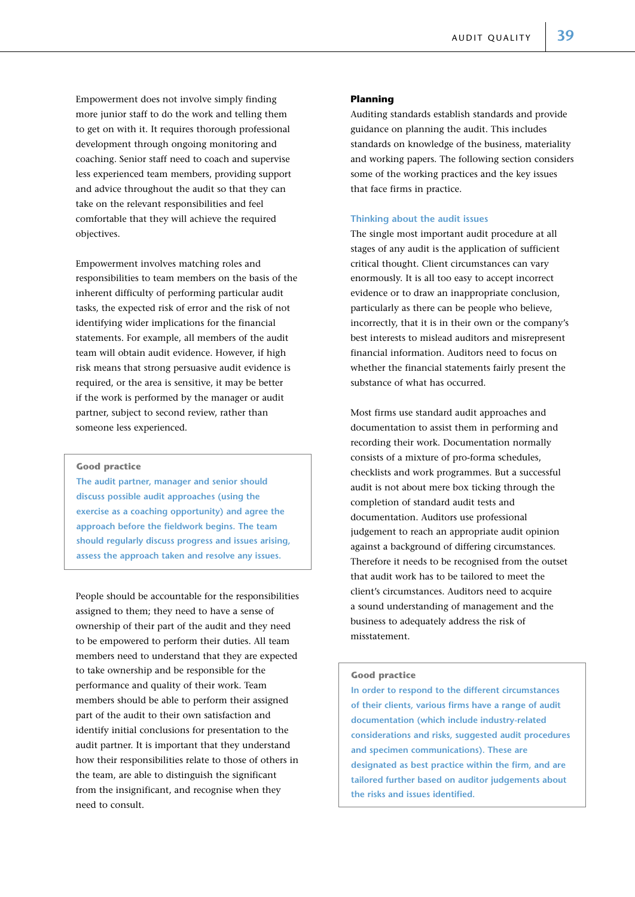Empowerment does not involve simply finding more junior staff to do the work and telling them to get on with it. It requires thorough professional development through ongoing monitoring and coaching. Senior staff need to coach and supervise less experienced team members, providing support and advice throughout the audit so that they can take on the relevant responsibilities and feel comfortable that they will achieve the required objectives.

Empowerment involves matching roles and responsibilities to team members on the basis of the inherent difficulty of performing particular audit tasks, the expected risk of error and the risk of not identifying wider implications for the financial statements. For example, all members of the audit team will obtain audit evidence. However, if high risk means that strong persuasive audit evidence is required, or the area is sensitive, it may be better if the work is performed by the manager or audit partner, subject to second review, rather than someone less experienced.

> **Good practice**
>
> The audit partner, manager and senior should discuss possible audit approaches (using the exercise as a coaching opportunity) and agree the approach before the fieldwork begins. The team should regularly discuss progress and issues arising, assess the approach taken and resolve any issues.

People should be accountable for the responsibilities assigned to them; they need to have a sense of ownership of their part of the audit and they need to be empowered to perform their duties. All team members need to understand that they are expected to take ownership and be responsible for the performance and quality of their work. Team members should be able to perform their assigned part of the audit to their own satisfaction and identify initial conclusions for presentation to the audit partner. It is important that they understand how their responsibilities relate to those of others in the team, are able to distinguish the significant from the insignificant, and recognise when they need to consult.

## Planning

Auditing standards establish standards and provide guidance on planning the audit. This includes standards on knowledge of the business, materiality and working papers. The following section considers some of the working practices and the key issues that face firms in practice.

### Thinking about the audit issues

The single most important audit procedure at all stages of any audit is the application of sufficient critical thought. Client circumstances can vary enormously. It is all too easy to accept incorrect evidence or to draw an inappropriate conclusion, particularly as there can be people who believe, incorrectly, that it is in their own or the company's best interests to mislead auditors and misrepresent financial information. Auditors need to focus on whether the financial statements fairly present the substance of what has occurred.

Most firms use standard audit approaches and documentation to assist them in performing and recording their work. Documentation normally consists of a mixture of pro-forma schedules, checklists and work programmes. But a successful audit is not about mere box ticking through the completion of standard audit tests and documentation. Auditors use professional judgement to reach an appropriate audit opinion against a background of differing circumstances. Therefore it needs to be recognised from the outset that audit work has to be tailored to meet the client's circumstances. Auditors need to acquire a sound understanding of management and the business to adequately address the risk of misstatement.

> **Good practice**
>
> In order to respond to the different circumstances of their clients, various firms have a range of audit documentation (which include industry-related considerations and risks, suggested audit procedures and specimen communications). These are designated as best practice within the firm, and are tailored further based on auditor judgements about the risks and issues identified.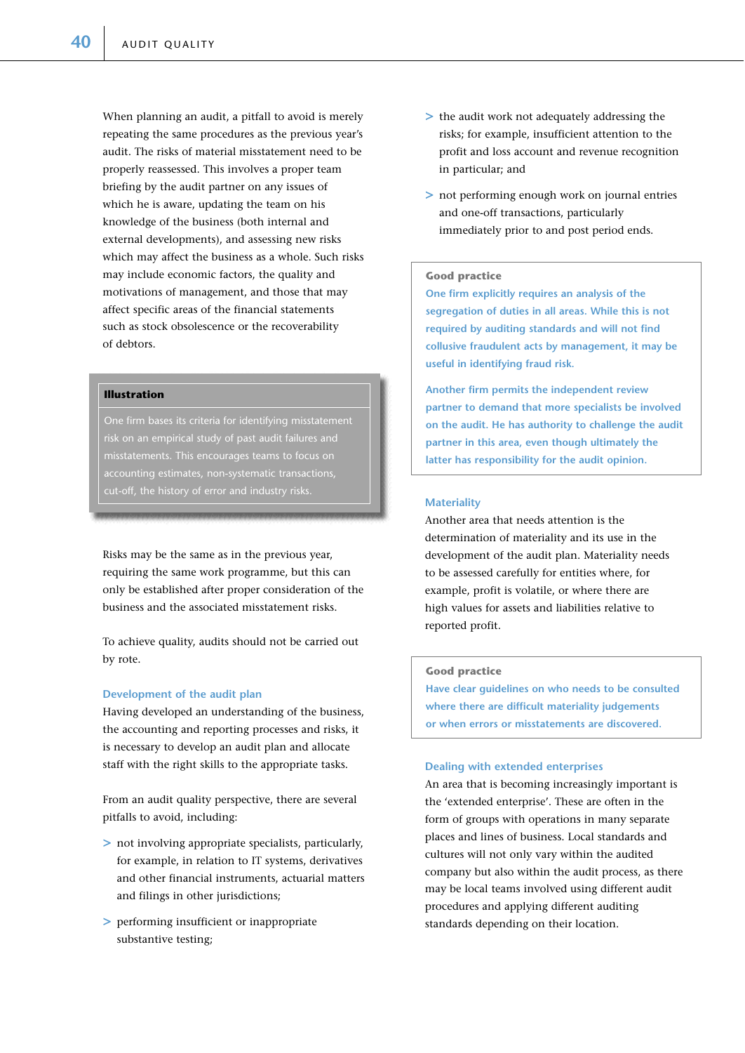When planning an audit, a pitfall to avoid is merely repeating the same procedures as the previous year's audit. The risks of material misstatement need to be properly reassessed. This involves a proper team briefing by the audit partner on any issues of which he is aware, updating the team on his knowledge of the business (both internal and external developments), and assessing new risks which may affect the business as a whole. Such risks may include economic factors, the quality and motivations of management, and those that may affect specific areas of the financial statements such as stock obsolescence or the recoverability of debtors.

> **Illustration**
>
> One firm bases its criteria for identifying misstatement risk on an empirical study of past audit failures and misstatements. This encourages teams to focus on accounting estimates, non-systematic transactions, cut-off, the history of error and industry risks.

Risks may be the same as in the previous year, requiring the same work programme, but this can only be established after proper consideration of the business and the associated misstatement risks.

To achieve quality, audits should not be carried out by rote.

### Development of the audit plan

Having developed an understanding of the business, the accounting and reporting processes and risks, it is necessary to develop an audit plan and allocate staff with the right skills to the appropriate tasks.

From an audit quality perspective, there are several pitfalls to avoid, including:

- not involving appropriate specialists, particularly, for example, in relation to IT systems, derivatives and other financial instruments, actuarial matters and filings in other jurisdictions;
- performing insufficient or inappropriate substantive testing;
- the audit work not adequately addressing the risks; for example, insufficient attention to the profit and loss account and revenue recognition in particular; and
- not performing enough work on journal entries and one-off transactions, particularly immediately prior to and post period ends.

> **Good practice**
>
> One firm explicitly requires an analysis of the segregation of duties in all areas. While this is not required by auditing standards and will not find collusive fraudulent acts by management, it may be useful in identifying fraud risk.
>
> Another firm permits the independent review partner to demand that more specialists be involved on the audit. He has authority to challenge the audit partner in this area, even though ultimately the latter has responsibility for the audit opinion.

### Materiality

Another area that needs attention is the determination of materiality and its use in the development of the audit plan. Materiality needs to be assessed carefully for entities where, for example, profit is volatile, or where there are high values for assets and liabilities relative to reported profit.

> **Good practice**
>
> Have clear guidelines on who needs to be consulted where there are difficult materiality judgements or when errors or misstatements are discovered.

### Dealing with extended enterprises

An area that is becoming increasingly important is the 'extended enterprise'. These are often in the form of groups with operations in many separate places and lines of business. Local standards and cultures will not only vary within the audited company but also within the audit process, as there may be local teams involved using different audit procedures and applying different auditing standards depending on their location.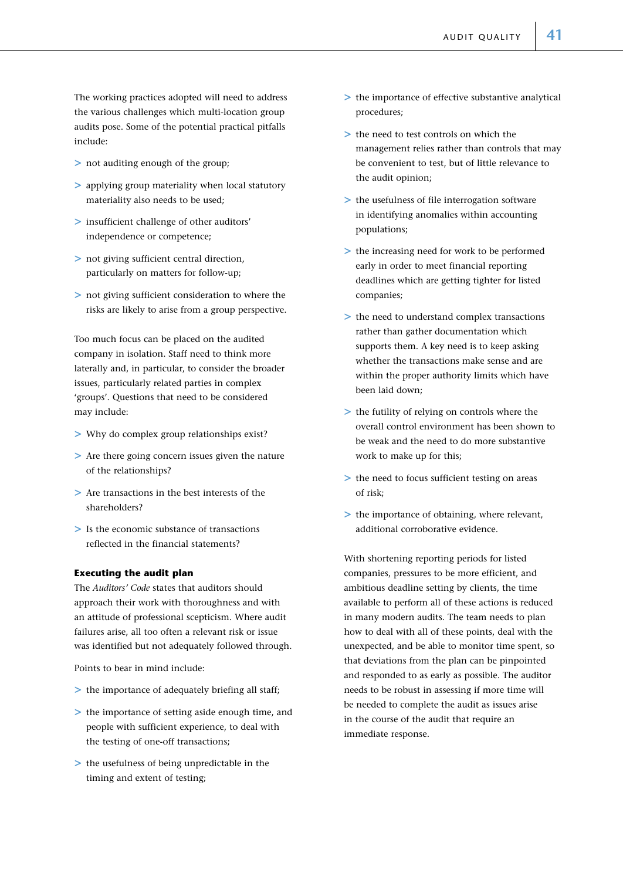The working practices adopted will need to address the various challenges which multi-location group audits pose. Some of the potential practical pitfalls include:

- not auditing enough of the group;
- applying group materiality when local statutory materiality also needs to be used;
- insufficient challenge of other auditors' independence or competence;
- not giving sufficient central direction, particularly on matters for follow-up;
- not giving sufficient consideration to where the risks are likely to arise from a group perspective.

Too much focus can be placed on the audited company in isolation. Staff need to think more laterally and, in particular, to consider the broader issues, particularly related parties in complex 'groups'. Questions that need to be considered may include:

- Why do complex group relationships exist?
- Are there going concern issues given the nature of the relationships?
- Are transactions in the best interests of the shareholders?
- Is the economic substance of transactions reflected in the financial statements?

**Executing the audit plan**

The *Auditors' Code* states that auditors should approach their work with thoroughness and with an attitude of professional scepticism. Where audit failures arise, all too often a relevant risk or issue was identified but not adequately followed through.

Points to bear in mind include:

- the importance of adequately briefing all staff;
- the importance of setting aside enough time, and people with sufficient experience, to deal with the testing of one-off transactions;
- the usefulness of being unpredictable in the timing and extent of testing;
- the importance of effective substantive analytical procedures;
- the need to test controls on which the management relies rather than controls that may be convenient to test, but of little relevance to the audit opinion;
- the usefulness of file interrogation software in identifying anomalies within accounting populations;
- the increasing need for work to be performed early in order to meet financial reporting deadlines which are getting tighter for listed companies;
- the need to understand complex transactions rather than gather documentation which supports them. A key need is to keep asking whether the transactions make sense and are within the proper authority limits which have been laid down;
- the futility of relying on controls where the overall control environment has been shown to be weak and the need to do more substantive work to make up for this;
- the need to focus sufficient testing on areas of risk;
- the importance of obtaining, where relevant, additional corroborative evidence.

With shortening reporting periods for listed companies, pressures to be more efficient, and ambitious deadline setting by clients, the time available to perform all of these actions is reduced in many modern audits. The team needs to plan how to deal with all of these points, deal with the unexpected, and be able to monitor time spent, so that deviations from the plan can be pinpointed and responded to as early as possible. The auditor needs to be robust in assessing if more time will be needed to complete the audit as issues arise in the course of the audit that require an immediate response.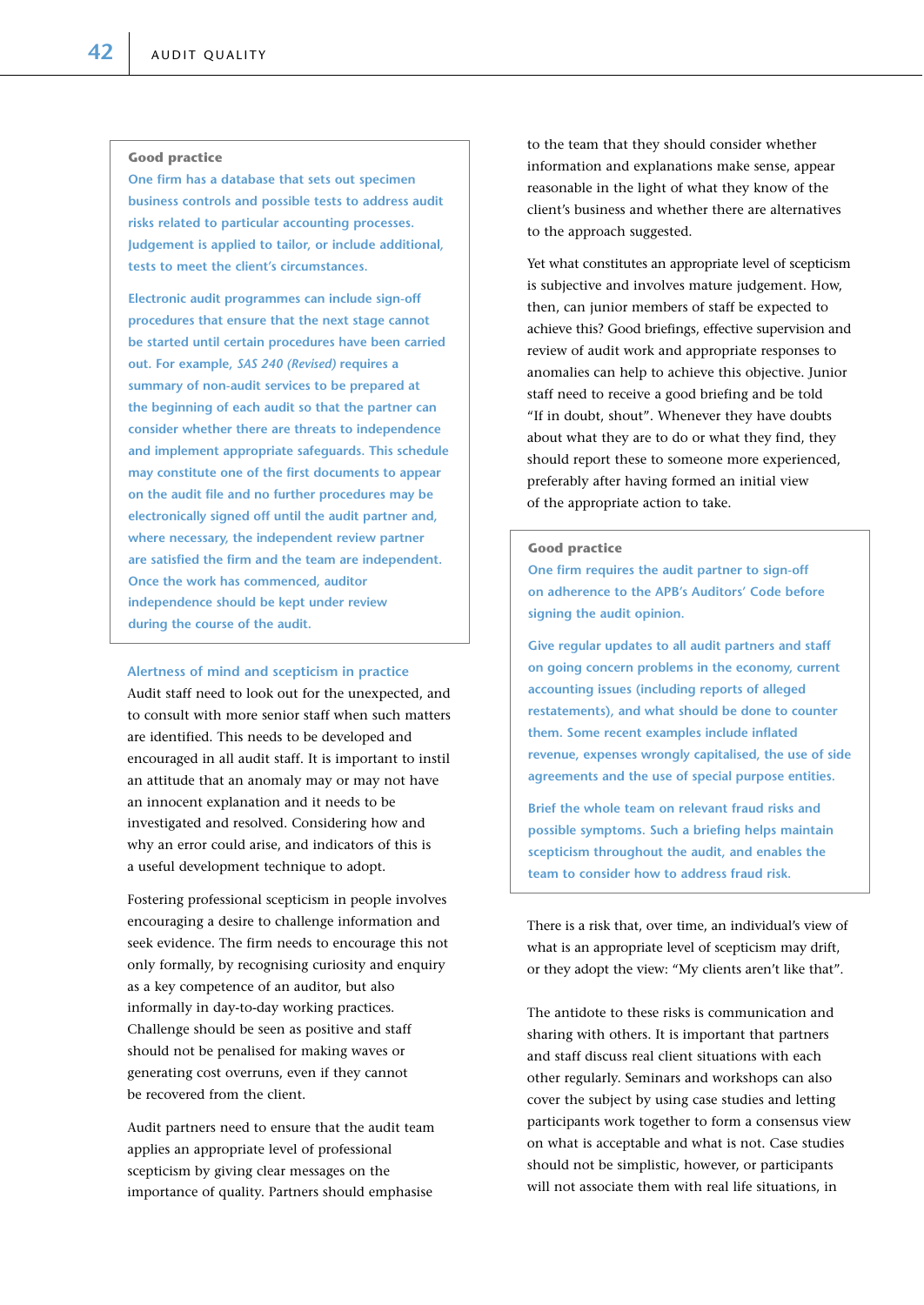**Good practice**

One firm has a database that sets out specimen business controls and possible tests to address audit risks related to particular accounting processes. Judgement is applied to tailor, or include additional, tests to meet the client's circumstances.

Electronic audit programmes can include sign-off procedures that ensure that the next stage cannot be started until certain procedures have been carried out. For example, *SAS 240 (Revised)* requires a summary of non-audit services to be prepared at the beginning of each audit so that the partner can consider whether there are threats to independence and implement appropriate safeguards. This schedule may constitute one of the first documents to appear on the audit file and no further procedures may be electronically signed off until the audit partner and, where necessary, the independent review partner are satisfied the firm and the team are independent. Once the work has commenced, auditor independence should be kept under review during the course of the audit.

### Alertness of mind and scepticism in practice

Audit staff need to look out for the unexpected, and to consult with more senior staff when such matters are identified. This needs to be developed and encouraged in all audit staff. It is important to instil an attitude that an anomaly may or may not have an innocent explanation and it needs to be investigated and resolved. Considering how and why an error could arise, and indicators of this is a useful development technique to adopt.

Fostering professional scepticism in people involves encouraging a desire to challenge information and seek evidence. The firm needs to encourage this not only formally, by recognising curiosity and enquiry as a key competence of an auditor, but also informally in day-to-day working practices. Challenge should be seen as positive and staff should not be penalised for making waves or generating cost overruns, even if they cannot be recovered from the client.

Audit partners need to ensure that the audit team applies an appropriate level of professional scepticism by giving clear messages on the importance of quality. Partners should emphasise to the team that they should consider whether information and explanations make sense, appear reasonable in the light of what they know of the client's business and whether there are alternatives to the approach suggested.

Yet what constitutes an appropriate level of scepticism is subjective and involves mature judgement. How, then, can junior members of staff be expected to achieve this? Good briefings, effective supervision and review of audit work and appropriate responses to anomalies can help to achieve this objective. Junior staff need to receive a good briefing and be told "If in doubt, shout". Whenever they have doubts about what they are to do or what they find, they should report these to someone more experienced, preferably after having formed an initial view of the appropriate action to take.

**Good practice**

One firm requires the audit partner to sign-off on adherence to the APB's Auditors' Code before signing the audit opinion.

Give regular updates to all audit partners and staff on going concern problems in the economy, current accounting issues (including reports of alleged restatements), and what should be done to counter them. Some recent examples include inflated revenue, expenses wrongly capitalised, the use of side agreements and the use of special purpose entities.

Brief the whole team on relevant fraud risks and possible symptoms. Such a briefing helps maintain scepticism throughout the audit, and enables the team to consider how to address fraud risk.

There is a risk that, over time, an individual's view of what is an appropriate level of scepticism may drift, or they adopt the view: "My clients aren't like that".

The antidote to these risks is communication and sharing with others. It is important that partners and staff discuss real client situations with each other regularly. Seminars and workshops can also cover the subject by using case studies and letting participants work together to form a consensus view on what is acceptable and what is not. Case studies should not be simplistic, however, or participants will not associate them with real life situations, in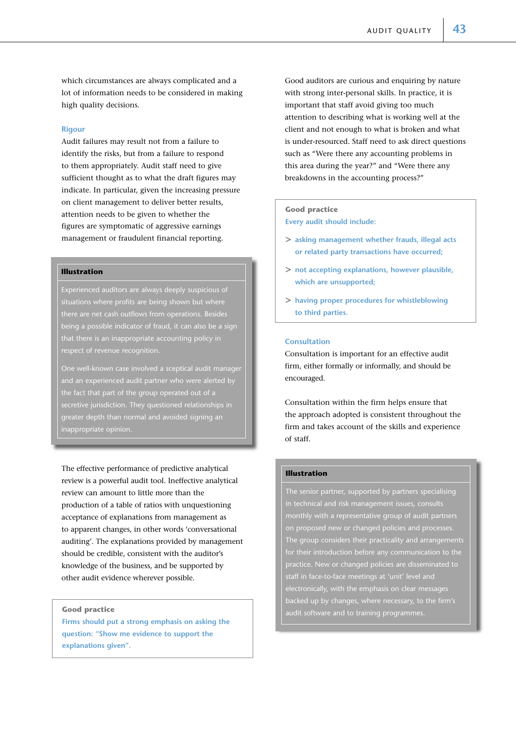which circumstances are always complicated and a lot of information needs to be considered in making high quality decisions.

### Rigour

Audit failures may result not from a failure to identify the risks, but from a failure to respond to them appropriately. Audit staff need to give sufficient thought as to what the draft figures may indicate. In particular, given the increasing pressure on client management to deliver better results, attention needs to be given to whether the figures are symptomatic of aggressive earnings management or fraudulent financial reporting.

> **Illustration**
>
> Experienced auditors are always deeply suspicious of situations where profits are being shown but where there are net cash outflows from operations. Besides being a possible indicator of fraud, it can also be a sign that there is an inappropriate accounting policy in respect of revenue recognition.
>
> One well-known case involved a sceptical audit manager and an experienced audit partner who were alerted by the fact that part of the group operated out of a secretive jurisdiction. They questioned relationships in greater depth than normal and avoided signing an inappropriate opinion.

The effective performance of predictive analytical review is a powerful audit tool. Ineffective analytical review can amount to little more than the production of a table of ratios with unquestioning acceptance of explanations from management as to apparent changes, in other words 'conversational auditing'. The explanations provided by management should be credible, consistent with the auditor's knowledge of the business, and be supported by other audit evidence wherever possible.

> **Good practice**
>
> Firms should put a strong emphasis on asking the question: "Show me evidence to support the explanations given".

Good auditors are curious and enquiring by nature with strong inter-personal skills. In practice, it is important that staff avoid giving too much attention to describing what is working well at the client and not enough to what is broken and what is under-resourced. Staff need to ask direct questions such as "Were there any accounting problems in this area during the year?" and "Were there any breakdowns in the accounting process?"

> **Good practice**
>
> Every audit should include:
>
> - asking management whether frauds, illegal acts or related party transactions have occurred;
> - not accepting explanations, however plausible, which are unsupported;
> - having proper procedures for whistleblowing to third parties.

### Consultation

Consultation is important for an effective audit firm, either formally or informally, and should be encouraged.

Consultation within the firm helps ensure that the approach adopted is consistent throughout the firm and takes account of the skills and experience of staff.

> **Illustration**
>
> The senior partner, supported by partners specialising in technical and risk management issues, consults monthly with a representative group of audit partners on proposed new or changed policies and processes. The group considers their practicality and arrangements for their introduction before any communication to the practice. New or changed policies are disseminated to staff in face-to-face meetings at 'unit' level and electronically, with the emphasis on clear messages backed up by changes, where necessary, to the firm's audit software and to training programmes.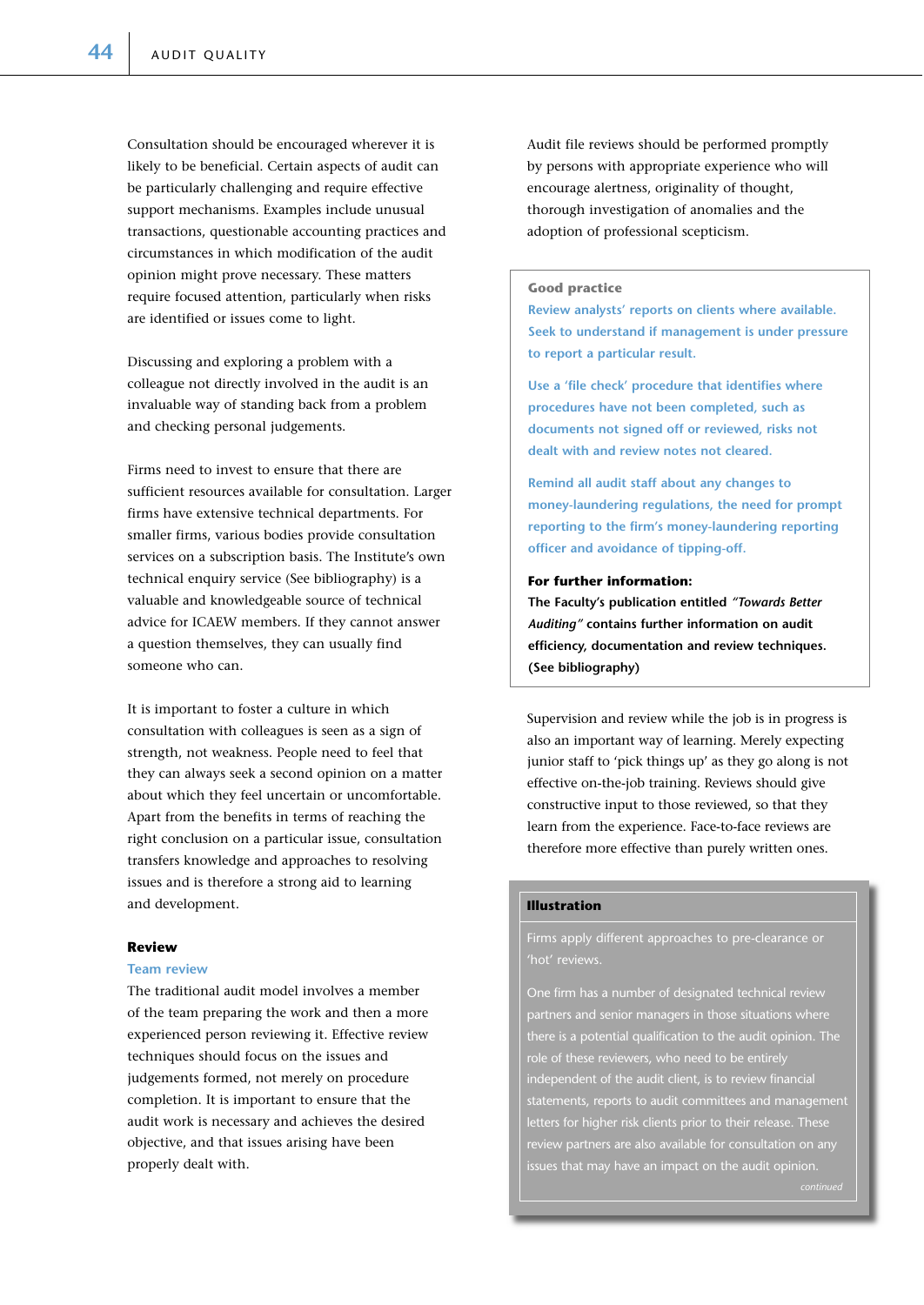Consultation should be encouraged wherever it is likely to be beneficial. Certain aspects of audit can be particularly challenging and require effective support mechanisms. Examples include unusual transactions, questionable accounting practices and circumstances in which modification of the audit opinion might prove necessary. These matters require focused attention, particularly when risks are identified or issues come to light.

Discussing and exploring a problem with a colleague not directly involved in the audit is an invaluable way of standing back from a problem and checking personal judgements.

Firms need to invest to ensure that there are sufficient resources available for consultation. Larger firms have extensive technical departments. For smaller firms, various bodies provide consultation services on a subscription basis. The Institute's own technical enquiry service (See bibliography) is a valuable and knowledgeable source of technical advice for ICAEW members. If they cannot answer a question themselves, they can usually find someone who can.

It is important to foster a culture in which consultation with colleagues is seen as a sign of strength, not weakness. People need to feel that they can always seek a second opinion on a matter about which they feel uncertain or uncomfortable. Apart from the benefits in terms of reaching the right conclusion on a particular issue, consultation transfers knowledge and approaches to resolving issues and is therefore a strong aid to learning and development.

## Review

### Team review

The traditional audit model involves a member of the team preparing the work and then a more experienced person reviewing it. Effective review techniques should focus on the issues and judgements formed, not merely on procedure completion. It is important to ensure that the audit work is necessary and achieves the desired objective, and that issues arising have been properly dealt with.

Audit file reviews should be performed promptly by persons with appropriate experience who will encourage alertness, originality of thought, thorough investigation of anomalies and the adoption of professional scepticism.

> **Good practice**
>
> Review analysts' reports on clients where available. Seek to understand if management is under pressure to report a particular result.
>
> Use a 'file check' procedure that identifies where procedures have not been completed, such as documents not signed off or reviewed, risks not dealt with and review notes not cleared.
>
> Remind all audit staff about any changes to money-laundering regulations, the need for prompt reporting to the firm's money-laundering reporting officer and avoidance of tipping-off.
>
> **For further information:**
>
> **The Faculty's publication entitled *"Towards Better Auditing"* contains further information on audit efficiency, documentation and review techniques. (See bibliography)**

Supervision and review while the job is in progress is also an important way of learning. Merely expecting junior staff to 'pick things up' as they go along is not effective on-the-job training. Reviews should give constructive input to those reviewed, so that they learn from the experience. Face-to-face reviews are therefore more effective than purely written ones.

> **Illustration**
>
> Firms apply different approaches to pre-clearance or 'hot' reviews.
>
> One firm has a number of designated technical review partners and senior managers in those situations where there is a potential qualification to the audit opinion. The role of these reviewers, who need to be entirely independent of the audit client, is to review financial statements, reports to audit committees and management letters for higher risk clients prior to their release. These review partners are also available for consultation on any issues that may have an impact on the audit opinion.
>
> *continued*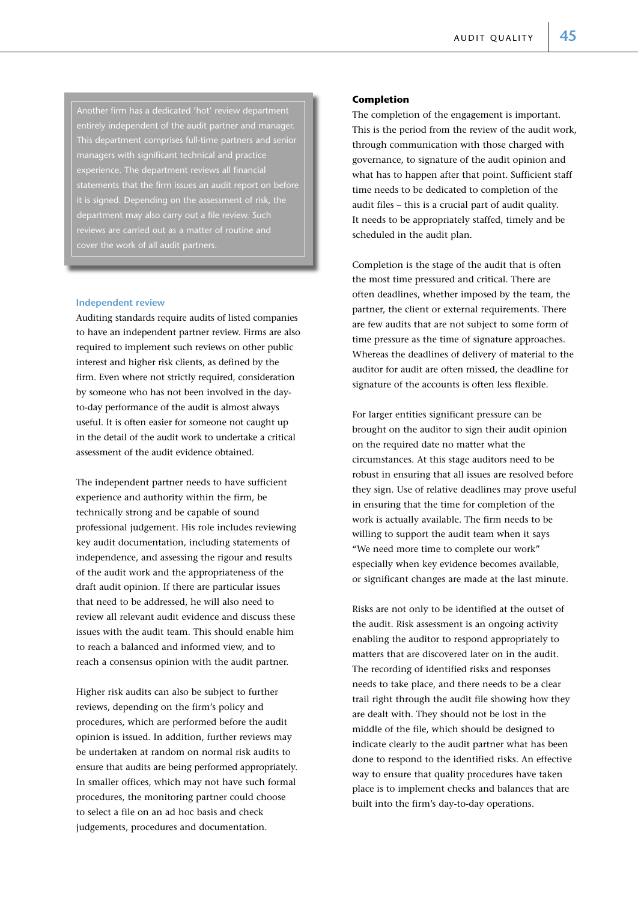> Another firm has a dedicated 'hot' review department entirely independent of the audit partner and manager. This department comprises full-time partners and senior managers with significant technical and practice experience. The department reviews all financial statements that the firm issues an audit report on before it is signed. Depending on the assessment of risk, the department may also carry out a file review. Such reviews are carried out as a matter of routine and cover the work of all audit partners.

### Independent review

Auditing standards require audits of listed companies to have an independent partner review. Firms are also required to implement such reviews on other public interest and higher risk clients, as defined by the firm. Even where not strictly required, consideration by someone who has not been involved in the day-to-day performance of the audit is almost always useful. It is often easier for someone not caught up in the detail of the audit work to undertake a critical assessment of the audit evidence obtained.

The independent partner needs to have sufficient experience and authority within the firm, be technically strong and be capable of sound professional judgement. His role includes reviewing key audit documentation, including statements of independence, and assessing the rigour and results of the audit work and the appropriateness of the draft audit opinion. If there are particular issues that need to be addressed, he will also need to review all relevant audit evidence and discuss these issues with the audit team. This should enable him to reach a balanced and informed view, and to reach a consensus opinion with the audit partner.

Higher risk audits can also be subject to further reviews, depending on the firm's policy and procedures, which are performed before the audit opinion is issued. In addition, further reviews may be undertaken at random on normal risk audits to ensure that audits are being performed appropriately. In smaller offices, which may not have such formal procedures, the monitoring partner could choose to select a file on an ad hoc basis and check judgements, procedures and documentation.

### Completion

The completion of the engagement is important. This is the period from the review of the audit work, through communication with those charged with governance, to signature of the audit opinion and what has to happen after that point. Sufficient staff time needs to be dedicated to completion of the audit files – this is a crucial part of audit quality. It needs to be appropriately staffed, timely and be scheduled in the audit plan.

Completion is the stage of the audit that is often the most time pressured and critical. There are often deadlines, whether imposed by the team, the partner, the client or external requirements. There are few audits that are not subject to some form of time pressure as the time of signature approaches. Whereas the deadlines of delivery of material to the auditor for audit are often missed, the deadline for signature of the accounts is often less flexible.

For larger entities significant pressure can be brought on the auditor to sign their audit opinion on the required date no matter what the circumstances. At this stage auditors need to be robust in ensuring that all issues are resolved before they sign. Use of relative deadlines may prove useful in ensuring that the time for completion of the work is actually available. The firm needs to be willing to support the audit team when it says "We need more time to complete our work" especially when key evidence becomes available, or significant changes are made at the last minute.

Risks are not only to be identified at the outset of the audit. Risk assessment is an ongoing activity enabling the auditor to respond appropriately to matters that are discovered later on in the audit. The recording of identified risks and responses needs to take place, and there needs to be a clear trail right through the audit file showing how they are dealt with. They should not be lost in the middle of the file, which should be designed to indicate clearly to the audit partner what has been done to respond to the identified risks. An effective way to ensure that quality procedures have taken place is to implement checks and balances that are built into the firm's day-to-day operations.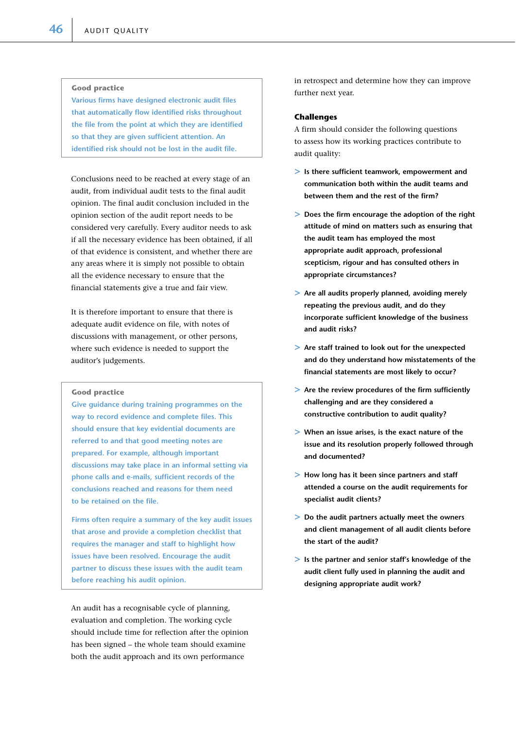> **Good practice**
>
> Various firms have designed electronic audit files that automatically flow identified risks throughout the file from the point at which they are identified so that they are given sufficient attention. An identified risk should not be lost in the audit file.

Conclusions need to be reached at every stage of an audit, from individual audit tests to the final audit opinion. The final audit conclusion included in the opinion section of the audit report needs to be considered very carefully. Every auditor needs to ask if all the necessary evidence has been obtained, if all of that evidence is consistent, and whether there are any areas where it is simply not possible to obtain all the evidence necessary to ensure that the financial statements give a true and fair view.

It is therefore important to ensure that there is adequate audit evidence on file, with notes of discussions with management, or other persons, where such evidence is needed to support the auditor's judgements.

> **Good practice**
>
> Give guidance during training programmes on the way to record evidence and complete files. This should ensure that key evidential documents are referred to and that good meeting notes are prepared. For example, although important discussions may take place in an informal setting via phone calls and e-mails, sufficient records of the conclusions reached and reasons for them need to be retained on the file.
>
> Firms often require a summary of the key audit issues that arose and provide a completion checklist that requires the manager and staff to highlight how issues have been resolved. Encourage the audit partner to discuss these issues with the audit team before reaching his audit opinion.

An audit has a recognisable cycle of planning, evaluation and completion. The working cycle should include time for reflection after the opinion has been signed – the whole team should examine both the audit approach and its own performance in retrospect and determine how they can improve further next year.

### Challenges

A firm should consider the following questions to assess how its working practices contribute to audit quality:

- **Is there sufficient teamwork, empowerment and communication both within the audit teams and between them and the rest of the firm?**
- **Does the firm encourage the adoption of the right attitude of mind on matters such as ensuring that the audit team has employed the most appropriate audit approach, professional scepticism, rigour and has consulted others in appropriate circumstances?**
- **Are all audits properly planned, avoiding merely repeating the previous audit, and do they incorporate sufficient knowledge of the business and audit risks?**
- **Are staff trained to look out for the unexpected and do they understand how misstatements of the financial statements are most likely to occur?**
- **Are the review procedures of the firm sufficiently challenging and are they considered a constructive contribution to audit quality?**
- **When an issue arises, is the exact nature of the issue and its resolution properly followed through and documented?**
- **How long has it been since partners and staff attended a course on the audit requirements for specialist audit clients?**
- **Do the audit partners actually meet the owners and client management of all audit clients before the start of the audit?**
- **Is the partner and senior staff's knowledge of the audit client fully used in planning the audit and designing appropriate audit work?**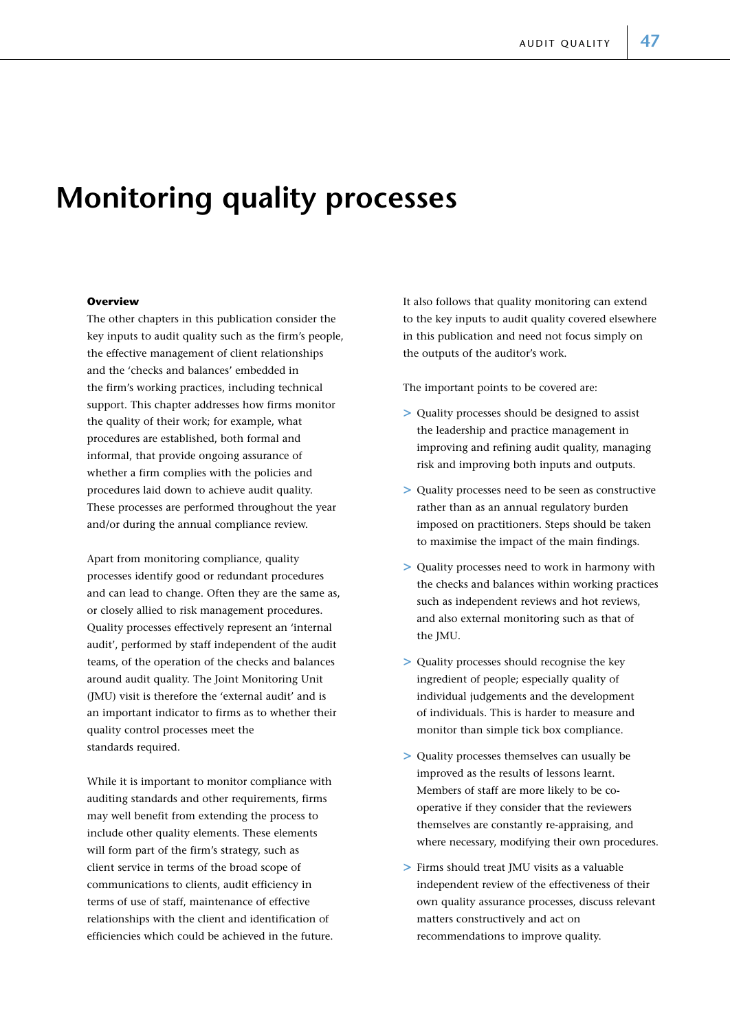# Monitoring quality processes

**Overview**

The other chapters in this publication consider the key inputs to audit quality such as the firm's people, the effective management of client relationships and the 'checks and balances' embedded in the firm's working practices, including technical support. This chapter addresses how firms monitor the quality of their work; for example, what procedures are established, both formal and informal, that provide ongoing assurance of whether a firm complies with the policies and procedures laid down to achieve audit quality. These processes are performed throughout the year and/or during the annual compliance review.

Apart from monitoring compliance, quality processes identify good or redundant procedures and can lead to change. Often they are the same as, or closely allied to risk management procedures. Quality processes effectively represent an 'internal audit', performed by staff independent of the audit teams, of the operation of the checks and balances around audit quality. The Joint Monitoring Unit (JMU) visit is therefore the 'external audit' and is an important indicator to firms as to whether their quality control processes meet the standards required.

While it is important to monitor compliance with auditing standards and other requirements, firms may well benefit from extending the process to include other quality elements. These elements will form part of the firm's strategy, such as client service in terms of the broad scope of communications to clients, audit efficiency in terms of use of staff, maintenance of effective relationships with the client and identification of efficiencies which could be achieved in the future.

It also follows that quality monitoring can extend to the key inputs to audit quality covered elsewhere in this publication and need not focus simply on the outputs of the auditor's work.

The important points to be covered are:

- Quality processes should be designed to assist the leadership and practice management in improving and refining audit quality, managing risk and improving both inputs and outputs.
- Quality processes need to be seen as constructive rather than as an annual regulatory burden imposed on practitioners. Steps should be taken to maximise the impact of the main findings.
- Quality processes need to work in harmony with the checks and balances within working practices such as independent reviews and hot reviews, and also external monitoring such as that of the JMU.
- Quality processes should recognise the key ingredient of people; especially quality of individual judgements and the development of individuals. This is harder to measure and monitor than simple tick box compliance.
- Quality processes themselves can usually be improved as the results of lessons learnt. Members of staff are more likely to be co-operative if they consider that the reviewers themselves are constantly re-appraising, and where necessary, modifying their own procedures.
- Firms should treat JMU visits as a valuable independent review of the effectiveness of their own quality assurance processes, discuss relevant matters constructively and act on recommendations to improve quality.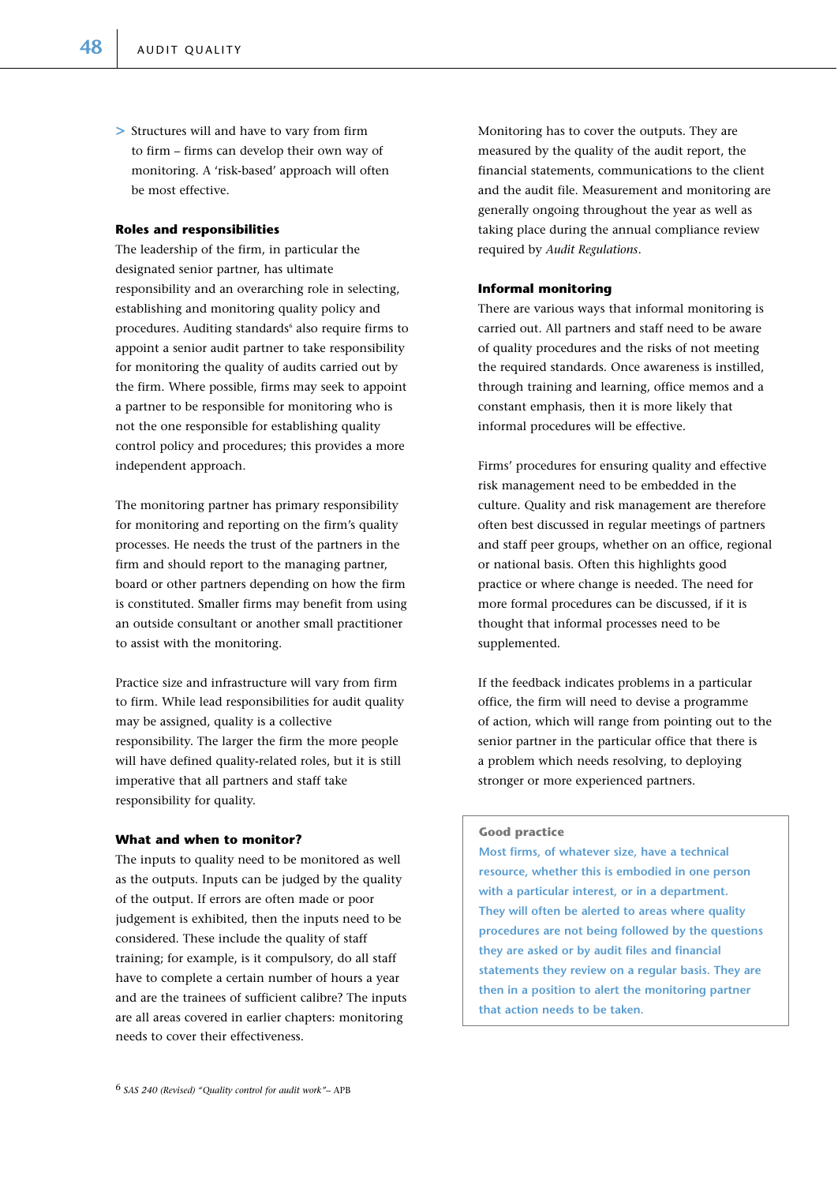- Structures will and have to vary from firm to firm – firms can develop their own way of monitoring. A 'risk-based' approach will often be most effective.

### Roles and responsibilities

The leadership of the firm, in particular the designated senior partner, has ultimate responsibility and an overarching role in selecting, establishing and monitoring quality policy and procedures. Auditing standards[6] also require firms to appoint a senior audit partner to take responsibility for monitoring the quality of audits carried out by the firm. Where possible, firms may seek to appoint a partner to be responsible for monitoring who is not the one responsible for establishing quality control policy and procedures; this provides a more independent approach.

The monitoring partner has primary responsibility for monitoring and reporting on the firm's quality processes. He needs the trust of the partners in the firm and should report to the managing partner, board or other partners depending on how the firm is constituted. Smaller firms may benefit from using an outside consultant or another small practitioner to assist with the monitoring.

Practice size and infrastructure will vary from firm to firm. While lead responsibilities for audit quality may be assigned, quality is a collective responsibility. The larger the firm the more people will have defined quality-related roles, but it is still imperative that all partners and staff take responsibility for quality.

### What and when to monitor?

The inputs to quality need to be monitored as well as the outputs. Inputs can be judged by the quality of the output. If errors are often made or poor judgement is exhibited, then the inputs need to be considered. These include the quality of staff training; for example, is it compulsory, do all staff have to complete a certain number of hours a year and are the trainees of sufficient calibre? The inputs are all areas covered in earlier chapters: monitoring needs to cover their effectiveness.

Monitoring has to cover the outputs. They are measured by the quality of the audit report, the financial statements, communications to the client and the audit file. Measurement and monitoring are generally ongoing throughout the year as well as taking place during the annual compliance review required by *Audit Regulations*.

### Informal monitoring

There are various ways that informal monitoring is carried out. All partners and staff need to be aware of quality procedures and the risks of not meeting the required standards. Once awareness is instilled, through training and learning, office memos and a constant emphasis, then it is more likely that informal procedures will be effective.

Firms' procedures for ensuring quality and effective risk management need to be embedded in the culture. Quality and risk management are therefore often best discussed in regular meetings of partners and staff peer groups, whether on an office, regional or national basis. Often this highlights good practice or where change is needed. The need for more formal procedures can be discussed, if it is thought that informal processes need to be supplemented.

If the feedback indicates problems in a particular office, the firm will need to devise a programme of action, which will range from pointing out to the senior partner in the particular office that there is a problem which needs resolving, to deploying stronger or more experienced partners.

> **Good practice**
>
> Most firms, of whatever size, have a technical resource, whether this is embodied in one person with a particular interest, or in a department. They will often be alerted to areas where quality procedures are not being followed by the questions they are asked or by audit files and financial statements they review on a regular basis. They are then in a position to alert the monitoring partner that action needs to be taken.

[6] *SAS 240 (Revised) "Quality control for audit work"*– APB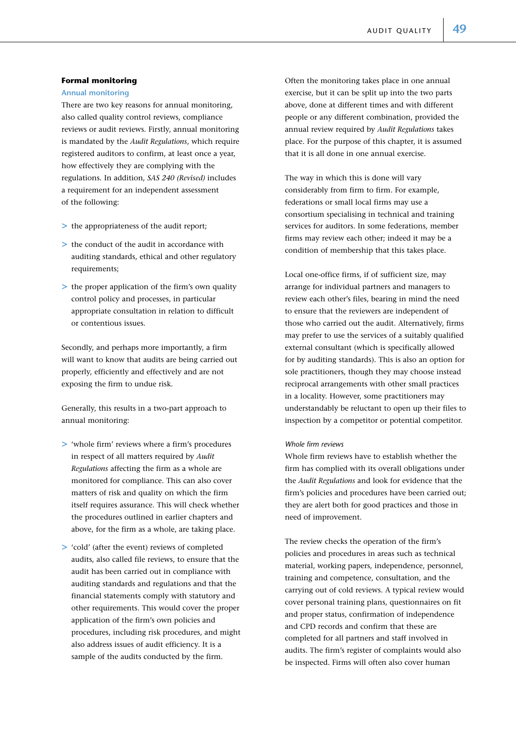## Formal monitoring

### Annual monitoring

There are two key reasons for annual monitoring, also called quality control reviews, compliance reviews or audit reviews. Firstly, annual monitoring is mandated by the *Audit Regulations*, which require registered auditors to confirm, at least once a year, how effectively they are complying with the regulations. In addition, *SAS 240 (Revised)* includes a requirement for an independent assessment of the following:

- the appropriateness of the audit report;
- the conduct of the audit in accordance with auditing standards, ethical and other regulatory requirements;
- the proper application of the firm's own quality control policy and processes, in particular appropriate consultation in relation to difficult or contentious issues.

Secondly, and perhaps more importantly, a firm will want to know that audits are being carried out properly, efficiently and effectively and are not exposing the firm to undue risk.

Generally, this results in a two-part approach to annual monitoring:

- 'whole firm' reviews where a firm's procedures in respect of all matters required by *Audit Regulations* affecting the firm as a whole are monitored for compliance. This can also cover matters of risk and quality on which the firm itself requires assurance. This will check whether the procedures outlined in earlier chapters and above, for the firm as a whole, are taking place.
- 'cold' (after the event) reviews of completed audits, also called file reviews, to ensure that the audit has been carried out in compliance with auditing standards and regulations and that the financial statements comply with statutory and other requirements. This would cover the proper application of the firm's own policies and procedures, including risk procedures, and might also address issues of audit efficiency. It is a sample of the audits conducted by the firm.

Often the monitoring takes place in one annual exercise, but it can be split up into the two parts above, done at different times and with different people or any different combination, provided the annual review required by *Audit Regulations* takes place. For the purpose of this chapter, it is assumed that it is all done in one annual exercise.

The way in which this is done will vary considerably from firm to firm. For example, federations or small local firms may use a consortium specialising in technical and training services for auditors. In some federations, member firms may review each other; indeed it may be a condition of membership that this takes place.

Local one-office firms, if of sufficient size, may arrange for individual partners and managers to review each other's files, bearing in mind the need to ensure that the reviewers are independent of those who carried out the audit. Alternatively, firms may prefer to use the services of a suitably qualified external consultant (which is specifically allowed for by auditing standards). This is also an option for sole practitioners, though they may choose instead reciprocal arrangements with other small practices in a locality. However, some practitioners may understandably be reluctant to open up their files to inspection by a competitor or potential competitor.

*Whole firm reviews*

Whole firm reviews have to establish whether the firm has complied with its overall obligations under the *Audit Regulations* and look for evidence that the firm's policies and procedures have been carried out; they are alert both for good practices and those in need of improvement.

The review checks the operation of the firm's policies and procedures in areas such as technical material, working papers, independence, personnel, training and competence, consultation, and the carrying out of cold reviews. A typical review would cover personal training plans, questionnaires on fit and proper status, confirmation of independence and CPD records and confirm that these are completed for all partners and staff involved in audits. The firm's register of complaints would also be inspected. Firms will often also cover human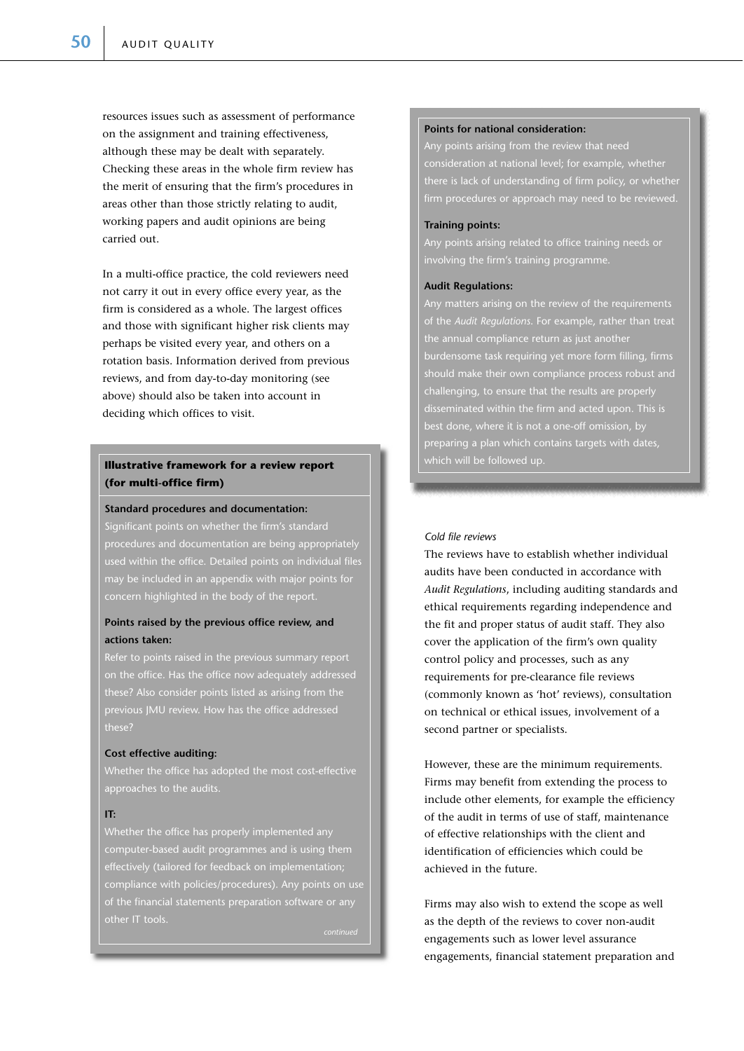resources issues such as assessment of performance on the assignment and training effectiveness, although these may be dealt with separately. Checking these areas in the whole firm review has the merit of ensuring that the firm's procedures in areas other than those strictly relating to audit, working papers and audit opinions are being carried out.

In a multi-office practice, the cold reviewers need not carry it out in every office every year, as the firm is considered as a whole. The largest offices and those with significant higher risk clients may perhaps be visited every year, and others on a rotation basis. Information derived from previous reviews, and from day-to-day monitoring (see above) should also be taken into account in deciding which offices to visit.

**Illustrative framework for a review report (for multi-office firm)**

**Standard procedures and documentation:**
Significant points on whether the firm's standard procedures and documentation are being appropriately used within the office. Detailed points on individual files may be included in an appendix with major points for concern highlighted in the body of the report.

**Points raised by the previous office review, and actions taken:**
Refer to points raised in the previous summary report on the office. Has the office now adequately addressed these? Also consider points listed as arising from the previous JMU review. How has the office addressed these?

**Cost effective auditing:**
Whether the office has adopted the most cost-effective approaches to the audits.

**IT:**
Whether the office has properly implemented any computer-based audit programmes and is using them effectively (tailored for feedback on implementation; compliance with policies/procedures). Any points on use of the financial statements preparation software or any other IT tools.

*continued*

**Points for national consideration:**
Any points arising from the review that need consideration at national level; for example, whether there is lack of understanding of firm policy, or whether firm procedures or approach may need to be reviewed.

**Training points:**
Any points arising related to office training needs or involving the firm's training programme.

**Audit Regulations:**
Any matters arising on the review of the requirements of the *Audit Regulations*. For example, rather than treat the annual compliance return as just another burdensome task requiring yet more form filling, firms should make their own compliance process robust and challenging, to ensure that the results are properly disseminated within the firm and acted upon. This is best done, where it is not a one-off omission, by preparing a plan which contains targets with dates, which will be followed up.

*Cold file reviews*

The reviews have to establish whether individual audits have been conducted in accordance with *Audit Regulations*, including auditing standards and ethical requirements regarding independence and the fit and proper status of audit staff. They also cover the application of the firm's own quality control policy and processes, such as any requirements for pre-clearance file reviews (commonly known as 'hot' reviews), consultation on technical or ethical issues, involvement of a second partner or specialists.

However, these are the minimum requirements. Firms may benefit from extending the process to include other elements, for example the efficiency of the audit in terms of use of staff, maintenance of effective relationships with the client and identification of efficiencies which could be achieved in the future.

Firms may also wish to extend the scope as well as the depth of the reviews to cover non-audit engagements such as lower level assurance engagements, financial statement preparation and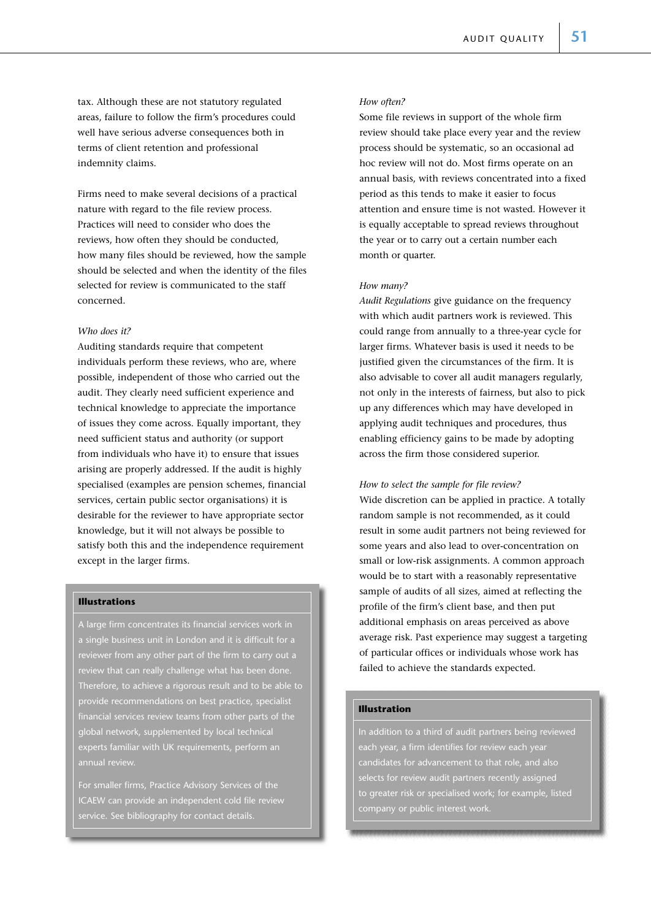tax. Although these are not statutory regulated areas, failure to follow the firm's procedures could well have serious adverse consequences both in terms of client retention and professional indemnity claims.

Firms need to make several decisions of a practical nature with regard to the file review process. Practices will need to consider who does the reviews, how often they should be conducted, how many files should be reviewed, how the sample should be selected and when the identity of the files selected for review is communicated to the staff concerned.

*Who does it?*

Auditing standards require that competent individuals perform these reviews, who are, where possible, independent of those who carried out the audit. They clearly need sufficient experience and technical knowledge to appreciate the importance of issues they come across. Equally important, they need sufficient status and authority (or support from individuals who have it) to ensure that issues arising are properly addressed. If the audit is highly specialised (examples are pension schemes, financial services, certain public sector organisations) it is desirable for the reviewer to have appropriate sector knowledge, but it will not always be possible to satisfy both this and the independence requirement except in the larger firms.

> **Illustrations**
>
> A large firm concentrates its financial services work in a single business unit in London and it is difficult for a reviewer from any other part of the firm to carry out a review that can really challenge what has been done. Therefore, to achieve a rigorous result and to be able to provide recommendations on best practice, specialist financial services review teams from other parts of the global network, supplemented by local technical experts familiar with UK requirements, perform an annual review.
>
> For smaller firms, Practice Advisory Services of the ICAEW can provide an independent cold file review service. See bibliography for contact details.

*How often?*

Some file reviews in support of the whole firm review should take place every year and the review process should be systematic, so an occasional ad hoc review will not do. Most firms operate on an annual basis, with reviews concentrated into a fixed period as this tends to make it easier to focus attention and ensure time is not wasted. However it is equally acceptable to spread reviews throughout the year or to carry out a certain number each month or quarter.

*How many?*

*Audit Regulations* give guidance on the frequency with which audit partners work is reviewed. This could range from annually to a three-year cycle for larger firms. Whatever basis is used it needs to be justified given the circumstances of the firm. It is also advisable to cover all audit managers regularly, not only in the interests of fairness, but also to pick up any differences which may have developed in applying audit techniques and procedures, thus enabling efficiency gains to be made by adopting across the firm those considered superior.

*How to select the sample for file review?*

Wide discretion can be applied in practice. A totally random sample is not recommended, as it could result in some audit partners not being reviewed for some years and also lead to over-concentration on small or low-risk assignments. A common approach would be to start with a reasonably representative sample of audits of all sizes, aimed at reflecting the profile of the firm's client base, and then put additional emphasis on areas perceived as above average risk. Past experience may suggest a targeting of particular offices or individuals whose work has failed to achieve the standards expected.

> **Illustration**
>
> In addition to a third of audit partners being reviewed each year, a firm identifies for review each year candidates for advancement to that role, and also selects for review audit partners recently assigned to greater risk or specialised work; for example, listed company or public interest work.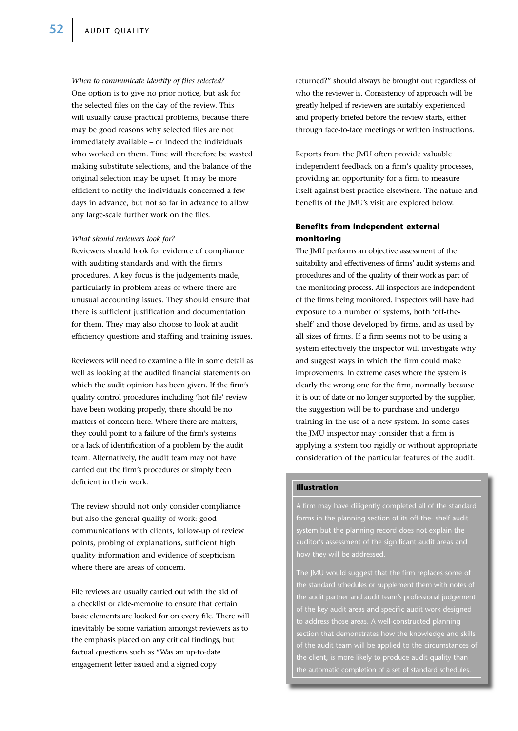*When to communicate identity of files selected?*
One option is to give no prior notice, but ask for the selected files on the day of the review. This will usually cause practical problems, because there may be good reasons why selected files are not immediately available – or indeed the individuals who worked on them. Time will therefore be wasted making substitute selections, and the balance of the original selection may be upset. It may be more efficient to notify the individuals concerned a few days in advance, but not so far in advance to allow any large-scale further work on the files.

*What should reviewers look for?*
Reviewers should look for evidence of compliance with auditing standards and with the firm's procedures. A key focus is the judgements made, particularly in problem areas or where there are unusual accounting issues. They should ensure that there is sufficient justification and documentation for them. They may also choose to look at audit efficiency questions and staffing and training issues.

Reviewers will need to examine a file in some detail as well as looking at the audited financial statements on which the audit opinion has been given. If the firm's quality control procedures including 'hot file' review have been working properly, there should be no matters of concern here. Where there are matters, they could point to a failure of the firm's systems or a lack of identification of a problem by the audit team. Alternatively, the audit team may not have carried out the firm's procedures or simply been deficient in their work.

The review should not only consider compliance but also the general quality of work: good communications with clients, follow-up of review points, probing of explanations, sufficient high quality information and evidence of scepticism where there are areas of concern.

File reviews are usually carried out with the aid of a checklist or aide-memoire to ensure that certain basic elements are looked for on every file. There will inevitably be some variation amongst reviewers as to the emphasis placed on any critical findings, but factual questions such as "Was an up-to-date engagement letter issued and a signed copy returned?" should always be brought out regardless of who the reviewer is. Consistency of approach will be greatly helped if reviewers are suitably experienced and properly briefed before the review starts, either through face-to-face meetings or written instructions.

Reports from the JMU often provide valuable independent feedback on a firm's quality processes, providing an opportunity for a firm to measure itself against best practice elsewhere. The nature and benefits of the JMU's visit are explored below.

**Benefits from independent external monitoring**

The JMU performs an objective assessment of the suitability and effectiveness of firms' audit systems and procedures and of the quality of their work as part of the monitoring process. All inspectors are independent of the firms being monitored. Inspectors will have had exposure to a number of systems, both 'off-the-shelf' and those developed by firms, and as used by all sizes of firms. If a firm seems not to be using a system effectively the inspector will investigate why and suggest ways in which the firm could make improvements. In extreme cases where the system is clearly the wrong one for the firm, normally because it is out of date or no longer supported by the supplier, the suggestion will be to purchase and undergo training in the use of a new system. In some cases the JMU inspector may consider that a firm is applying a system too rigidly or without appropriate consideration of the particular features of the audit.

**Illustration**

A firm may have diligently completed all of the standard forms in the planning section of its off-the- shelf audit system but the planning record does not explain the auditor's assessment of the significant audit areas and how they will be addressed.

The JMU would suggest that the firm replaces some of the standard schedules or supplement them with notes of the audit partner and audit team's professional judgement of the key audit areas and specific audit work designed to address those areas. A well-constructed planning section that demonstrates how the knowledge and skills of the audit team will be applied to the circumstances of the client, is more likely to produce audit quality than the automatic completion of a set of standard schedules.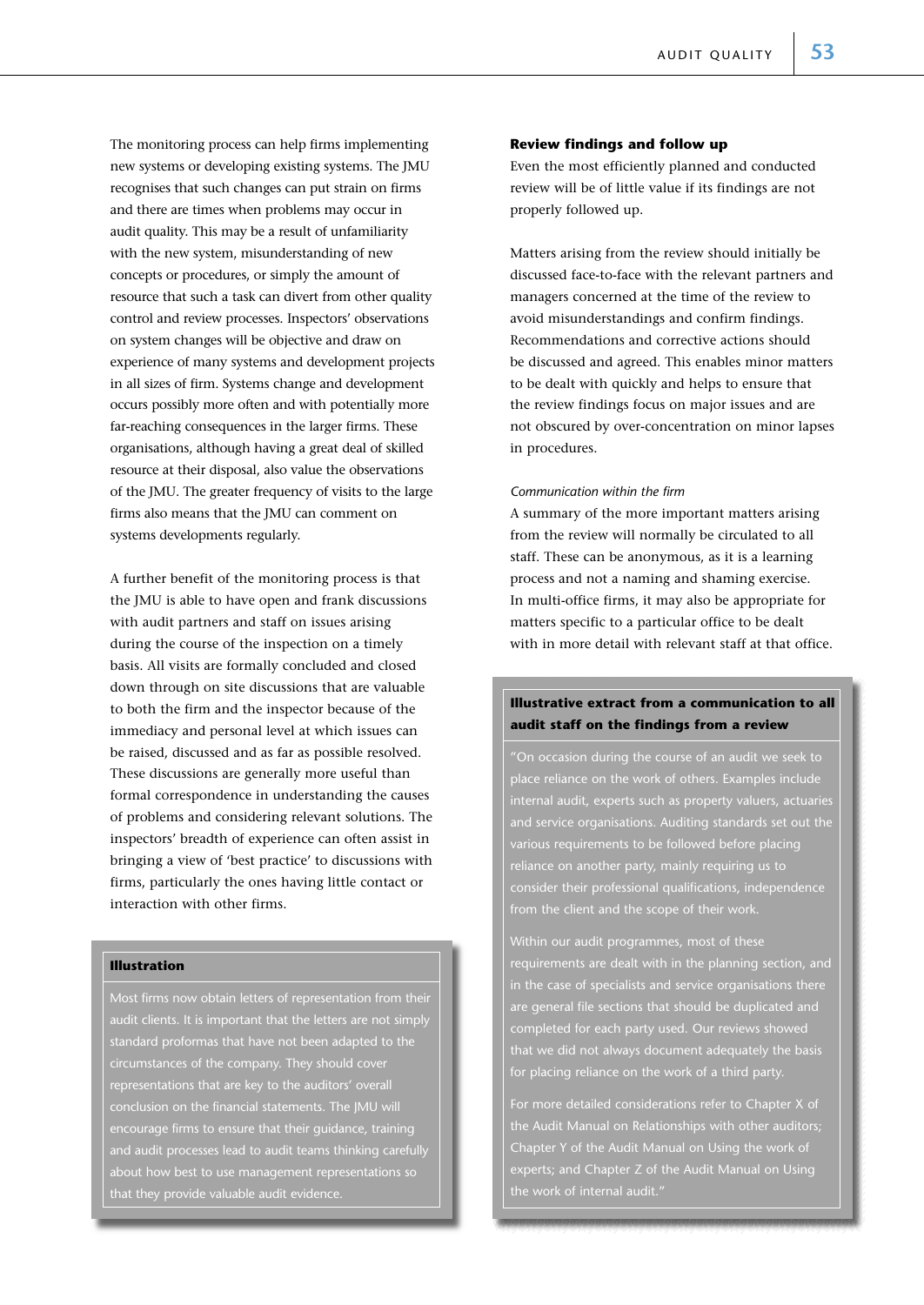The monitoring process can help firms implementing new systems or developing existing systems. The JMU recognises that such changes can put strain on firms and there are times when problems may occur in audit quality. This may be a result of unfamiliarity with the new system, misunderstanding of new concepts or procedures, or simply the amount of resource that such a task can divert from other quality control and review processes. Inspectors' observations on system changes will be objective and draw on experience of many systems and development projects in all sizes of firm. Systems change and development occurs possibly more often and with potentially more far-reaching consequences in the larger firms. These organisations, although having a great deal of skilled resource at their disposal, also value the observations of the JMU. The greater frequency of visits to the large firms also means that the JMU can comment on systems developments regularly.

A further benefit of the monitoring process is that the JMU is able to have open and frank discussions with audit partners and staff on issues arising during the course of the inspection on a timely basis. All visits are formally concluded and closed down through on site discussions that are valuable to both the firm and the inspector because of the immediacy and personal level at which issues can be raised, discussed and as far as possible resolved. These discussions are generally more useful than formal correspondence in understanding the causes of problems and considering relevant solutions. The inspectors' breadth of experience can often assist in bringing a view of 'best practice' to discussions with firms, particularly the ones having little contact or interaction with other firms.

> **Illustration**
>
> Most firms now obtain letters of representation from their audit clients. It is important that the letters are not simply standard proformas that have not been adapted to the circumstances of the company. They should cover representations that are key to the auditors' overall conclusion on the financial statements. The JMU will encourage firms to ensure that their guidance, training and audit processes lead to audit teams thinking carefully about how best to use management representations so that they provide valuable audit evidence.

**Review findings and follow up**

Even the most efficiently planned and conducted review will be of little value if its findings are not properly followed up.

Matters arising from the review should initially be discussed face-to-face with the relevant partners and managers concerned at the time of the review to avoid misunderstandings and confirm findings. Recommendations and corrective actions should be discussed and agreed. This enables minor matters to be dealt with quickly and helps to ensure that the review findings focus on major issues and are not obscured by over-concentration on minor lapses in procedures.

*Communication within the firm*

A summary of the more important matters arising from the review will normally be circulated to all staff. These can be anonymous, as it is a learning process and not a naming and shaming exercise. In multi-office firms, it may also be appropriate for matters specific to a particular office to be dealt with in more detail with relevant staff at that office.

> **Illustrative extract from a communication to all audit staff on the findings from a review**
>
> "On occasion during the course of an audit we seek to place reliance on the work of others. Examples include internal audit, experts such as property valuers, actuaries and service organisations. Auditing standards set out the various requirements to be followed before placing reliance on another party, mainly requiring us to consider their professional qualifications, independence from the client and the scope of their work.
>
> Within our audit programmes, most of these requirements are dealt with in the planning section, and in the case of specialists and service organisations there are general file sections that should be duplicated and completed for each party used. Our reviews showed that we did not always document adequately the basis for placing reliance on the work of a third party.
>
> For more detailed considerations refer to Chapter X of the Audit Manual on Relationships with other auditors; Chapter Y of the Audit Manual on Using the work of experts; and Chapter Z of the Audit Manual on Using the work of internal audit."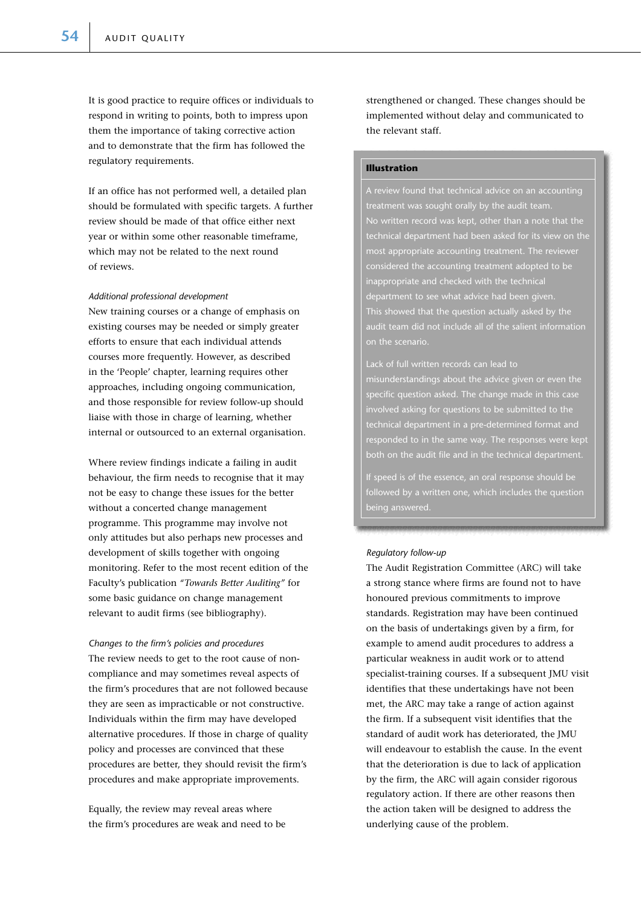It is good practice to require offices or individuals to respond in writing to points, both to impress upon them the importance of taking corrective action and to demonstrate that the firm has followed the regulatory requirements.

If an office has not performed well, a detailed plan should be formulated with specific targets. A further review should be made of that office either next year or within some other reasonable timeframe, which may not be related to the next round of reviews.

*Additional professional development*

New training courses or a change of emphasis on existing courses may be needed or simply greater efforts to ensure that each individual attends courses more frequently. However, as described in the 'People' chapter, learning requires other approaches, including ongoing communication, and those responsible for review follow-up should liaise with those in charge of learning, whether internal or outsourced to an external organisation.

Where review findings indicate a failing in audit behaviour, the firm needs to recognise that it may not be easy to change these issues for the better without a concerted change management programme. This programme may involve not only attitudes but also perhaps new processes and development of skills together with ongoing monitoring. Refer to the most recent edition of the Faculty's publication *"Towards Better Auditing"* for some basic guidance on change management relevant to audit firms (see bibliography).

*Changes to the firm's policies and procedures*

The review needs to get to the root cause of non-compliance and may sometimes reveal aspects of the firm's procedures that are not followed because they are seen as impracticable or not constructive. Individuals within the firm may have developed alternative procedures. If those in charge of quality policy and processes are convinced that these procedures are better, they should revisit the firm's procedures and make appropriate improvements.

Equally, the review may reveal areas where the firm's procedures are weak and need to be strengthened or changed. These changes should be implemented without delay and communicated to the relevant staff.

**Illustration**

A review found that technical advice on an accounting treatment was sought orally by the audit team. No written record was kept, other than a note that the technical department had been asked for its view on the most appropriate accounting treatment. The reviewer considered the accounting treatment adopted to be inappropriate and checked with the technical department to see what advice had been given. This showed that the question actually asked by the audit team did not include all of the salient information on the scenario.

Lack of full written records can lead to misunderstandings about the advice given or even the specific question asked. The change made in this case involved asking for questions to be submitted to the technical department in a pre-determined format and responded to in the same way. The responses were kept both on the audit file and in the technical department.

If speed is of the essence, an oral response should be followed by a written one, which includes the question being answered.

*Regulatory follow-up*

The Audit Registration Committee (ARC) will take a strong stance where firms are found not to have honoured previous commitments to improve standards. Registration may have been continued on the basis of undertakings given by a firm, for example to amend audit procedures to address a particular weakness in audit work or to attend specialist-training courses. If a subsequent JMU visit identifies that these undertakings have not been met, the ARC may take a range of action against the firm. If a subsequent visit identifies that the standard of audit work has deteriorated, the JMU will endeavour to establish the cause. In the event that the deterioration is due to lack of application by the firm, the ARC will again consider rigorous regulatory action. If there are other reasons then the action taken will be designed to address the underlying cause of the problem.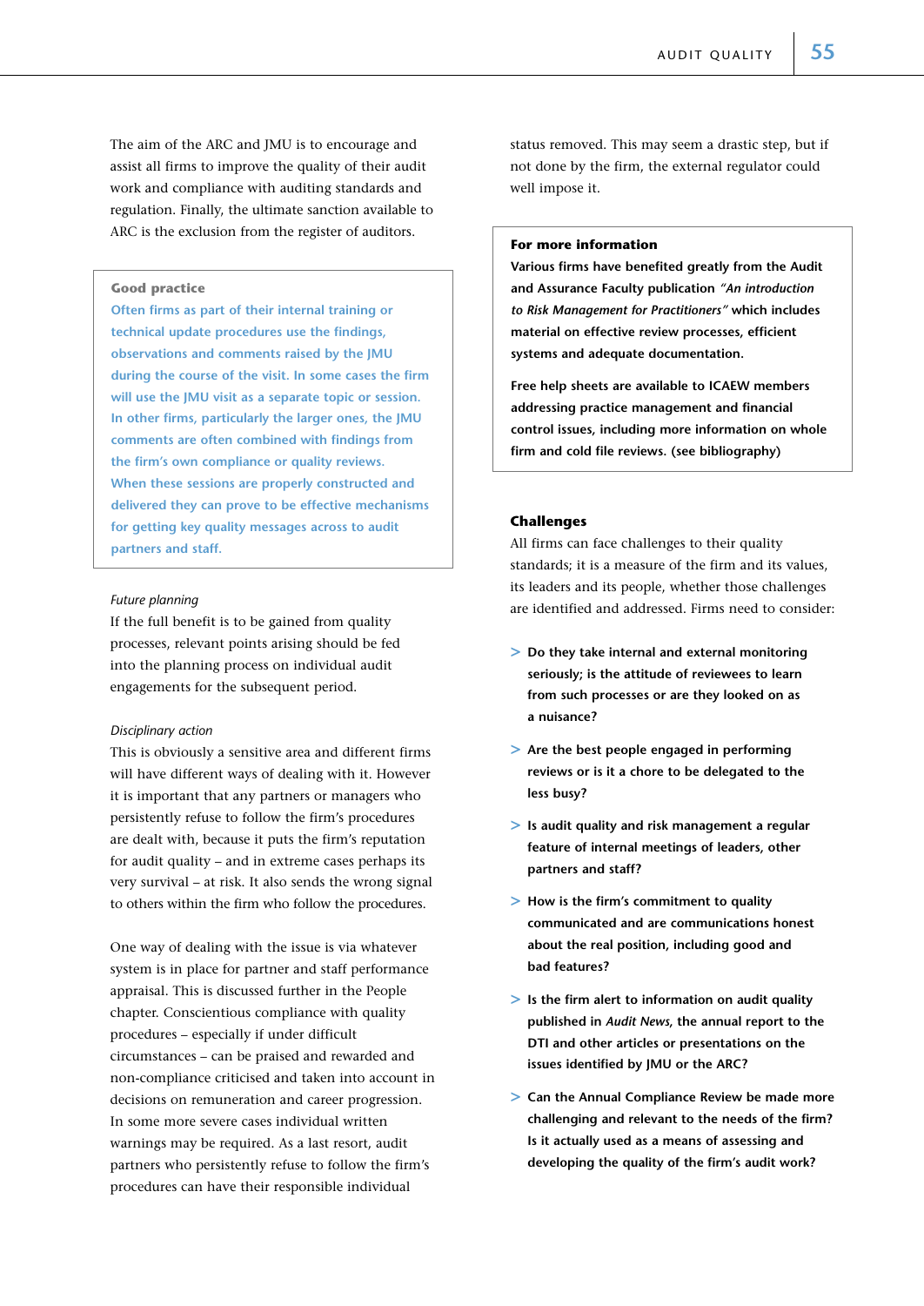The aim of the ARC and JMU is to encourage and assist all firms to improve the quality of their audit work and compliance with auditing standards and regulation. Finally, the ultimate sanction available to ARC is the exclusion from the register of auditors.

> **Good practice**
>
> Often firms as part of their internal training or technical update procedures use the findings, observations and comments raised by the JMU during the course of the visit. In some cases the firm will use the JMU visit as a separate topic or session. In other firms, particularly the larger ones, the JMU comments are often combined with findings from the firm's own compliance or quality reviews. When these sessions are properly constructed and delivered they can prove to be effective mechanisms for getting key quality messages across to audit partners and staff.

*Future planning*

If the full benefit is to be gained from quality processes, relevant points arising should be fed into the planning process on individual audit engagements for the subsequent period.

*Disciplinary action*

This is obviously a sensitive area and different firms will have different ways of dealing with it. However it is important that any partners or managers who persistently refuse to follow the firm's procedures are dealt with, because it puts the firm's reputation for audit quality – and in extreme cases perhaps its very survival – at risk. It also sends the wrong signal to others within the firm who follow the procedures.

One way of dealing with the issue is via whatever system is in place for partner and staff performance appraisal. This is discussed further in the People chapter. Conscientious compliance with quality procedures – especially if under difficult circumstances – can be praised and rewarded and non-compliance criticised and taken into account in decisions on remuneration and career progression. In some more severe cases individual written warnings may be required. As a last resort, audit partners who persistently refuse to follow the firm's procedures can have their responsible individual status removed. This may seem a drastic step, but if not done by the firm, the external regulator could well impose it.

> **For more information**
>
> **Various firms have benefited greatly from the Audit and Assurance Faculty publication *"An introduction to Risk Management for Practitioners"* which includes material on effective review processes, efficient systems and adequate documentation.**
>
> **Free help sheets are available to ICAEW members addressing practice management and financial control issues, including more information on whole firm and cold file reviews. (see bibliography)**

### Challenges

All firms can face challenges to their quality standards; it is a measure of the firm and its values, its leaders and its people, whether those challenges are identified and addressed. Firms need to consider:

- **Do they take internal and external monitoring seriously; is the attitude of reviewees to learn from such processes or are they looked on as a nuisance?**
- **Are the best people engaged in performing reviews or is it a chore to be delegated to the less busy?**
- **Is audit quality and risk management a regular feature of internal meetings of leaders, other partners and staff?**
- **How is the firm's commitment to quality communicated and are communications honest about the real position, including good and bad features?**
- **Is the firm alert to information on audit quality published in *Audit News*, the annual report to the DTI and other articles or presentations on the issues identified by JMU or the ARC?**
- **Can the Annual Compliance Review be made more challenging and relevant to the needs of the firm? Is it actually used as a means of assessing and developing the quality of the firm's audit work?**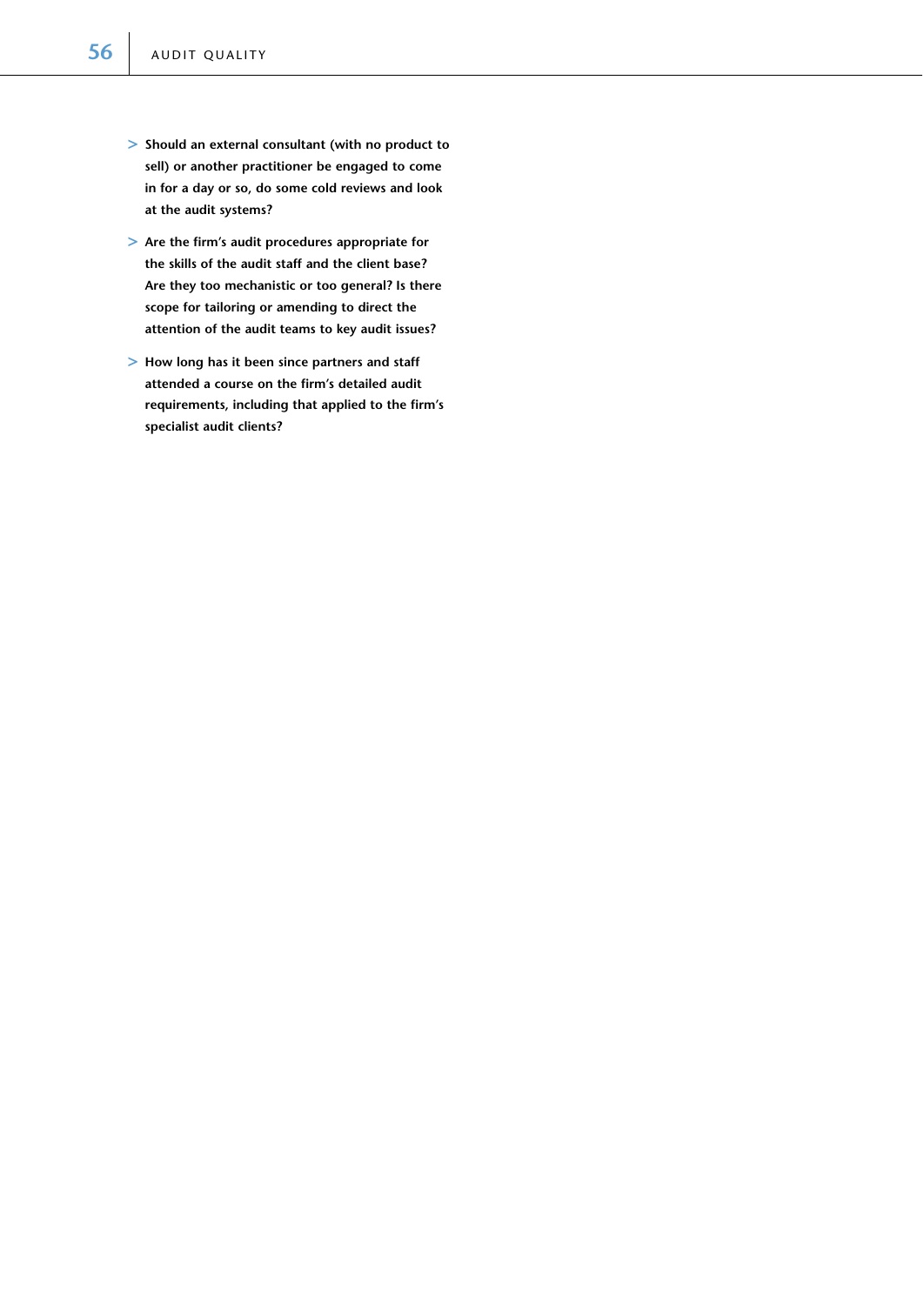- **Should an external consultant (with no product to sell) or another practitioner be engaged to come in for a day or so, do some cold reviews and look at the audit systems?**
- **Are the firm's audit procedures appropriate for the skills of the audit staff and the client base? Are they too mechanistic or too general? Is there scope for tailoring or amending to direct the attention of the audit teams to key audit issues?**
- **How long has it been since partners and staff attended a course on the firm's detailed audit requirements, including that applied to the firm's specialist audit clients?**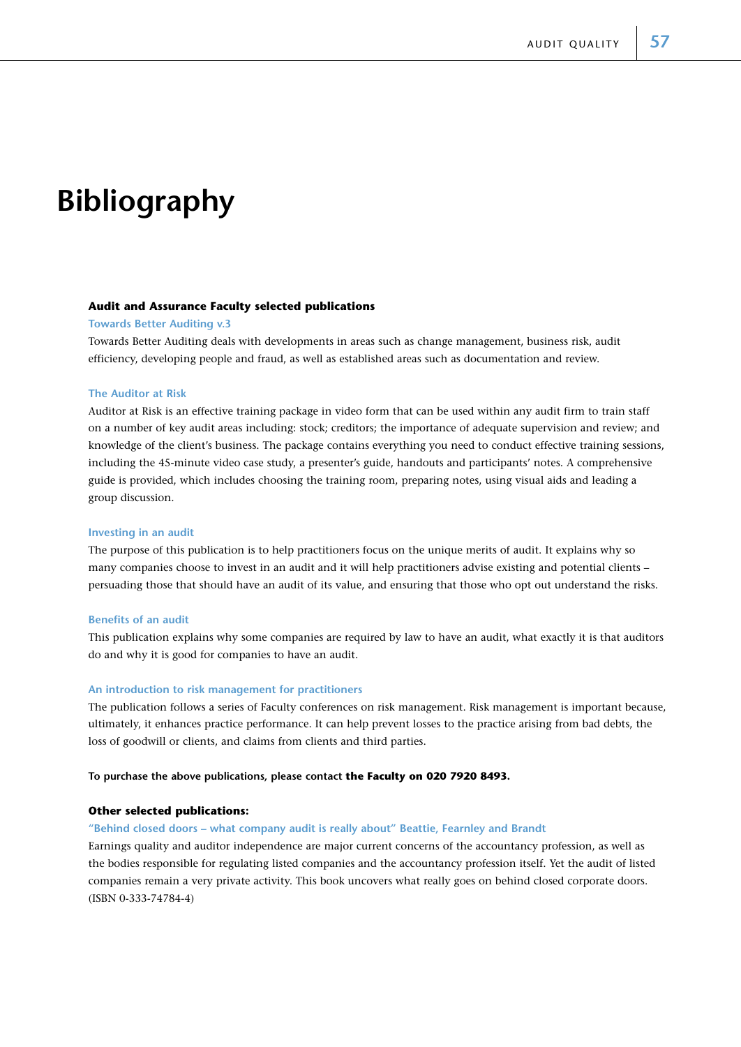# Bibliography

**Audit and Assurance Faculty selected publications**

### Towards Better Auditing v.3

Towards Better Auditing deals with developments in areas such as change management, business risk, audit efficiency, developing people and fraud, as well as established areas such as documentation and review.

### The Auditor at Risk

Auditor at Risk is an effective training package in video form that can be used within any audit firm to train staff on a number of key audit areas including: stock; creditors; the importance of adequate supervision and review; and knowledge of the client's business. The package contains everything you need to conduct effective training sessions, including the 45-minute video case study, a presenter's guide, handouts and participants' notes. A comprehensive guide is provided, which includes choosing the training room, preparing notes, using visual aids and leading a group discussion.

### Investing in an audit

The purpose of this publication is to help practitioners focus on the unique merits of audit. It explains why so many companies choose to invest in an audit and it will help practitioners advise existing and potential clients – persuading those that should have an audit of its value, and ensuring that those who opt out understand the risks.

### Benefits of an audit

This publication explains why some companies are required by law to have an audit, what exactly it is that auditors do and why it is good for companies to have an audit.

### An introduction to risk management for practitioners

The publication follows a series of Faculty conferences on risk management. Risk management is important because, ultimately, it enhances practice performance. It can help prevent losses to the practice arising from bad debts, the loss of goodwill or clients, and claims from clients and third parties.

**To purchase the above publications, please contact the Faculty on 020 7920 8493.**

**Other selected publications:**

### "Behind closed doors – what company audit is really about" Beattie, Fearnley and Brandt

Earnings quality and auditor independence are major current concerns of the accountancy profession, as well as the bodies responsible for regulating listed companies and the accountancy profession itself. Yet the audit of listed companies remain a very private activity. This book uncovers what really goes on behind closed corporate doors. (ISBN 0-333-74784-4)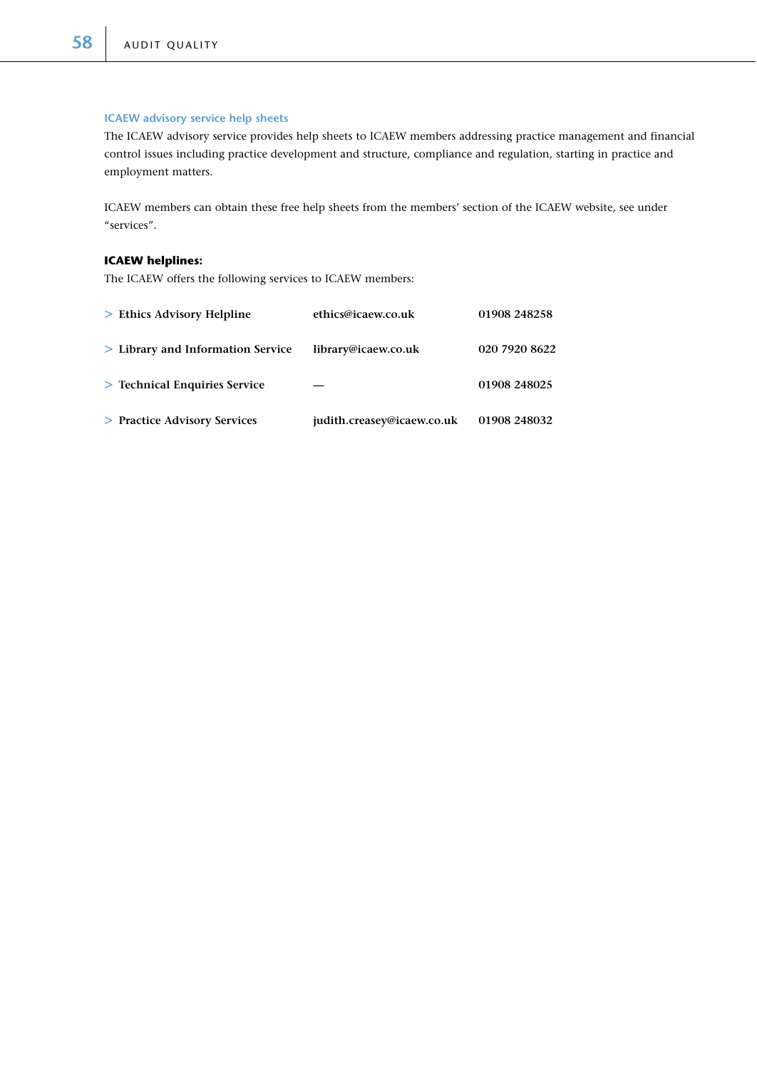### ICAEW advisory service help sheets

The ICAEW advisory service provides help sheets to ICAEW members addressing practice management and financial control issues including practice development and structure, compliance and regulation, starting in practice and employment matters.

ICAEW members can obtain these free help sheets from the members' section of the ICAEW website, see under "services".

**ICAEW helplines:**

The ICAEW offers the following services to ICAEW members:

| Service | Email | Telephone |
|---|---|---|
| > **Ethics Advisory Helpline** | **ethics@icaew.co.uk** | **01908 248258** |
| > **Library and Information Service** | **library@icaew.co.uk** | **020 7920 8622** |
| > **Technical Enquiries Service** | **—** | **01908 248025** |
| > **Practice Advisory Services** | **judith.creasey@icaew.co.uk** | **01908 248032** |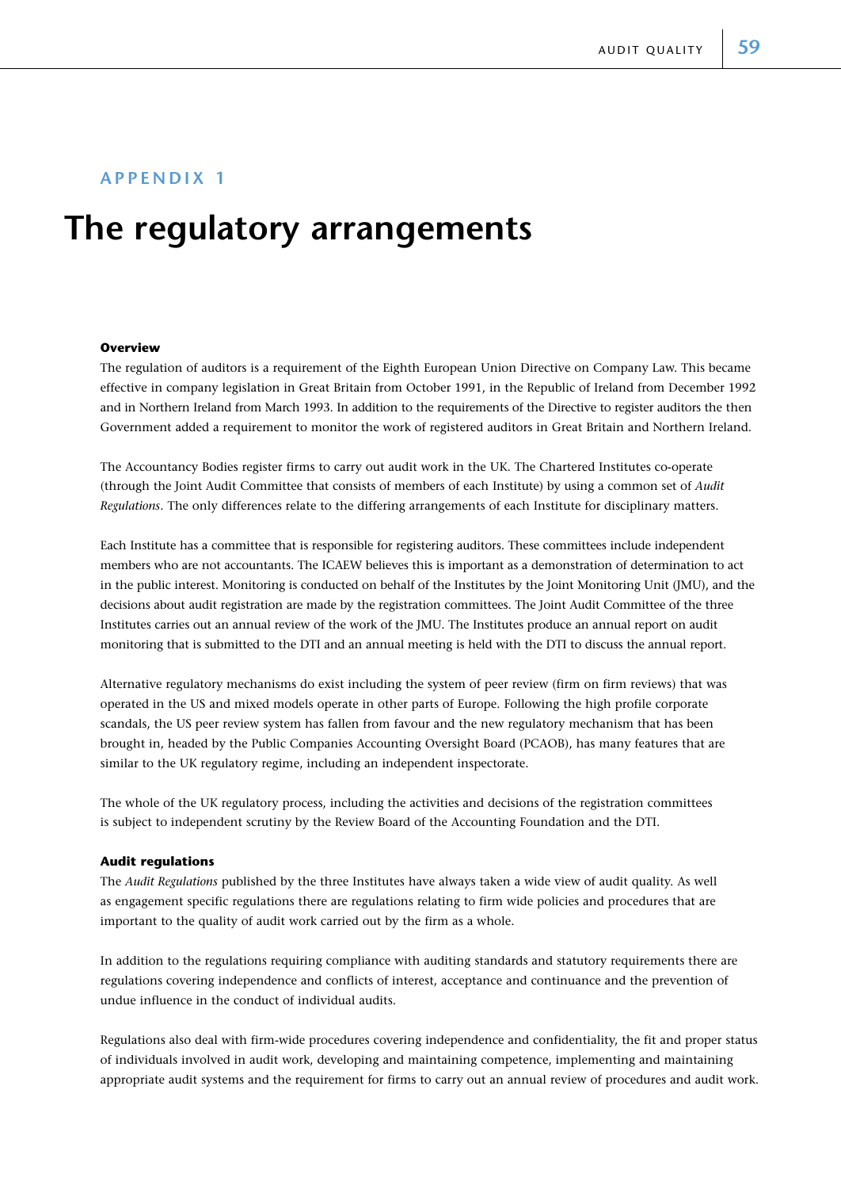## APPENDIX 1

# The regulatory arrangements

### Overview

The regulation of auditors is a requirement of the Eighth European Union Directive on Company Law. This became effective in company legislation in Great Britain from October 1991, in the Republic of Ireland from December 1992 and in Northern Ireland from March 1993. In addition to the requirements of the Directive to register auditors the then Government added a requirement to monitor the work of registered auditors in Great Britain and Northern Ireland.

The Accountancy Bodies register firms to carry out audit work in the UK. The Chartered Institutes co-operate (through the Joint Audit Committee that consists of members of each Institute) by using a common set of *Audit Regulations*. The only differences relate to the differing arrangements of each Institute for disciplinary matters.

Each Institute has a committee that is responsible for registering auditors. These committees include independent members who are not accountants. The ICAEW believes this is important as a demonstration of determination to act in the public interest. Monitoring is conducted on behalf of the Institutes by the Joint Monitoring Unit (JMU), and the decisions about audit registration are made by the registration committees. The Joint Audit Committee of the three Institutes carries out an annual review of the work of the JMU. The Institutes produce an annual report on audit monitoring that is submitted to the DTI and an annual meeting is held with the DTI to discuss the annual report.

Alternative regulatory mechanisms do exist including the system of peer review (firm on firm reviews) that was operated in the US and mixed models operate in other parts of Europe. Following the high profile corporate scandals, the US peer review system has fallen from favour and the new regulatory mechanism that has been brought in, headed by the Public Companies Accounting Oversight Board (PCAOB), has many features that are similar to the UK regulatory regime, including an independent inspectorate.

The whole of the UK regulatory process, including the activities and decisions of the registration committees is subject to independent scrutiny by the Review Board of the Accounting Foundation and the DTI.

### Audit regulations

The *Audit Regulations* published by the three Institutes have always taken a wide view of audit quality. As well as engagement specific regulations there are regulations relating to firm wide policies and procedures that are important to the quality of audit work carried out by the firm as a whole.

In addition to the regulations requiring compliance with auditing standards and statutory requirements there are regulations covering independence and conflicts of interest, acceptance and continuance and the prevention of undue influence in the conduct of individual audits.

Regulations also deal with firm-wide procedures covering independence and confidentiality, the fit and proper status of individuals involved in audit work, developing and maintaining competence, implementing and maintaining appropriate audit systems and the requirement for firms to carry out an annual review of procedures and audit work.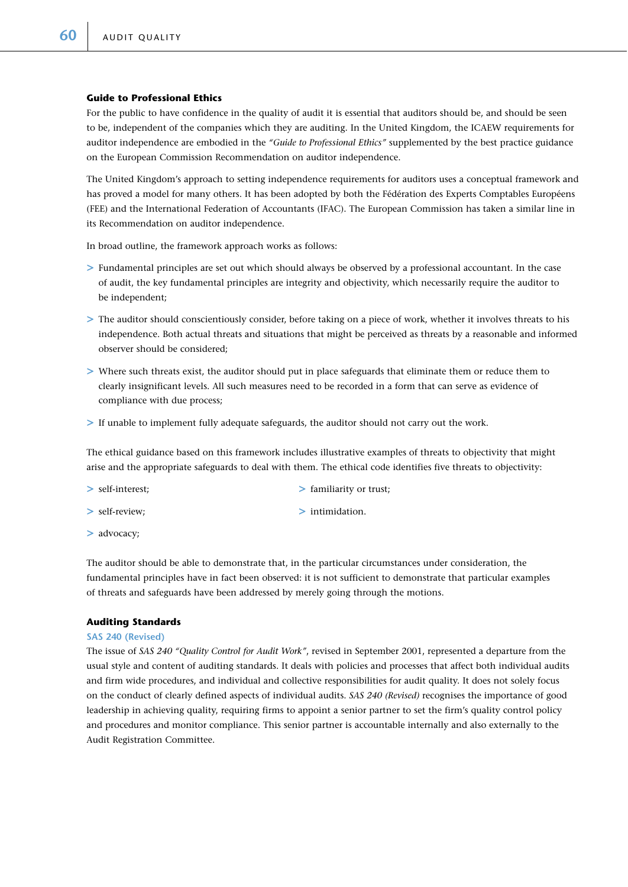### Guide to Professional Ethics

For the public to have confidence in the quality of audit it is essential that auditors should be, and should be seen to be, independent of the companies which they are auditing. In the United Kingdom, the ICAEW requirements for auditor independence are embodied in the *"Guide to Professional Ethics"* supplemented by the best practice guidance on the European Commission Recommendation on auditor independence.

The United Kingdom's approach to setting independence requirements for auditors uses a conceptual framework and has proved a model for many others. It has been adopted by both the Fédération des Experts Comptables Européens (FEE) and the International Federation of Accountants (IFAC). The European Commission has taken a similar line in its Recommendation on auditor independence.

In broad outline, the framework approach works as follows:

- Fundamental principles are set out which should always be observed by a professional accountant. In the case of audit, the key fundamental principles are integrity and objectivity, which necessarily require the auditor to be independent;
- The auditor should conscientiously consider, before taking on a piece of work, whether it involves threats to his independence. Both actual threats and situations that might be perceived as threats by a reasonable and informed observer should be considered;
- Where such threats exist, the auditor should put in place safeguards that eliminate them or reduce them to clearly insignificant levels. All such measures need to be recorded in a form that can serve as evidence of compliance with due process;
- If unable to implement fully adequate safeguards, the auditor should not carry out the work.

The ethical guidance based on this framework includes illustrative examples of threats to objectivity that might arise and the appropriate safeguards to deal with them. The ethical code identifies five threats to objectivity:

- self-interest;
- self-review;
- advocacy;
- familiarity or trust;
- intimidation.

The auditor should be able to demonstrate that, in the particular circumstances under consideration, the fundamental principles have in fact been observed: it is not sufficient to demonstrate that particular examples of threats and safeguards have been addressed by merely going through the motions.

### Auditing Standards

#### SAS 240 (Revised)

The issue of *SAS 240 "Quality Control for Audit Work"*, revised in September 2001, represented a departure from the usual style and content of auditing standards. It deals with policies and processes that affect both individual audits and firm wide procedures, and individual and collective responsibilities for audit quality. It does not solely focus on the conduct of clearly defined aspects of individual audits. *SAS 240 (Revised)* recognises the importance of good leadership in achieving quality, requiring firms to appoint a senior partner to set the firm's quality control policy and procedures and monitor compliance. This senior partner is accountable internally and also externally to the Audit Registration Committee.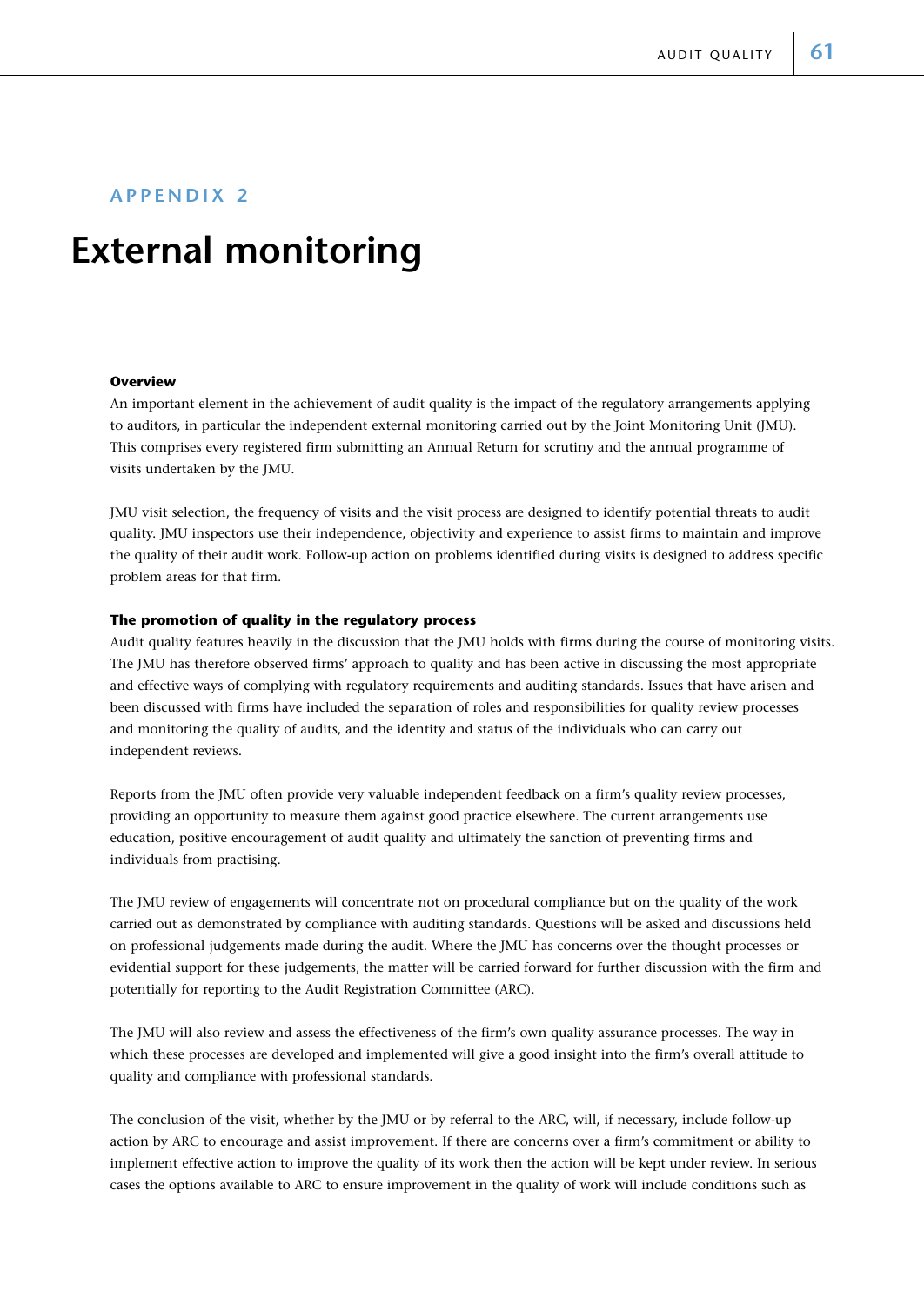## APPENDIX 2

# External monitoring

**Overview**

An important element in the achievement of audit quality is the impact of the regulatory arrangements applying to auditors, in particular the independent external monitoring carried out by the Joint Monitoring Unit (JMU). This comprises every registered firm submitting an Annual Return for scrutiny and the annual programme of visits undertaken by the JMU.

JMU visit selection, the frequency of visits and the visit process are designed to identify potential threats to audit quality. JMU inspectors use their independence, objectivity and experience to assist firms to maintain and improve the quality of their audit work. Follow-up action on problems identified during visits is designed to address specific problem areas for that firm.

**The promotion of quality in the regulatory process**

Audit quality features heavily in the discussion that the JMU holds with firms during the course of monitoring visits. The JMU has therefore observed firms' approach to quality and has been active in discussing the most appropriate and effective ways of complying with regulatory requirements and auditing standards. Issues that have arisen and been discussed with firms have included the separation of roles and responsibilities for quality review processes and monitoring the quality of audits, and the identity and status of the individuals who can carry out independent reviews.

Reports from the JMU often provide very valuable independent feedback on a firm's quality review processes, providing an opportunity to measure them against good practice elsewhere. The current arrangements use education, positive encouragement of audit quality and ultimately the sanction of preventing firms and individuals from practising.

The JMU review of engagements will concentrate not on procedural compliance but on the quality of the work carried out as demonstrated by compliance with auditing standards. Questions will be asked and discussions held on professional judgements made during the audit. Where the JMU has concerns over the thought processes or evidential support for these judgements, the matter will be carried forward for further discussion with the firm and potentially for reporting to the Audit Registration Committee (ARC).

The JMU will also review and assess the effectiveness of the firm's own quality assurance processes. The way in which these processes are developed and implemented will give a good insight into the firm's overall attitude to quality and compliance with professional standards.

The conclusion of the visit, whether by the JMU or by referral to the ARC, will, if necessary, include follow-up action by ARC to encourage and assist improvement. If there are concerns over a firm's commitment or ability to implement effective action to improve the quality of its work then the action will be kept under review. In serious cases the options available to ARC to ensure improvement in the quality of work will include conditions such as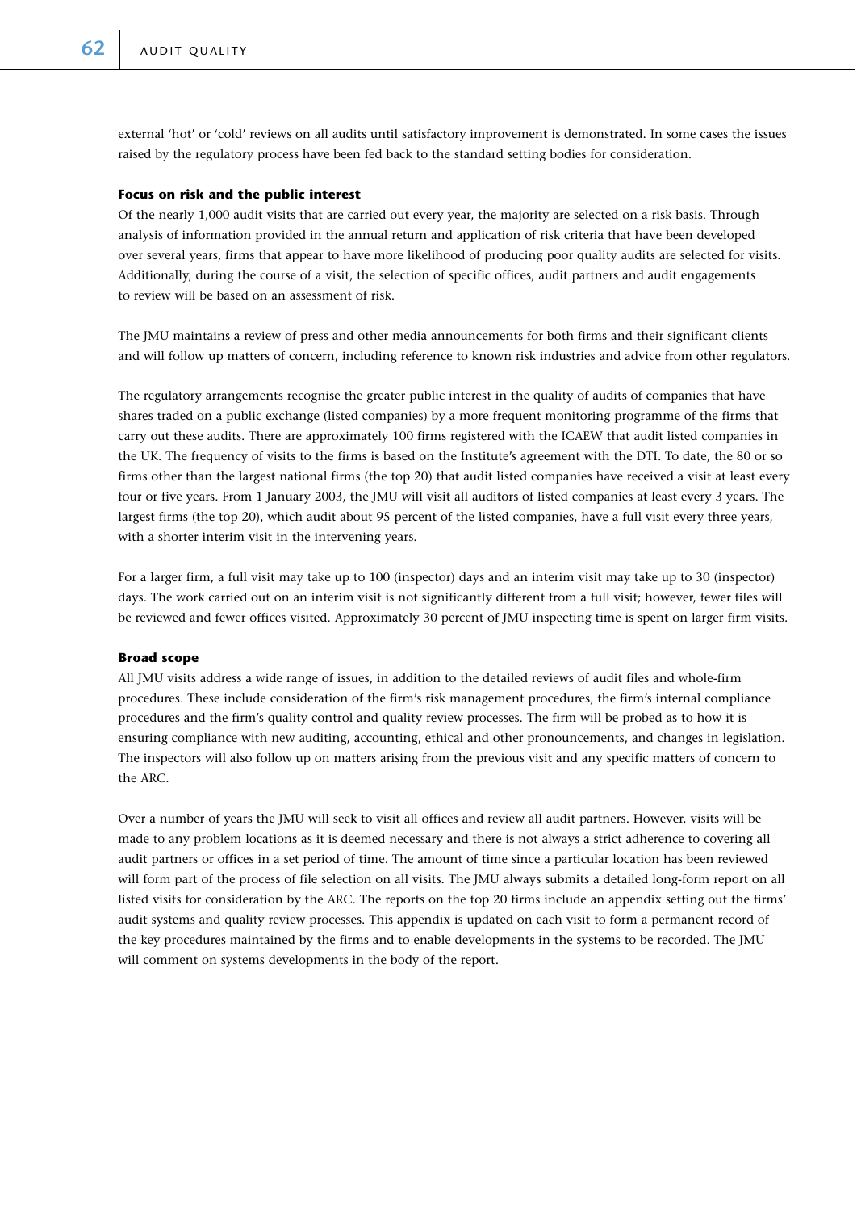external 'hot' or 'cold' reviews on all audits until satisfactory improvement is demonstrated. In some cases the issues raised by the regulatory process have been fed back to the standard setting bodies for consideration.

**Focus on risk and the public interest**

Of the nearly 1,000 audit visits that are carried out every year, the majority are selected on a risk basis. Through analysis of information provided in the annual return and application of risk criteria that have been developed over several years, firms that appear to have more likelihood of producing poor quality audits are selected for visits. Additionally, during the course of a visit, the selection of specific offices, audit partners and audit engagements to review will be based on an assessment of risk.

The JMU maintains a review of press and other media announcements for both firms and their significant clients and will follow up matters of concern, including reference to known risk industries and advice from other regulators.

The regulatory arrangements recognise the greater public interest in the quality of audits of companies that have shares traded on a public exchange (listed companies) by a more frequent monitoring programme of the firms that carry out these audits. There are approximately 100 firms registered with the ICAEW that audit listed companies in the UK. The frequency of visits to the firms is based on the Institute's agreement with the DTI. To date, the 80 or so firms other than the largest national firms (the top 20) that audit listed companies have received a visit at least every four or five years. From 1 January 2003, the JMU will visit all auditors of listed companies at least every 3 years. The largest firms (the top 20), which audit about 95 percent of the listed companies, have a full visit every three years, with a shorter interim visit in the intervening years.

For a larger firm, a full visit may take up to 100 (inspector) days and an interim visit may take up to 30 (inspector) days. The work carried out on an interim visit is not significantly different from a full visit; however, fewer files will be reviewed and fewer offices visited. Approximately 30 percent of JMU inspecting time is spent on larger firm visits.

**Broad scope**

All JMU visits address a wide range of issues, in addition to the detailed reviews of audit files and whole-firm procedures. These include consideration of the firm's risk management procedures, the firm's internal compliance procedures and the firm's quality control and quality review processes. The firm will be probed as to how it is ensuring compliance with new auditing, accounting, ethical and other pronouncements, and changes in legislation. The inspectors will also follow up on matters arising from the previous visit and any specific matters of concern to the ARC.

Over a number of years the JMU will seek to visit all offices and review all audit partners. However, visits will be made to any problem locations as it is deemed necessary and there is not always a strict adherence to covering all audit partners or offices in a set period of time. The amount of time since a particular location has been reviewed will form part of the process of file selection on all visits. The JMU always submits a detailed long-form report on all listed visits for consideration by the ARC. The reports on the top 20 firms include an appendix setting out the firms' audit systems and quality review processes. This appendix is updated on each visit to form a permanent record of the key procedures maintained by the firms and to enable developments in the systems to be recorded. The JMU will comment on systems developments in the body of the report.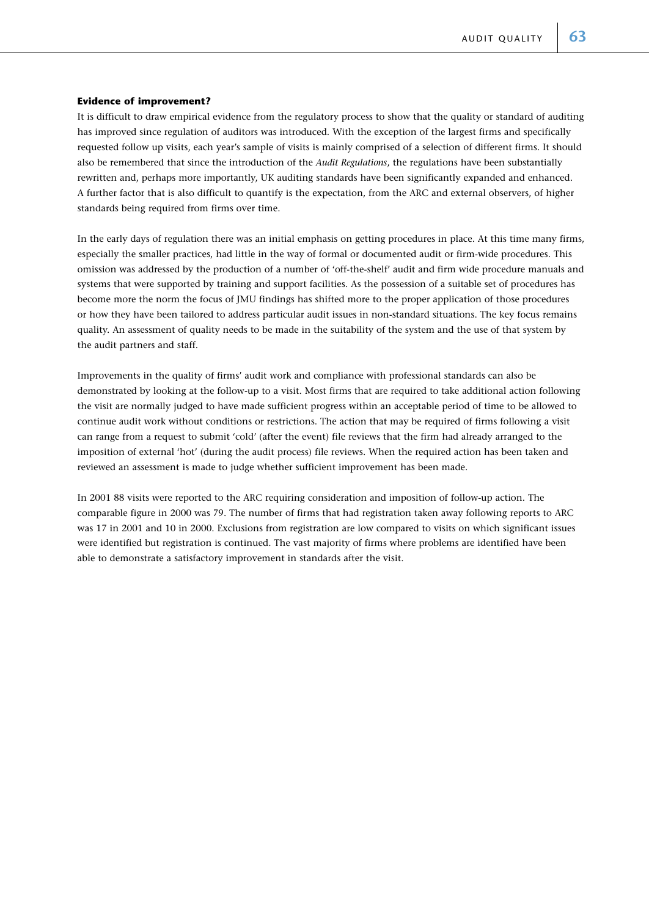#### Evidence of improvement?

It is difficult to draw empirical evidence from the regulatory process to show that the quality or standard of auditing has improved since regulation of auditors was introduced. With the exception of the largest firms and specifically requested follow up visits, each year's sample of visits is mainly comprised of a selection of different firms. It should also be remembered that since the introduction of the *Audit Regulations*, the regulations have been substantially rewritten and, perhaps more importantly, UK auditing standards have been significantly expanded and enhanced. A further factor that is also difficult to quantify is the expectation, from the ARC and external observers, of higher standards being required from firms over time.

In the early days of regulation there was an initial emphasis on getting procedures in place. At this time many firms, especially the smaller practices, had little in the way of formal or documented audit or firm-wide procedures. This omission was addressed by the production of a number of 'off-the-shelf' audit and firm wide procedure manuals and systems that were supported by training and support facilities. As the possession of a suitable set of procedures has become more the norm the focus of JMU findings has shifted more to the proper application of those procedures or how they have been tailored to address particular audit issues in non-standard situations. The key focus remains quality. An assessment of quality needs to be made in the suitability of the system and the use of that system by the audit partners and staff.

Improvements in the quality of firms' audit work and compliance with professional standards can also be demonstrated by looking at the follow-up to a visit. Most firms that are required to take additional action following the visit are normally judged to have made sufficient progress within an acceptable period of time to be allowed to continue audit work without conditions or restrictions. The action that may be required of firms following a visit can range from a request to submit 'cold' (after the event) file reviews that the firm had already arranged to the imposition of external 'hot' (during the audit process) file reviews. When the required action has been taken and reviewed an assessment is made to judge whether sufficient improvement has been made.

In 2001 88 visits were reported to the ARC requiring consideration and imposition of follow-up action. The comparable figure in 2000 was 79. The number of firms that had registration taken away following reports to ARC was 17 in 2001 and 10 in 2000. Exclusions from registration are low compared to visits on which significant issues were identified but registration is continued. The vast majority of firms where problems are identified have been able to demonstrate a satisfactory improvement in standards after the visit.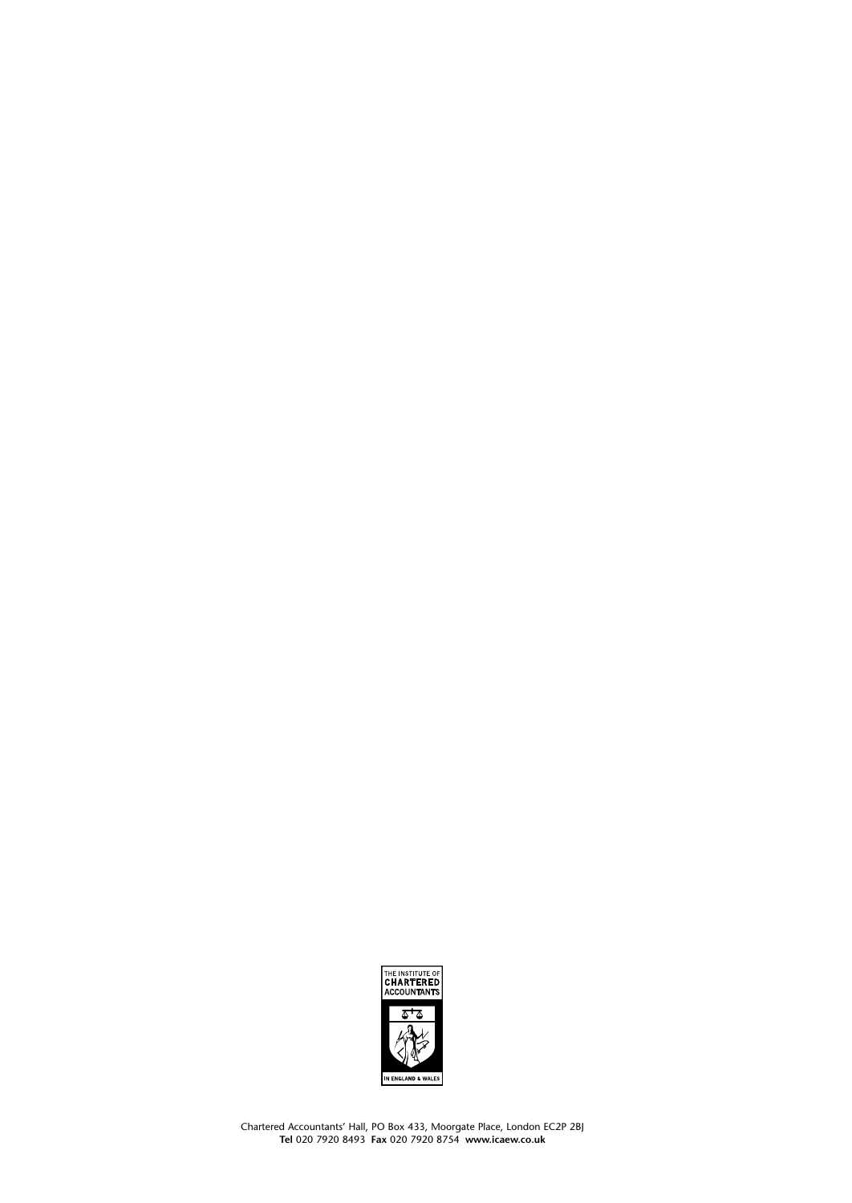THE INSTITUTE OF
CHARTERED
ACCOUNTANTS

IN ENGLAND & WALES

Chartered Accountants' Hall, PO Box 433, Moorgate Place, London EC2P 2BJ
**Tel** 020 7920 8493 **Fax** 020 7920 8754 **www.icaew.co.uk**